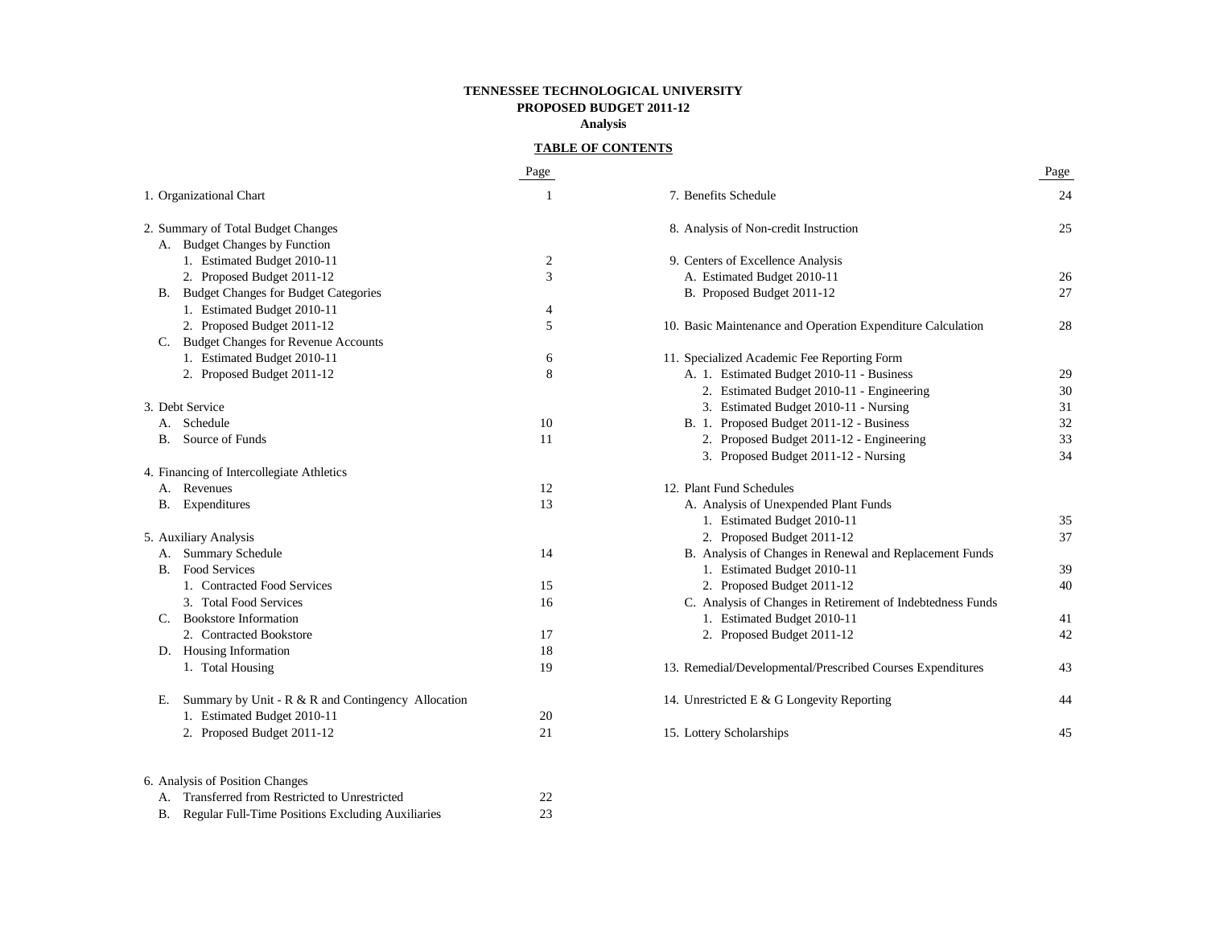**TENNESSEE TECHNOLOGICAL UNIVERSITY**
**PROPOSED BUDGET 2011-12**
**Analysis**

**TABLE OF CONTENTS**

| | Page |
|---|---|
| 1. Organizational Chart | 1 |
| 2. Summary of Total Budget Changes | |
| A. Budget Changes by Function | |
| 1. Estimated Budget 2010-11 | 2 |
| 2. Proposed Budget 2011-12 | 3 |
| B. Budget Changes for Budget Categories | |
| 1. Estimated Budget 2010-11 | 4 |
| 2. Proposed Budget 2011-12 | 5 |
| C. Budget Changes for Revenue Accounts | |
| 1. Estimated Budget 2010-11 | 6 |
| 2. Proposed Budget 2011-12 | 8 |
| 3. Debt Service | |
| A. Schedule | 10 |
| B. Source of Funds | 11 |
| 4. Financing of Intercollegiate Athletics | |
| A. Revenues | 12 |
| B. Expenditures | 13 |
| 5. Auxiliary Analysis | |
| A. Summary Schedule | 14 |
| B. Food Services | |
| 1. Contracted Food Services | 15 |
| 3. Total Food Services | 16 |
| C. Bookstore Information | |
| 2. Contracted Bookstore | 17 |
| D. Housing Information | 18 |
| 1. Total Housing | 19 |
| E. Summary by Unit - R & R and Contingency Allocation | |
| 1. Estimated Budget 2010-11 | 20 |
| 2. Proposed Budget 2011-12 | 21 |
| 6. Analysis of Position Changes | |
| A. Transferred from Restricted to Unrestricted | 22 |
| B. Regular Full-Time Positions Excluding Auxiliaries | 23 |
| 7. Benefits Schedule | 24 |
| 8. Analysis of Non-credit Instruction | 25 |
| 9. Centers of Excellence Analysis | |
| A. Estimated Budget 2010-11 | 26 |
| B. Proposed Budget 2011-12 | 27 |
| 10. Basic Maintenance and Operation Expenditure Calculation | 28 |
| 11. Specialized Academic Fee Reporting Form | |
| A. 1. Estimated Budget 2010-11 - Business | 29 |
| 2. Estimated Budget 2010-11 - Engineering | 30 |
| 3. Estimated Budget 2010-11 - Nursing | 31 |
| B. 1. Proposed Budget 2011-12 - Business | 32 |
| 2. Proposed Budget 2011-12 - Engineering | 33 |
| 3. Proposed Budget 2011-12 - Nursing | 34 |
| 12. Plant Fund Schedules | |
| A. Analysis of Unexpended Plant Funds | |
| 1. Estimated Budget 2010-11 | 35 |
| 2. Proposed Budget 2011-12 | 37 |
| B. Analysis of Changes in Renewal and Replacement Funds | |
| 1. Estimated Budget 2010-11 | 39 |
| 2. Proposed Budget 2011-12 | 40 |
| C. Analysis of Changes in Retirement of Indebtedness Funds | |
| 1. Estimated Budget 2010-11 | 41 |
| 2. Proposed Budget 2011-12 | 42 |
| 13. Remedial/Developmental/Prescribed Courses Expenditures | 43 |
| 14. Unrestricted E & G Longevity Reporting | 44 |
| 15. Lottery Scholarships | 45 |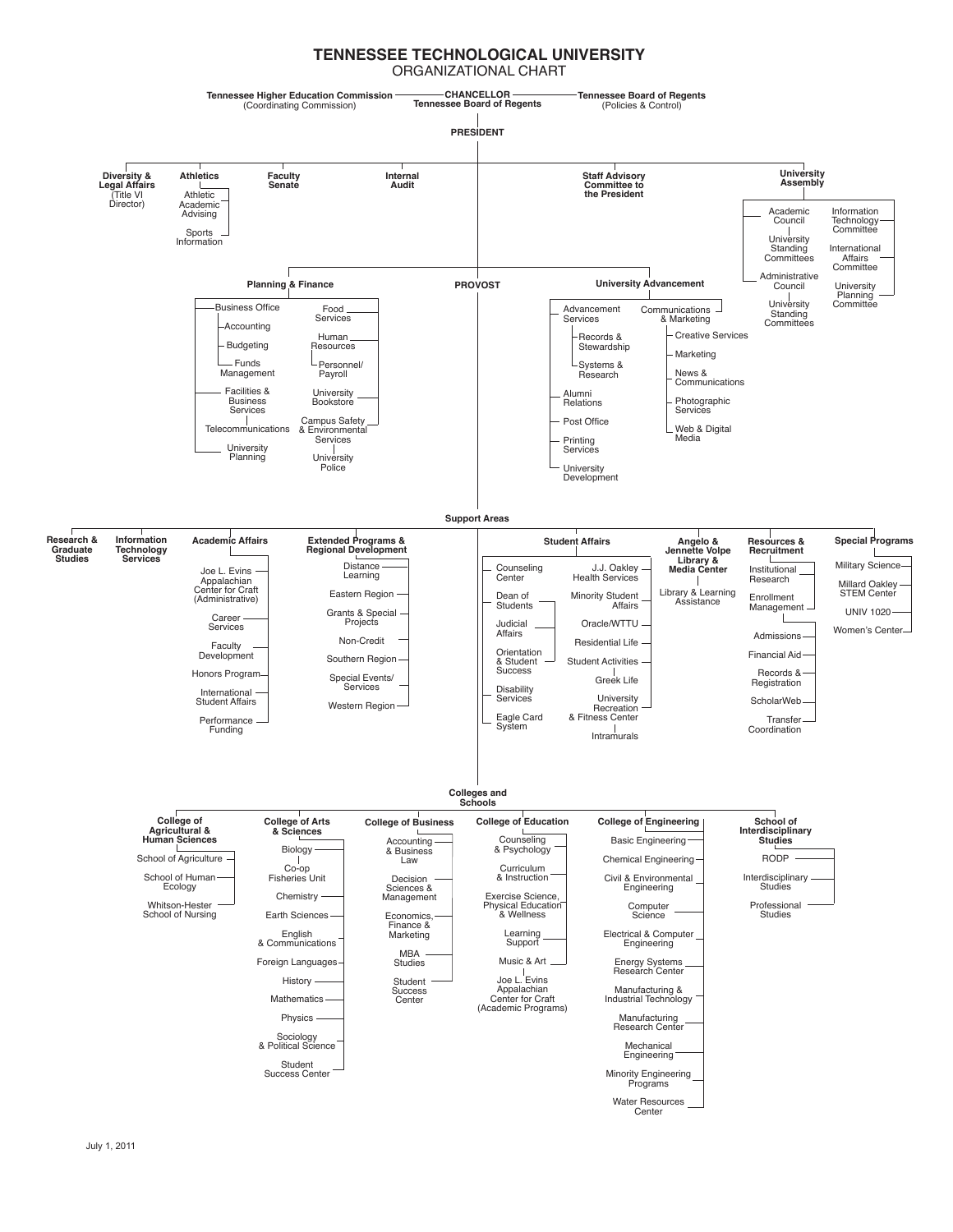# TENNESSEE TECHNOLOGICAL UNIVERSITY

## ORGANIZATIONAL CHART

**Tennessee Higher Education Commission** (Coordinating Commission) — **CHANCELLOR, Tennessee Board of Regents** — **Tennessee Board of Regents** (Policies & Control)

### PRESIDENT

- **Diversity & Legal Affairs** (Title VI Director)
- **Athletics**
  - Athletic Academic Advising
  - Sports Information
- **Faculty Senate**
- **Internal Audit**
- **Staff Advisory Committee to the President**
- **University Assembly**
  - Academic Council
    - University Standing Committees
  - Administrative Council
    - University Standing Committees
  - Information Technology Committee
  - International Affairs Committee
  - University Planning Committee

#### Planning & Finance

- Business Office
  - Accounting
  - Budgeting
  - Funds Management
- Facilities & Business Services
  - Telecommunications
- University Planning
- Food Services
- Human Resources
  - Personnel/Payroll
- University Bookstore
- Campus Safety & Environmental Services
  - University Police

#### PROVOST

#### University Advancement

- Advancement Services
  - Records & Stewardship
  - Systems & Research
- Alumni Relations
- Post Office
- Printing Services
- University Development
- Communications & Marketing
  - Creative Services
  - Marketing
  - News & Communications
  - Photographic Services
  - Web & Digital Media

### Support Areas

- **Research & Graduate Studies**
- **Information Technology Services**
- **Academic Affairs**
  - Joe L. Evins Appalachian Center for Craft (Administrative)
  - Career Services
  - Faculty Development
  - Honors Program
  - International Student Affairs
  - Performance Funding
- **Extended Programs & Regional Development**
  - Distance Learning
  - Eastern Region
  - Grants & Special Projects
  - Non-Credit
  - Southern Region
  - Special Events/Services
  - Western Region
- **Student Affairs**
  - Counseling Center
  - Dean of Students
    - Judicial Affairs
    - Orientation & Student Success
    - Disability Services
    - Eagle Card System
  - J.J. Oakley Health Services
  - Minority Student Affairs
  - Oracle/WTTU
  - Residential Life
  - Student Activities
    - Greek Life
  - University Recreation & Fitness Center
    - Intramurals
- **Angelo & Jennette Volpe Library & Media Center**
  - Library & Learning Assistance
- **Resources & Recruitment**
  - Institutional Research
  - Enrollment Management
    - Admissions
    - Financial Aid
    - Records & Registration
    - ScholarWeb
    - Transfer Coordination
- **Special Programs**
  - Military Science
  - Millard Oakley STEM Center
  - UNIV 1020
  - Women's Center

### Colleges and Schools

- **College of Agricultural & Human Sciences**
  - School of Agriculture
  - School of Human Ecology
  - Whitson-Hester School of Nursing
- **College of Arts & Sciences**
  - Biology
    - Co-op Fisheries Unit
  - Chemistry
  - Earth Sciences
  - English & Communications
  - Foreign Languages
  - History
  - Mathematics
  - Physics
  - Sociology & Political Science
  - Student Success Center
- **College of Business**
  - Accounting & Business Law
  - Decision Sciences & Management
  - Economics, Finance & Marketing
  - MBA Studies
  - Student Success Center
- **College of Education**
  - Counseling & Psychology
  - Curriculum & Instruction
  - Exercise Science, Physical Education & Wellness
  - Learning Support
  - Music & Art
    - Joe L. Evins Appalachian Center for Craft (Academic Programs)
- **College of Engineering**
  - Basic Engineering
  - Chemical Engineering
  - Civil & Environmental Engineering
  - Computer Science
  - Electrical & Computer Engineering
  - Energy Systems Research Center
  - Manufacturing & Industrial Technology
  - Manufacturing Research Center
  - Mechanical Engineering
  - Minority Engineering Programs
  - Water Resources Center
- **School of Interdisciplinary Studies**
  - RODP
  - Interdisciplinary Studies
  - Professional Studies

July 1, 2011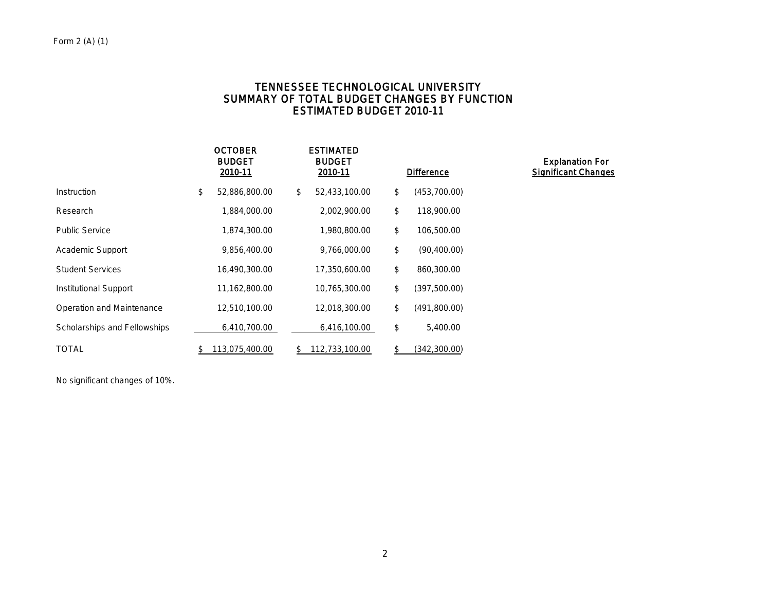Form 2 (A) (1)

# TENNESSEE TECHNOLOGICAL UNIVERSITY
## SUMMARY OF TOTAL BUDGET CHANGES BY FUNCTION
## ESTIMATED BUDGET 2010-11

| | OCTOBER BUDGET 2010-11 | ESTIMATED BUDGET 2010-11 | Difference | Explanation For Significant Changes |
|---|---|---|---|---|
| Instruction | $ 52,886,800.00 | $ 52,433,100.00 | $ (453,700.00) | |
| Research | 1,884,000.00 | 2,002,900.00 | $ 118,900.00 | |
| Public Service | 1,874,300.00 | 1,980,800.00 | $ 106,500.00 | |
| Academic Support | 9,856,400.00 | 9,766,000.00 | $ (90,400.00) | |
| Student Services | 16,490,300.00 | 17,350,600.00 | $ 860,300.00 | |
| Institutional Support | 11,162,800.00 | 10,765,300.00 | $ (397,500.00) | |
| Operation and Maintenance | 12,510,100.00 | 12,018,300.00 | $ (491,800.00) | |
| Scholarships and Fellowships | 6,410,700.00 | 6,416,100.00 | $ 5,400.00 | |
| TOTAL | $ 113,075,400.00 | $ 112,733,100.00 | $ (342,300.00) | |

No significant changes of 10%.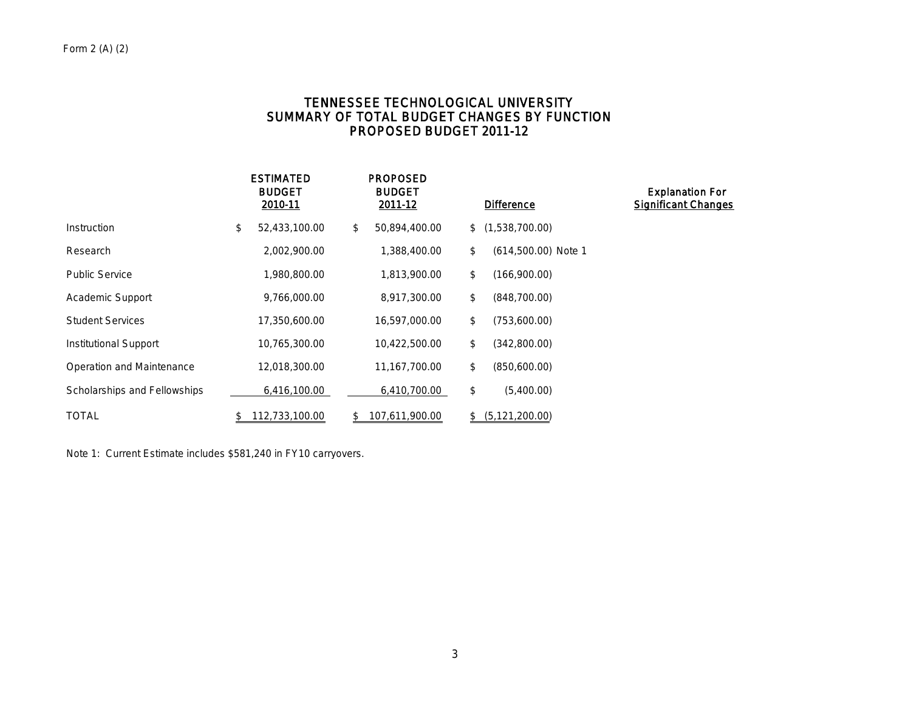Form 2 (A) (2)

# TENNESSEE TECHNOLOGICAL UNIVERSITY
## SUMMARY OF TOTAL BUDGET CHANGES BY FUNCTION
## PROPOSED BUDGET 2011-12

| | ESTIMATED BUDGET 2010-11 | PROPOSED BUDGET 2011-12 | Difference | Explanation For Significant Changes |
|---|---|---|---|---|
| Instruction | $ 52,433,100.00 | $ 50,894,400.00 | $ (1,538,700.00) | |
| Research | 2,002,900.00 | 1,388,400.00 | $ (614,500.00) | Note 1 |
| Public Service | 1,980,800.00 | 1,813,900.00 | $ (166,900.00) | |
| Academic Support | 9,766,000.00 | 8,917,300.00 | $ (848,700.00) | |
| Student Services | 17,350,600.00 | 16,597,000.00 | $ (753,600.00) | |
| Institutional Support | 10,765,300.00 | 10,422,500.00 | $ (342,800.00) | |
| Operation and Maintenance | 12,018,300.00 | 11,167,700.00 | $ (850,600.00) | |
| Scholarships and Fellowships | 6,416,100.00 | 6,410,700.00 | $ (5,400.00) | |
| TOTAL | $ 112,733,100.00 | $ 107,611,900.00 | $ (5,121,200.00) | |

Note 1: Current Estimate includes $581,240 in FY10 carryovers.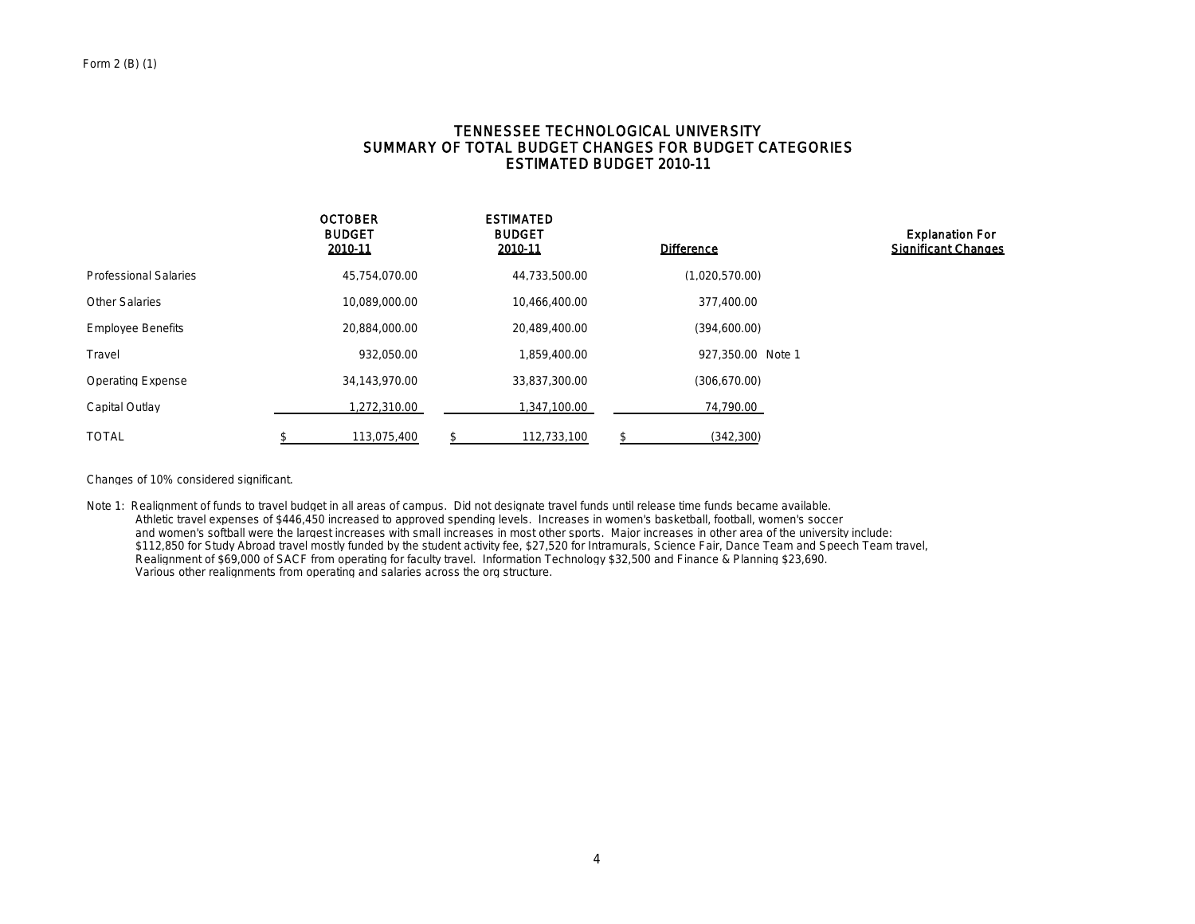Form 2 (B) (1)

# TENNESSEE TECHNOLOGICAL UNIVERSITY
## SUMMARY OF TOTAL BUDGET CHANGES FOR BUDGET CATEGORIES
## ESTIMATED BUDGET 2010-11

| | OCTOBER BUDGET 2010-11 | ESTIMATED BUDGET 2010-11 | Difference | | Explanation For Significant Changes |
|---|---|---|---|---|---|
| Professional Salaries | 45,754,070.00 | 44,733,500.00 | (1,020,570.00) | | |
| Other Salaries | 10,089,000.00 | 10,466,400.00 | 377,400.00 | | |
| Employee Benefits | 20,884,000.00 | 20,489,400.00 | (394,600.00) | | |
| Travel | 932,050.00 | 1,859,400.00 | 927,350.00 | Note 1 | |
| Operating Expense | 34,143,970.00 | 33,837,300.00 | (306,670.00) | | |
| Capital Outlay | 1,272,310.00 | 1,347,100.00 | 74,790.00 | | |
| TOTAL | $ 113,075,400 | $ 112,733,100 | $ (342,300) | | |

Changes of 10% considered significant.

Note 1: Realignment of funds to travel budget in all areas of campus. Did not designate travel funds until release time funds became available.
Athletic travel expenses of $446,450 increased to approved spending levels. Increases in women's basketball, football, women's soccer and women's softball were the largest increases with small increases in most other sports. Major increases in other area of the university include: $112,850 for Study Abroad travel mostly funded by the student activity fee, $27,520 for Intramurals, Science Fair, Dance Team and Speech Team travel, Realignment of $69,000 of SACF from operating for faculty travel. Information Technology $32,500 and Finance & Planning $23,690.
Various other realignments from operating and salaries across the org structure.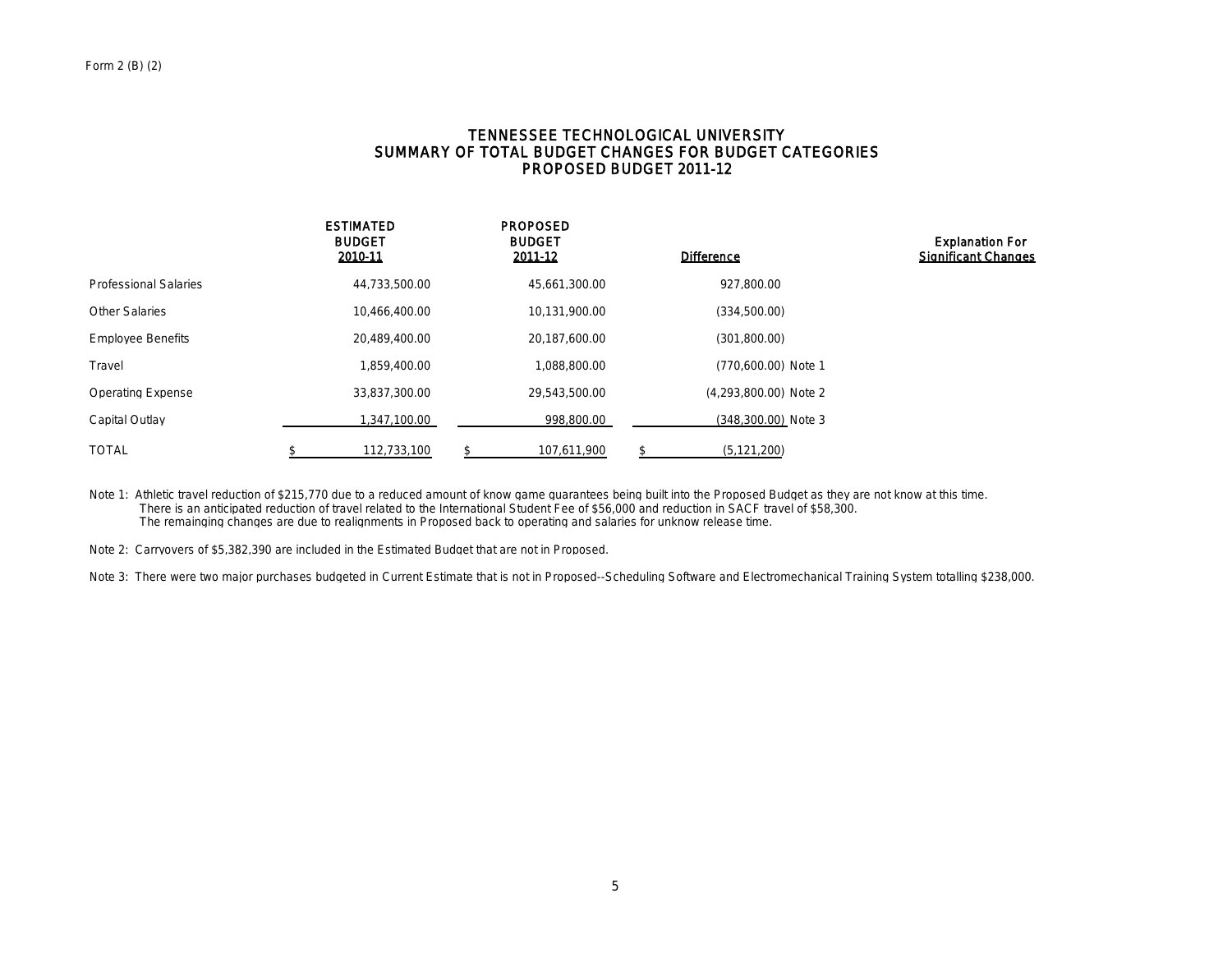Form 2 (B) (2)

# TENNESSEE TECHNOLOGICAL UNIVERSITY
## SUMMARY OF TOTAL BUDGET CHANGES FOR BUDGET CATEGORIES
## PROPOSED BUDGET 2011-12

| | ESTIMATED BUDGET 2010-11 | PROPOSED BUDGET 2011-12 | Difference | Explanation For Significant Changes |
|---|---|---|---|---|
| Professional Salaries | 44,733,500.00 | 45,661,300.00 | 927,800.00 | |
| Other Salaries | 10,466,400.00 | 10,131,900.00 | (334,500.00) | |
| Employee Benefits | 20,489,400.00 | 20,187,600.00 | (301,800.00) | |
| Travel | 1,859,400.00 | 1,088,800.00 | (770,600.00) | Note 1 |
| Operating Expense | 33,837,300.00 | 29,543,500.00 | (4,293,800.00) | Note 2 |
| Capital Outlay | 1,347,100.00 | 998,800.00 | (348,300.00) | Note 3 |
| TOTAL | $ 112,733,100 | $ 107,611,900 | $ (5,121,200) | |

Note 1: Athletic travel reduction of $215,770 due to a reduced amount of know game guarantees being built into the Proposed Budget as they are not know at this time.
There is an anticipated reduction of travel related to the International Student Fee of $56,000 and reduction in SACF travel of $58,300.
The remainging changes are due to realignments in Proposed back to operating and salaries for unknow release time.

Note 2: Carryovers of $5,382,390 are included in the Estimated Budget that are not in Proposed.

Note 3: There were two major purchases budgeted in Current Estimate that is not in Proposed--Scheduling Software and Electromechanical Training System totalling $238,000.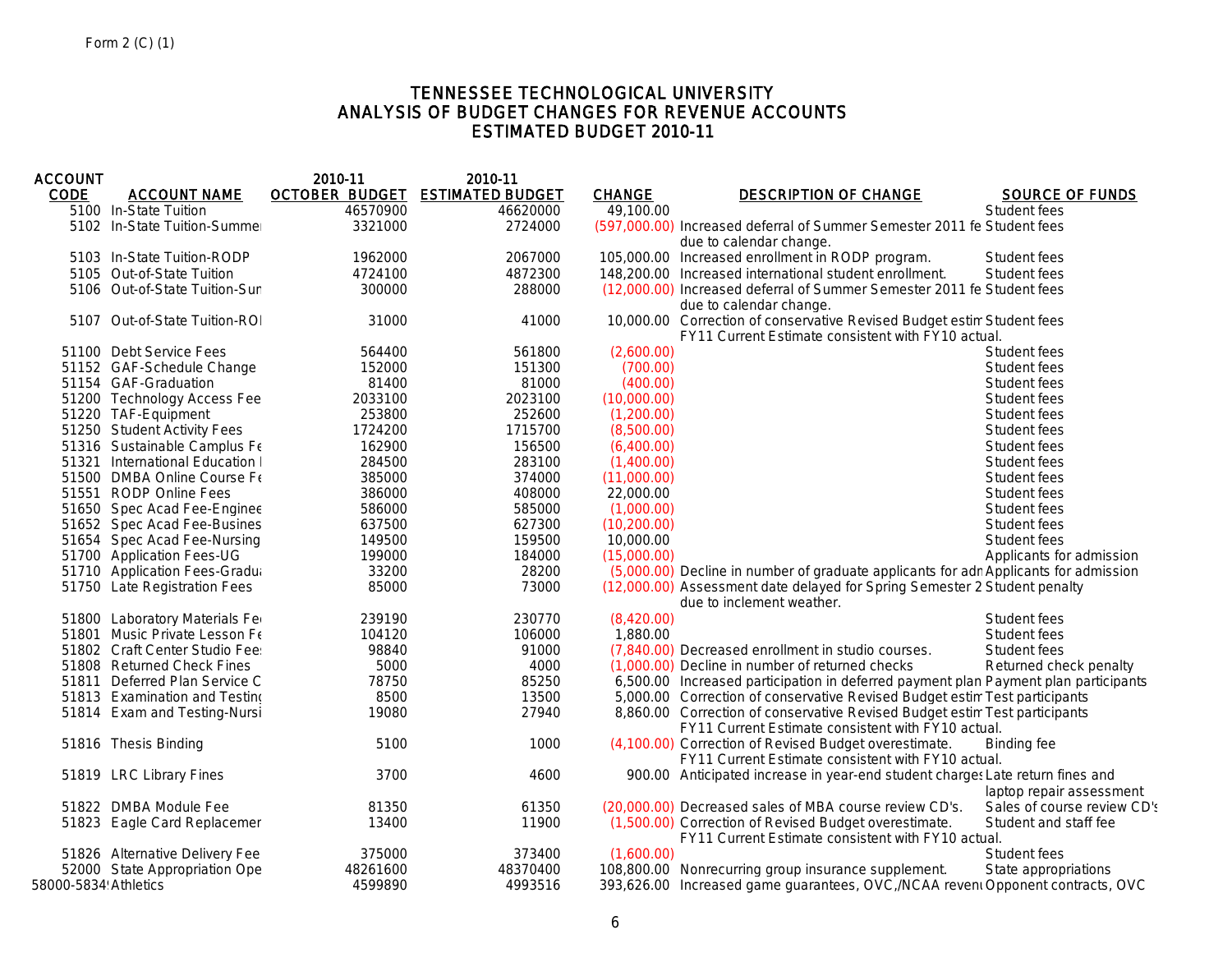Form 2 (C) (1)

# TENNESSEE TECHNOLOGICAL UNIVERSITY
## ANALYSIS OF BUDGET CHANGES FOR REVENUE ACCOUNTS
## ESTIMATED BUDGET 2010-11

| ACCOUNT CODE | ACCOUNT NAME | 2010-11 OCTOBER BUDGET | 2010-11 ESTIMATED BUDGET | CHANGE | DESCRIPTION OF CHANGE | SOURCE OF FUNDS |
|---|---|---|---|---|---|---|
| 5100 | In-State Tuition | 46570900 | 46620000 | 49,100.00 | | Student fees |
| 5102 | In-State Tuition-Summe | 3321000 | 2724000 | (597,000.00) | Increased deferral of Summer Semester 2011 fe due to calendar change. | Student fees |
| 5103 | In-State Tuition-RODP | 1962000 | 2067000 | 105,000.00 | Increased enrollment in RODP program. | Student fees |
| 5105 | Out-of-State Tuition | 4724100 | 4872300 | 148,200.00 | Increased international student enrollment. | Student fees |
| 5106 | Out-of-State Tuition-Sur | 300000 | 288000 | (12,000.00) | Increased deferral of Summer Semester 2011 fe due to calendar change. | Student fees |
| 5107 | Out-of-State Tuition-ROI | 31000 | 41000 | 10,000.00 | Correction of conservative Revised Budget estin FY11 Current Estimate consistent with FY10 actual. | Student fees |
| 51100 | Debt Service Fees | 564400 | 561800 | (2,600.00) | | Student fees |
| 51152 | GAF-Schedule Change | 152000 | 151300 | (700.00) | | Student fees |
| 51154 | GAF-Graduation | 81400 | 81000 | (400.00) | | Student fees |
| 51200 | Technology Access Fee | 2033100 | 2023100 | (10,000.00) | | Student fees |
| 51220 | TAF-Equipment | 253800 | 252600 | (1,200.00) | | Student fees |
| 51250 | Student Activity Fees | 1724200 | 1715700 | (8,500.00) | | Student fees |
| 51316 | Sustainable Camplus Fe | 162900 | 156500 | (6,400.00) | | Student fees |
| 51321 | International Education I | 284500 | 283100 | (1,400.00) | | Student fees |
| 51500 | DMBA Online Course Fe | 385000 | 374000 | (11,000.00) | | Student fees |
| 51551 | RODP Online Fees | 386000 | 408000 | 22,000.00 | | Student fees |
| 51650 | Spec Acad Fee-Enginee | 586000 | 585000 | (1,000.00) | | Student fees |
| 51652 | Spec Acad Fee-Busines | 637500 | 627300 | (10,200.00) | | Student fees |
| 51654 | Spec Acad Fee-Nursing | 149500 | 159500 | 10,000.00 | | Student fees |
| 51700 | Application Fees-UG | 199000 | 184000 | (15,000.00) | | Applicants for admission |
| 51710 | Application Fees-Gradu | 33200 | 28200 | (5,000.00) | Decline in number of graduate applicants for adn | Applicants for admission |
| 51750 | Late Registration Fees | 85000 | 73000 | (12,000.00) | Assessment date delayed for Spring Semester 2 due to inclement weather. | Student penalty |
| 51800 | Laboratory Materials Fe | 239190 | 230770 | (8,420.00) | | Student fees |
| 51801 | Music Private Lesson Fe | 104120 | 106000 | 1,880.00 | | Student fees |
| 51802 | Craft Center Studio Fee | 98840 | 91000 | (7,840.00) | Decreased enrollment in studio courses. | Student fees |
| 51808 | Returned Check Fines | 5000 | 4000 | (1,000.00) | Decline in number of returned checks | Returned check penalty |
| 51811 | Deferred Plan Service C | 78750 | 85250 | 6,500.00 | Increased participation in deferred payment plan | Payment plan participants |
| 51813 | Examination and Testing | 8500 | 13500 | 5,000.00 | Correction of conservative Revised Budget estin | Test participants |
| 51814 | Exam and Testing-Nursi | 19080 | 27940 | 8,860.00 | Correction of conservative Revised Budget estin FY11 Current Estimate consistent with FY10 actual. | Test participants |
| 51816 | Thesis Binding | 5100 | 1000 | (4,100.00) | Correction of Revised Budget overestimate. FY11 Current Estimate consistent with FY10 actual. | Binding fee |
| 51819 | LRC Library Fines | 3700 | 4600 | 900.00 | Anticipated increase in year-end student charges | Late return fines and laptop repair assessment |
| 51822 | DMBA Module Fee | 81350 | 61350 | (20,000.00) | Decreased sales of MBA course review CD's. | Sales of course review CD's |
| 51823 | Eagle Card Replacemer | 13400 | 11900 | (1,500.00) | Correction of Revised Budget overestimate. FY11 Current Estimate consistent with FY10 actual. | Student and staff fee |
| 51826 | Alternative Delivery Fee | 375000 | 373400 | (1,600.00) | | Student fees |
| 52000 | State Appropriation Ope | 48261600 | 48370400 | 108,800.00 | Nonrecurring group insurance supplement. | State appropriations |
| 58000-5834 | Athletics | 4599890 | 4993516 | 393,626.00 | Increased game guarantees, OVC,/NCAA revent | Opponent contracts, OVC |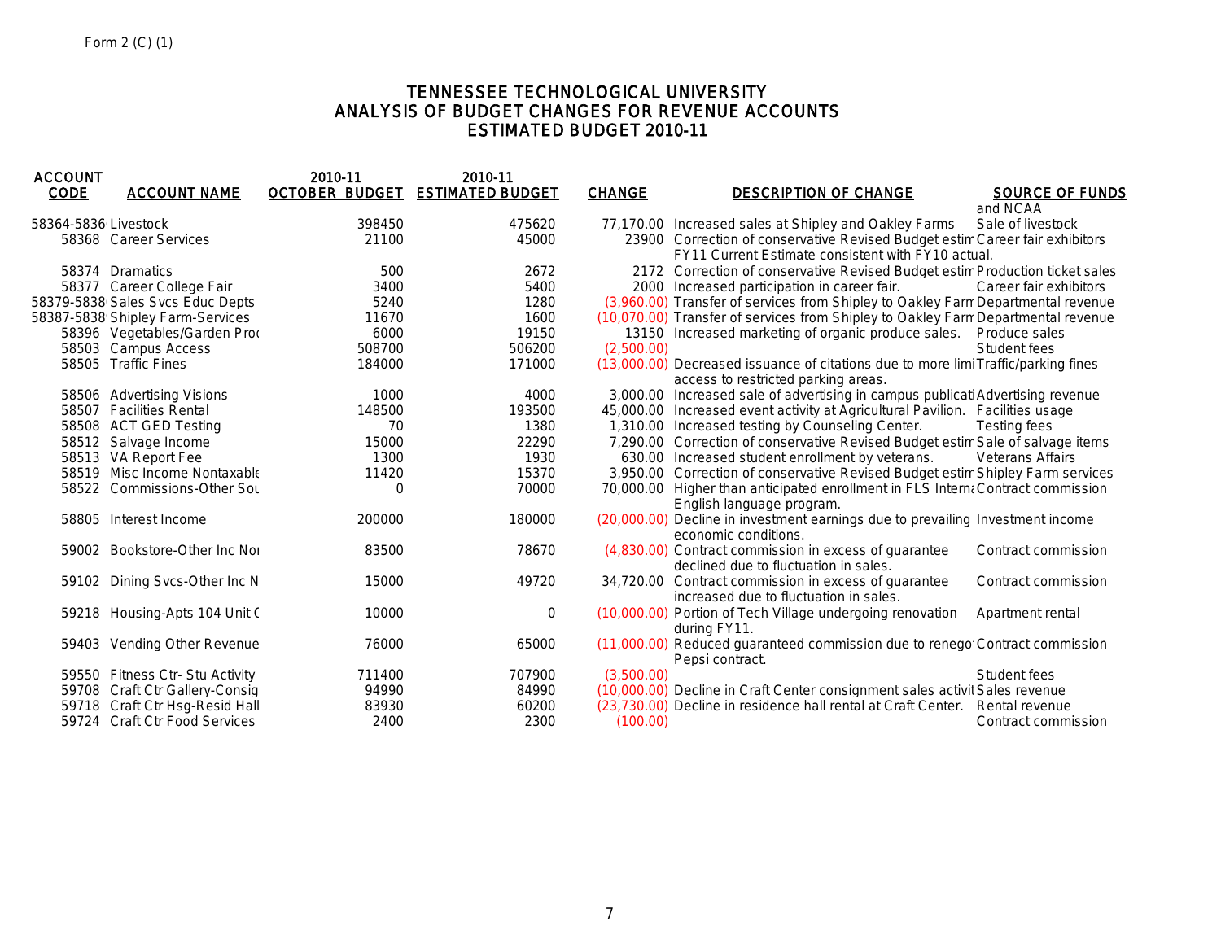Form 2 (C) (1)

# TENNESSEE TECHNOLOGICAL UNIVERSITY
## ANALYSIS OF BUDGET CHANGES FOR REVENUE ACCOUNTS
## ESTIMATED BUDGET 2010-11

| ACCOUNT CODE | ACCOUNT NAME | 2010-11 OCTOBER BUDGET | 2010-11 ESTIMATED BUDGET | CHANGE | DESCRIPTION OF CHANGE | SOURCE OF FUNDS |
|---|---|---|---|---|---|---|
| | | | | | | and NCAA |
| 58364-5836( | Livestock | 398450 | 475620 | 77,170.00 | Increased sales at Shipley and Oakley Farms | Sale of livestock |
| 58368 | Career Services | 21100 | 45000 | 23900 | Correction of conservative Revised Budget estim FY11 Current Estimate consistent with FY10 actual. | Career fair exhibitors |
| 58374 | Dramatics | 500 | 2672 | 2172 | Correction of conservative Revised Budget estim | Production ticket sales |
| 58377 | Career College Fair | 3400 | 5400 | 2000 | Increased participation in career fair. | Career fair exhibitors |
| 58379-5838( | Sales Svcs Educ Depts | 5240 | 1280 | (3,960.00) | Transfer of services from Shipley to Oakley Farm | Departmental revenue |
| 58387-5838( | Shipley Farm-Services | 11670 | 1600 | (10,070.00) | Transfer of services from Shipley to Oakley Farm | Departmental revenue |
| 58396 | Vegetables/Garden Pro( | 6000 | 19150 | 13150 | Increased marketing of organic produce sales. | Produce sales |
| 58503 | Campus Access | 508700 | 506200 | (2,500.00) | | Student fees |
| 58505 | Traffic Fines | 184000 | 171000 | (13,000.00) | Decreased issuance of citations due to more limi access to restricted parking areas. | Traffic/parking fines |
| 58506 | Advertising Visions | 1000 | 4000 | 3,000.00 | Increased sale of advertising in campus publicati | Advertising revenue |
| 58507 | Facilities Rental | 148500 | 193500 | 45,000.00 | Increased event activity at Agricultural Pavilion. | Facilities usage |
| 58508 | ACT GED Testing | 70 | 1380 | 1,310.00 | Increased testing by Counseling Center. | Testing fees |
| 58512 | Salvage Income | 15000 | 22290 | 7,290.00 | Correction of conservative Revised Budget estim | Sale of salvage items |
| 58513 | VA Report Fee | 1300 | 1930 | 630.00 | Increased student enrollment by veterans. | Veterans Affairs |
| 58519 | Misc Income Nontaxable | 11420 | 15370 | 3,950.00 | Correction of conservative Revised Budget estim | Shipley Farm services |
| 58522 | Commissions-Other Sou | 0 | 70000 | 70,000.00 | Higher than anticipated enrollment in FLS Interna English language program. | Contract commission |
| 58805 | Interest Income | 200000 | 180000 | (20,000.00) | Decline in investment earnings due to prevailing economic conditions. | Investment income |
| 59002 | Bookstore-Other Inc Noi | 83500 | 78670 | (4,830.00) | Contract commission in excess of guarantee declined due to fluctuation in sales. | Contract commission |
| 59102 | Dining Svcs-Other Inc N | 15000 | 49720 | 34,720.00 | Contract commission in excess of guarantee increased due to fluctuation in sales. | Contract commission |
| 59218 | Housing-Apts 104 Unit ( | 10000 | 0 | (10,000.00) | Portion of Tech Village undergoing renovation during FY11. | Apartment rental |
| 59403 | Vending Other Revenue | 76000 | 65000 | (11,000.00) | Reduced guaranteed commission due to renego Pepsi contract. | Contract commission |
| 59550 | Fitness Ctr- Stu Activity | 711400 | 707900 | (3,500.00) | | Student fees |
| 59708 | Craft Ctr Gallery-Consig | 94990 | 84990 | (10,000.00) | Decline in Craft Center consignment sales activi | Sales revenue |
| 59718 | Craft Ctr Hsg-Resid Hall | 83930 | 60200 | (23,730.00) | Decline in residence hall rental at Craft Center. | Rental revenue |
| 59724 | Craft Ctr Food Services | 2400 | 2300 | (100.00) | | Contract commission |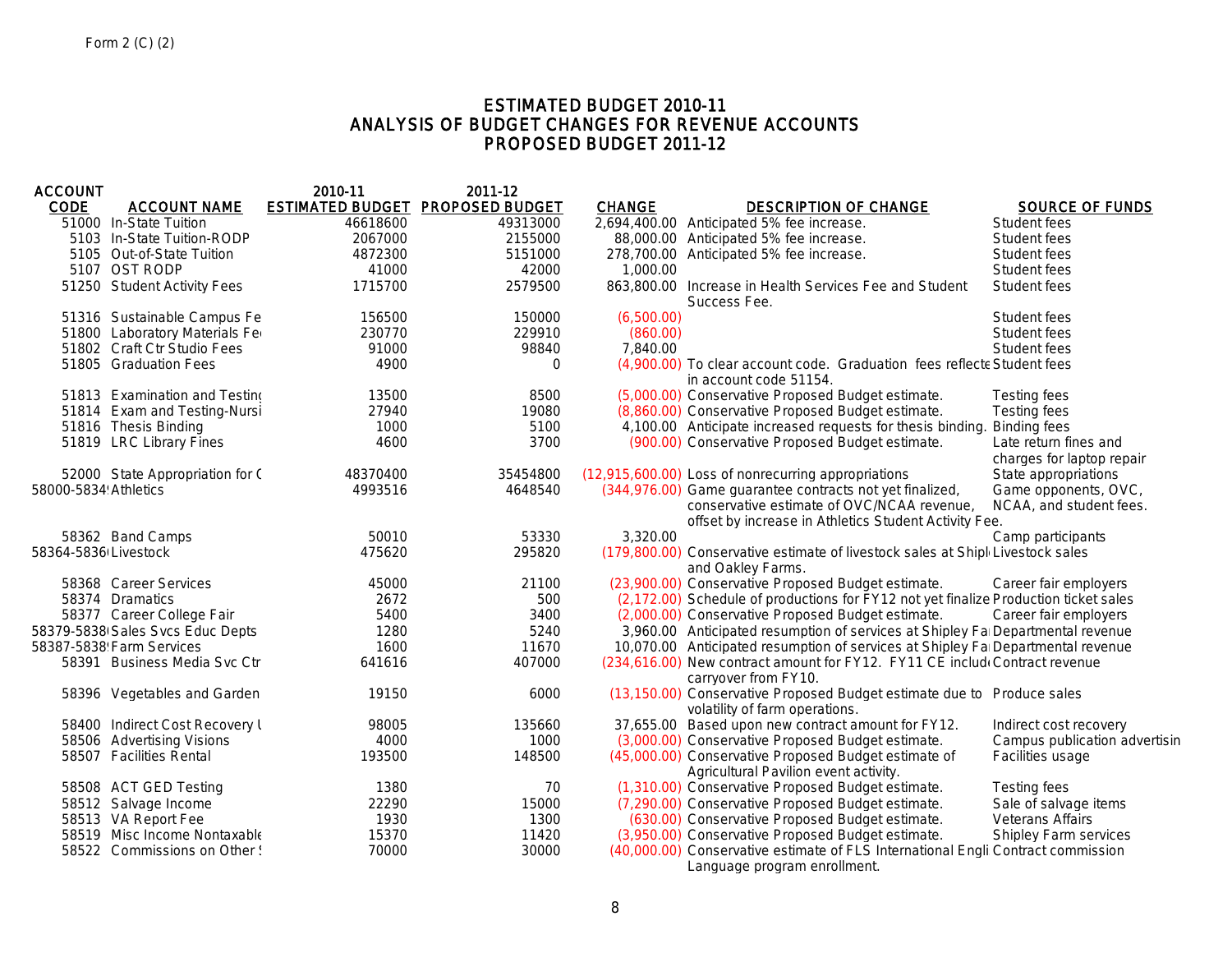Form 2 (C) (2)

# ESTIMATED BUDGET 2010-11
## ANALYSIS OF BUDGET CHANGES FOR REVENUE ACCOUNTS
## PROPOSED BUDGET 2011-12

| ACCOUNT CODE | ACCOUNT NAME | 2010-11 ESTIMATED BUDGET | 2011-12 PROPOSED BUDGET | CHANGE | DESCRIPTION OF CHANGE | SOURCE OF FUNDS |
|---|---|---|---|---|---|---|
| 51000 | In-State Tuition | 46618600 | 49313000 | 2,694,400.00 | Anticipated 5% fee increase. | Student fees |
| 5103 | In-State Tuition-RODP | 2067000 | 2155000 | 88,000.00 | Anticipated 5% fee increase. | Student fees |
| 5105 | Out-of-State Tuition | 4872300 | 5151000 | 278,700.00 | Anticipated 5% fee increase. | Student fees |
| 5107 | OST RODP | 41000 | 42000 | 1,000.00 | | Student fees |
| 51250 | Student Activity Fees | 1715700 | 2579500 | 863,800.00 | Increase in Health Services Fee and Student Success Fee. | Student fees |
| 51316 | Sustainable Campus Fe | 156500 | 150000 | (6,500.00) | | Student fees |
| 51800 | Laboratory Materials Fe | 230770 | 229910 | (860.00) | | Student fees |
| 51802 | Craft Ctr Studio Fees | 91000 | 98840 | 7,840.00 | | Student fees |
| 51805 | Graduation Fees | 4900 | 0 | (4,900.00) | To clear account code. Graduation fees reflecte in account code 51154. | Student fees |
| 51813 | Examination and Testin | 13500 | 8500 | (5,000.00) | Conservative Proposed Budget estimate. | Testing fees |
| 51814 | Exam and Testing-Nursi | 27940 | 19080 | (8,860.00) | Conservative Proposed Budget estimate. | Testing fees |
| 51816 | Thesis Binding | 1000 | 5100 | 4,100.00 | Anticipate increased requests for thesis binding. | Binding fees |
| 51819 | LRC Library Fines | 4600 | 3700 | (900.00) | Conservative Proposed Budget estimate. | Late return fines and charges for laptop repair |
| 52000 | State Appropriation for ( | 48370400 | 35454800 | (12,915,600.00) | Loss of nonrecurring appropriations | State appropriations |
| 58000-5834 | Athletics | 4993516 | 4648540 | (344,976.00) | Game guarantee contracts not yet finalized, conservative estimate of OVC/NCAA revenue, offset by increase in Athletics Student Activity Fee. | Game opponents, OVC, NCAA, and student fees. |
| 58362 | Band Camps | 50010 | 53330 | 3,320.00 | | Camp participants |
| 58364-5836 | Livestock | 475620 | 295820 | (179,800.00) | Conservative estimate of livestock sales at Shipl and Oakley Farms. | Livestock sales |
| 58368 | Career Services | 45000 | 21100 | (23,900.00) | Conservative Proposed Budget estimate. | Career fair employers |
| 58374 | Dramatics | 2672 | 500 | (2,172.00) | Schedule of productions for FY12 not yet finalize | Production ticket sales |
| 58377 | Career College Fair | 5400 | 3400 | (2,000.00) | Conservative Proposed Budget estimate. | Career fair employers |
| 58379-5838 | Sales Svcs Educ Depts | 1280 | 5240 | 3,960.00 | Anticipated resumption of services at Shipley Fa | Departmental revenue |
| 58387-5838 | Farm Services | 1600 | 11670 | 10,070.00 | Anticipated resumption of services at Shipley Fa | Departmental revenue |
| 58391 | Business Media Svc Ctr | 641616 | 407000 | (234,616.00) | New contract amount for FY12. FY11 CE includ carryover from FY10. | Contract revenue |
| 58396 | Vegetables and Garden | 19150 | 6000 | (13,150.00) | Conservative Proposed Budget estimate due to volatility of farm operations. | Produce sales |
| 58400 | Indirect Cost Recovery | 98005 | 135660 | 37,655.00 | Based upon new contract amount for FY12. | Indirect cost recovery |
| 58506 | Advertising Visions | 4000 | 1000 | (3,000.00) | Conservative Proposed Budget estimate. | Campus publication advertisin |
| 58507 | Facilities Rental | 193500 | 148500 | (45,000.00) | Conservative Proposed Budget estimate of Agricultural Pavilion event activity. | Facilities usage |
| 58508 | ACT GED Testing | 1380 | 70 | (1,310.00) | Conservative Proposed Budget estimate. | Testing fees |
| 58512 | Salvage Income | 22290 | 15000 | (7,290.00) | Conservative Proposed Budget estimate. | Sale of salvage items |
| 58513 | VA Report Fee | 1930 | 1300 | (630.00) | Conservative Proposed Budget estimate. | Veterans Affairs |
| 58519 | Misc Income Nontaxable | 15370 | 11420 | (3,950.00) | Conservative Proposed Budget estimate. | Shipley Farm services |
| 58522 | Commissions on Other | 70000 | 30000 | (40,000.00) | Conservative estimate of FLS International Engli Language program enrollment. | Contract commission |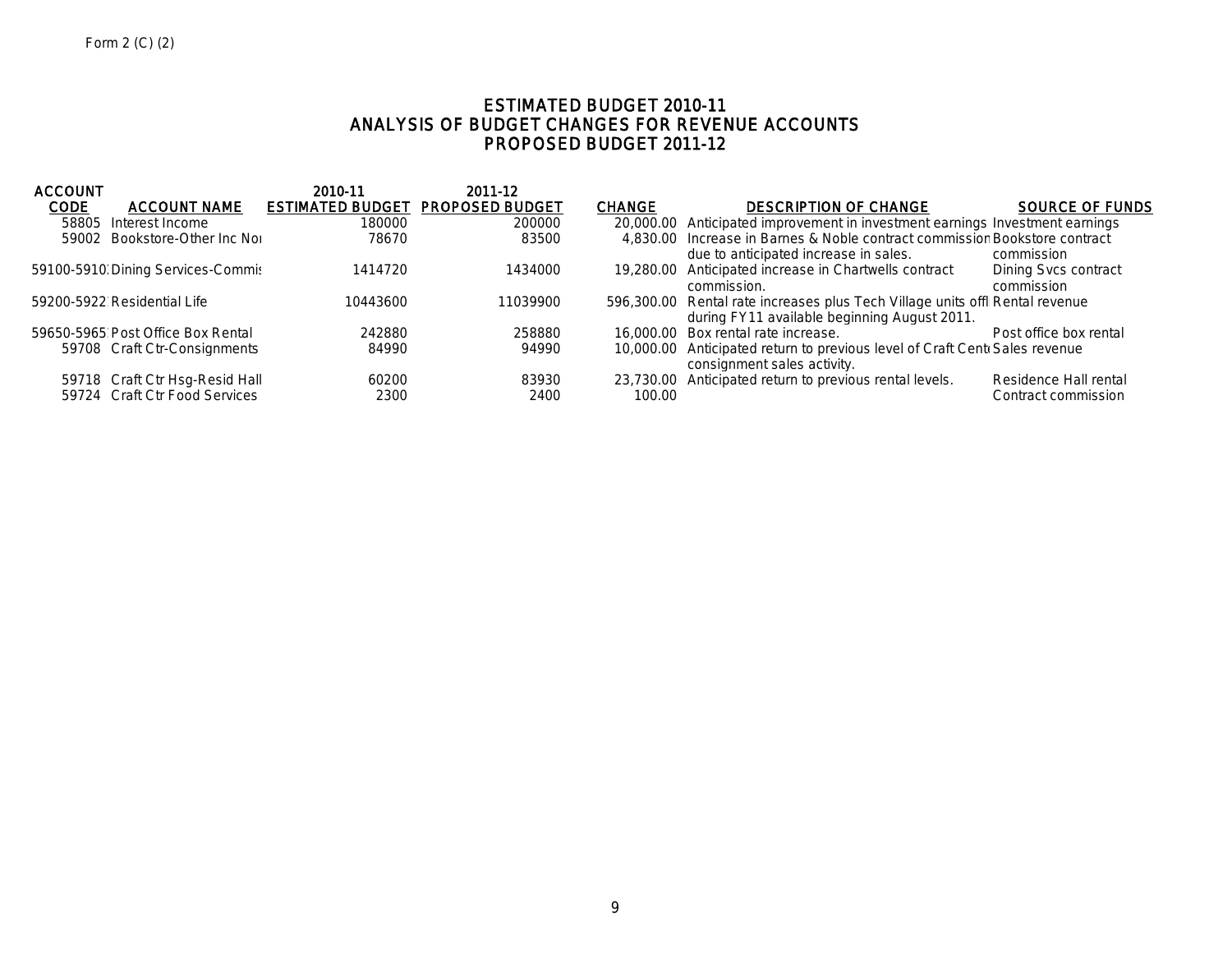Form 2 (C) (2)

# ESTIMATED BUDGET 2010-11
## ANALYSIS OF BUDGET CHANGES FOR REVENUE ACCOUNTS
## PROPOSED BUDGET 2011-12

| ACCOUNT CODE | ACCOUNT NAME | 2010-11 ESTIMATED BUDGET | 2011-12 PROPOSED BUDGET | CHANGE | DESCRIPTION OF CHANGE | SOURCE OF FUNDS |
|---|---|---|---|---|---|---|
| 58805 | Interest Income | 180000 | 200000 | 20,000.00 | Anticipated improvement in investment earnings | Investment earnings |
| 59002 | Bookstore-Other Inc Noı | 78670 | 83500 | 4,830.00 | Increase in Barnes & Noble contract commission due to anticipated increase in sales. | Bookstore contract commission |
| 59100-5910 | Dining Services-Commis | 1414720 | 1434000 | 19,280.00 | Anticipated increase in Chartwells contract commission. | Dining Svcs contract commission |
| 59200-5922 | Residential Life | 10443600 | 11039900 | 596,300.00 | Rental rate increases plus Tech Village units offl during FY11 available beginning August 2011. | Rental revenue |
| 59650-5965 | Post Office Box Rental | 242880 | 258880 | 16,000.00 | Box rental rate increase. | Post office box rental |
| 59708 | Craft Ctr-Consignments | 84990 | 94990 | 10,000.00 | Anticipated return to previous level of Craft Cent consignment sales activity. | Sales revenue |
| 59718 | Craft Ctr Hsg-Resid Hall | 60200 | 83930 | 23,730.00 | Anticipated return to previous rental levels. | Residence Hall rental |
| 59724 | Craft Ctr Food Services | 2300 | 2400 | 100.00 | | Contract commission |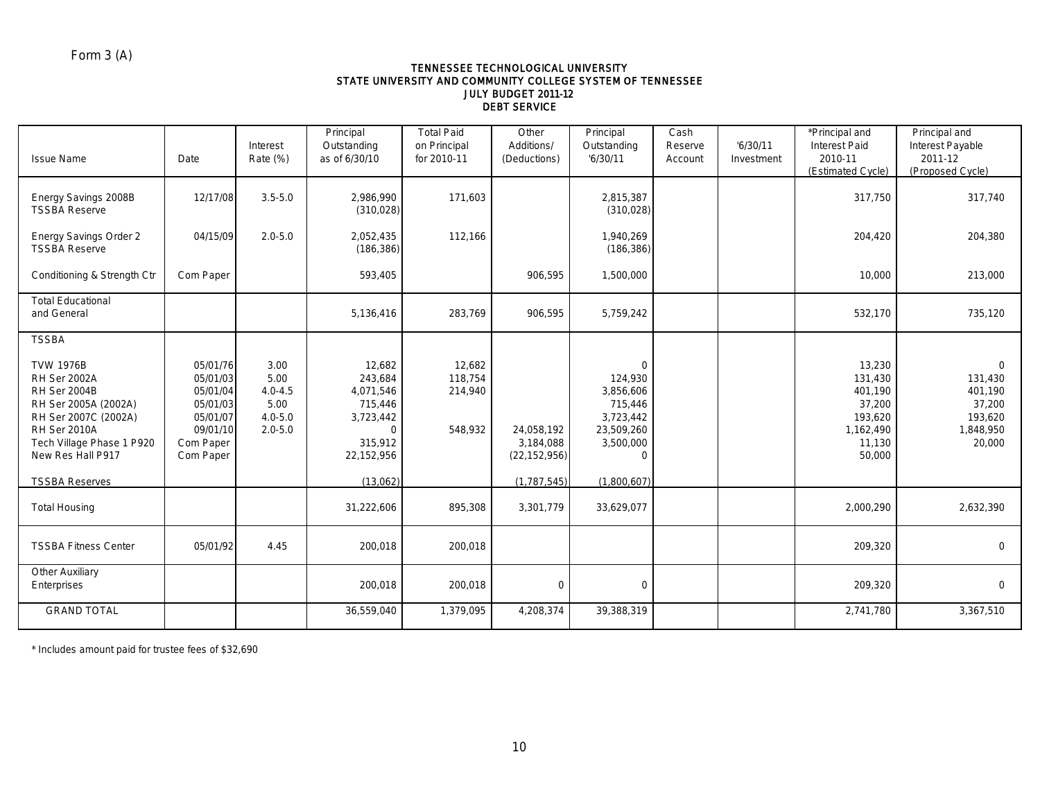Form 3 (A)

TENNESSEE TECHNOLOGICAL UNIVERSITY
STATE UNIVERSITY AND COMMUNITY COLLEGE SYSTEM OF TENNESSEE
JULY BUDGET 2011-12
DEBT SERVICE

| Issue Name | Date | Interest Rate (%) | Principal Outstanding as of 6/30/10 | Total Paid on Principal for 2010-11 | Other Additions/ (Deductions) | Principal Outstanding '6/30/11 | Cash Reserve Account | '6/30/11 Investment | *Principal and Interest Paid 2010-11 (Estimated Cycle) | Principal and Interest Payable 2011-12 (Proposed Cycle) |
|---|---|---|---|---|---|---|---|---|---|---|
| Energy Savings 2008B | 12/17/08 | 3.5-5.0 | 2,986,990 | 171,603 | | 2,815,387 | | | 317,750 | 317,740 |
| TSSBA Reserve | | | (310,028) | | | (310,028) | | | | |
| Energy Savings Order 2 | 04/15/09 | 2.0-5.0 | 2,052,435 | 112,166 | | 1,940,269 | | | 204,420 | 204,380 |
| TSSBA Reserve | | | (186,386) | | | (186,386) | | | | |
| Conditioning & Strength Ctr | Com Paper | | 593,405 | | 906,595 | 1,500,000 | | | 10,000 | 213,000 |
| Total Educational and General | | | 5,136,416 | 283,769 | 906,595 | 5,759,242 | | | 532,170 | 735,120 |
| TSSBA | | | | | | | | | | |
| TVW 1976B | 05/01/76 | 3.00 | 12,682 | 12,682 | | 0 | | | 13,230 | 0 |
| RH Ser 2002A | 05/01/03 | 5.00 | 243,684 | 118,754 | | 124,930 | | | 131,430 | 131,430 |
| RH Ser 2004B | 05/01/04 | 4.0-4.5 | 4,071,546 | 214,940 | | 3,856,606 | | | 401,190 | 401,190 |
| RH Ser 2005A (2002A) | 05/01/03 | 5.00 | 715,446 | | | 715,446 | | | 37,200 | 37,200 |
| RH Ser 2007C (2002A) | 05/01/07 | 4.0-5.0 | 3,723,442 | | | 3,723,442 | | | 193,620 | 193,620 |
| RH Ser 2010A | 09/01/10 | 2.0-5.0 | 0 | 548,932 | 24,058,192 | 23,509,260 | | | 1,162,490 | 1,848,950 |
| Tech Village Phase 1 P920 | Com Paper | | 315,912 | | 3,184,088 | 3,500,000 | | | 11,130 | 20,000 |
| New Res Hall P917 | Com Paper | | 22,152,956 | | (22,152,956) | 0 | | | 50,000 | |
| TSSBA Reserves | | | (13,062) | | (1,787,545) | (1,800,607) | | | | |
| Total Housing | | | 31,222,606 | 895,308 | 3,301,779 | 33,629,077 | | | 2,000,290 | 2,632,390 |
| TSSBA Fitness Center | 05/01/92 | 4.45 | 200,018 | 200,018 | | | | | 209,320 | 0 |
| Other Auxiliary Enterprises | | | 200,018 | 200,018 | 0 | 0 | | | 209,320 | 0 |
| GRAND TOTAL | | | 36,559,040 | 1,379,095 | 4,208,374 | 39,388,319 | | | 2,741,780 | 3,367,510 |

* Includes amount paid for trustee fees of $32,690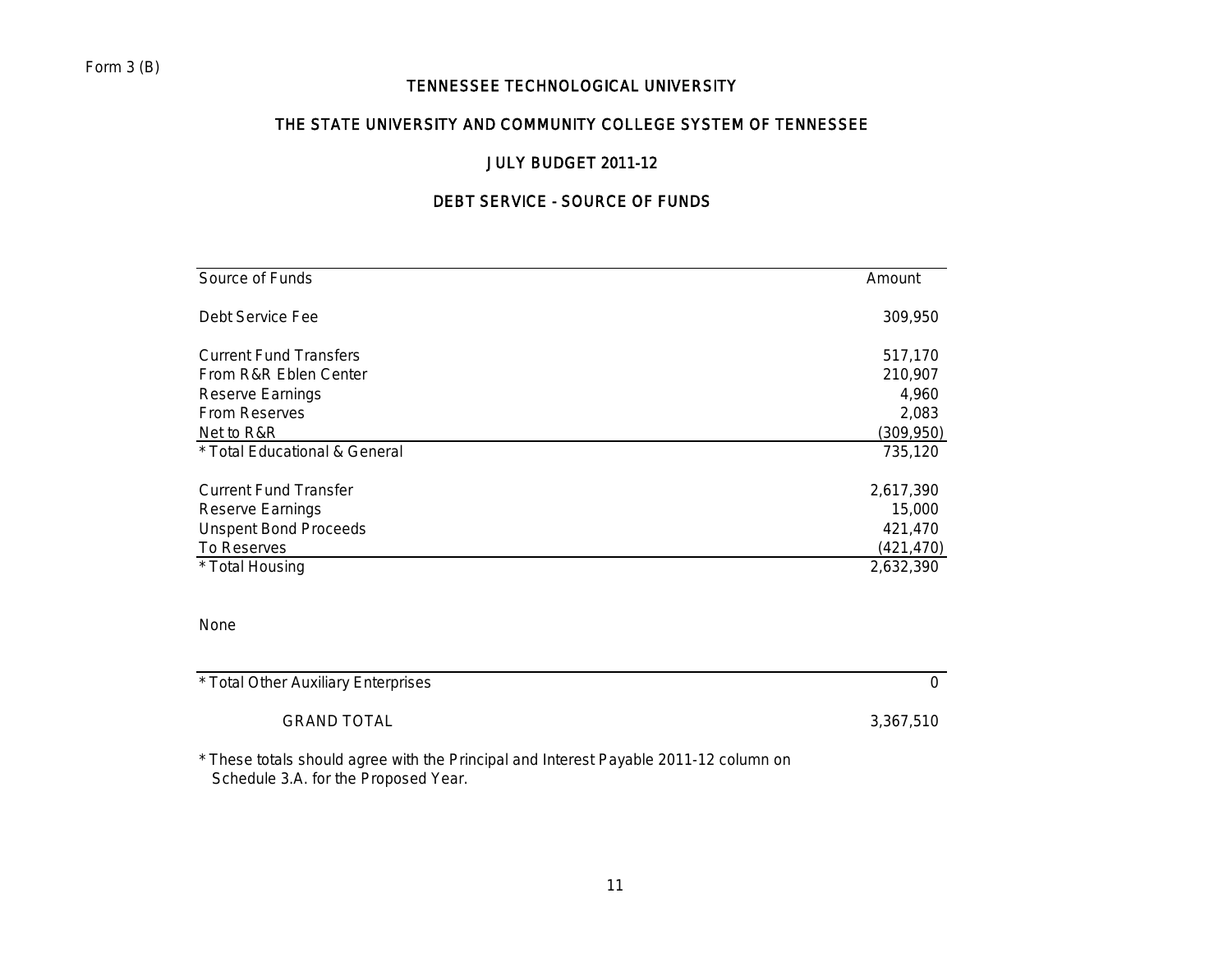Form 3 (B)

# TENNESSEE TECHNOLOGICAL UNIVERSITY

## THE STATE UNIVERSITY AND COMMUNITY COLLEGE SYSTEM OF TENNESSEE

## JULY BUDGET 2011-12

## DEBT SERVICE - SOURCE OF FUNDS

| Source of Funds | Amount |
|---|---|
| Debt Service Fee | 309,950 |
| | |
| Current Fund Transfers | 517,170 |
| From R&R Eblen Center | 210,907 |
| Reserve Earnings | 4,960 |
| From Reserves | 2,083 |
| Net to R&R | (309,950) |
| * Total Educational & General | 735,120 |
| | |
| Current Fund Transfer | 2,617,390 |
| Reserve Earnings | 15,000 |
| Unspent Bond Proceeds | 421,470 |
| To Reserves | (421,470) |
| * Total Housing | 2,632,390 |
| | |
| None | |
| | |
| * Total Other Auxiliary Enterprises | 0 |
| | |
| GRAND TOTAL | 3,367,510 |

* These totals should agree with the Principal and Interest Payable 2011-12 column on Schedule 3.A. for the Proposed Year.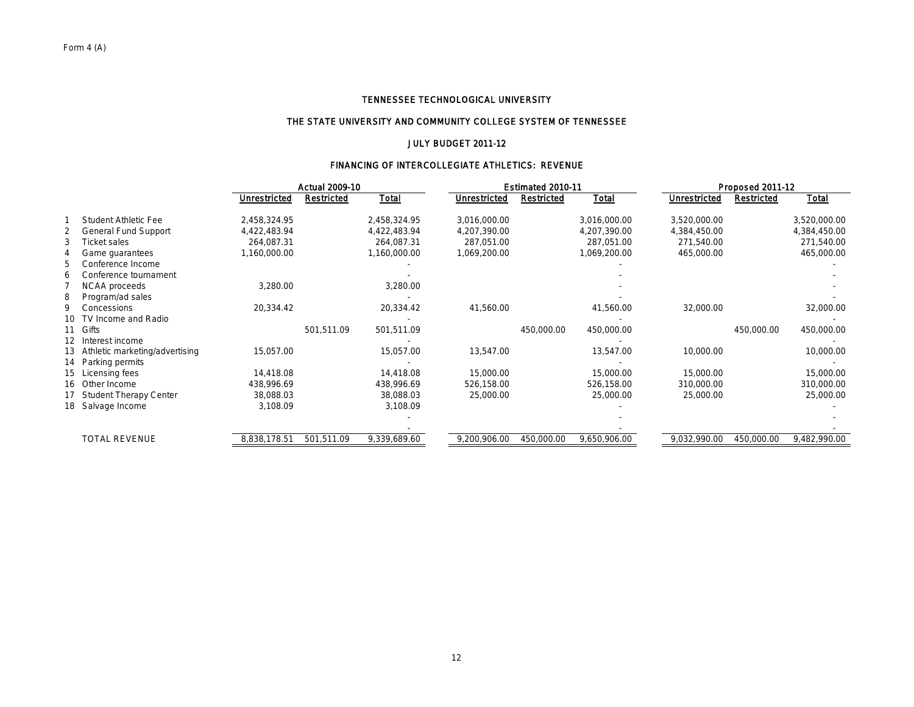Form 4 (A)

# TENNESSEE TECHNOLOGICAL UNIVERSITY

## THE STATE UNIVERSITY AND COMMUNITY COLLEGE SYSTEM OF TENNESSEE

### JULY BUDGET 2011-12

### FINANCING OF INTERCOLLEGIATE ATHLETICS: REVENUE

| | | Actual 2009-10 | | | Estimated 2010-11 | | | Proposed 2011-12 | | |
|---|---|---|---|---|---|---|---|---|---|---|
| | | Unrestricted | Restricted | Total | Unrestricted | Restricted | Total | Unrestricted | Restricted | Total |
| 1 | Student Athletic Fee | 2,458,324.95 | | 2,458,324.95 | 3,016,000.00 | | 3,016,000.00 | 3,520,000.00 | | 3,520,000.00 |
| 2 | General Fund Support | 4,422,483.94 | | 4,422,483.94 | 4,207,390.00 | | 4,207,390.00 | 4,384,450.00 | | 4,384,450.00 |
| 3 | Ticket sales | 264,087.31 | | 264,087.31 | 287,051.00 | | 287,051.00 | 271,540.00 | | 271,540.00 |
| 4 | Game guarantees | 1,160,000.00 | | 1,160,000.00 | 1,069,200.00 | | 1,069,200.00 | 465,000.00 | | 465,000.00 |
| 5 | Conference Income | | | - | | | - | | | - |
| 6 | Conference tournament | | | - | | | - | | | - |
| 7 | NCAA proceeds | 3,280.00 | | 3,280.00 | | | - | | | - |
| 8 | Program/ad sales | | | - | | | - | | | - |
| 9 | Concessions | 20,334.42 | | 20,334.42 | 41,560.00 | | 41,560.00 | 32,000.00 | | 32,000.00 |
| 10 | TV Income and Radio | | | - | | | - | | | - |
| 11 | Gifts | | 501,511.09 | 501,511.09 | | 450,000.00 | 450,000.00 | | 450,000.00 | 450,000.00 |
| 12 | Interest income | | | - | | | - | | | - |
| 13 | Athletic marketing/advertising | 15,057.00 | | 15,057.00 | 13,547.00 | | 13,547.00 | 10,000.00 | | 10,000.00 |
| 14 | Parking permits | | | - | | | - | | | - |
| 15 | Licensing fees | 14,418.08 | | 14,418.08 | 15,000.00 | | 15,000.00 | 15,000.00 | | 15,000.00 |
| 16 | Other Income | 438,996.69 | | 438,996.69 | 526,158.00 | | 526,158.00 | 310,000.00 | | 310,000.00 |
| 17 | Student Therapy Center | 38,088.03 | | 38,088.03 | 25,000.00 | | 25,000.00 | 25,000.00 | | 25,000.00 |
| 18 | Salvage Income | 3,108.09 | | 3,108.09 | | | - | | | - |
| | | | | - | | | - | | | - |
| | | | | - | | | - | | | - |
| | TOTAL REVENUE | 8,838,178.51 | 501,511.09 | 9,339,689.60 | 9,200,906.00 | 450,000.00 | 9,650,906.00 | 9,032,990.00 | 450,000.00 | 9,482,990.00 |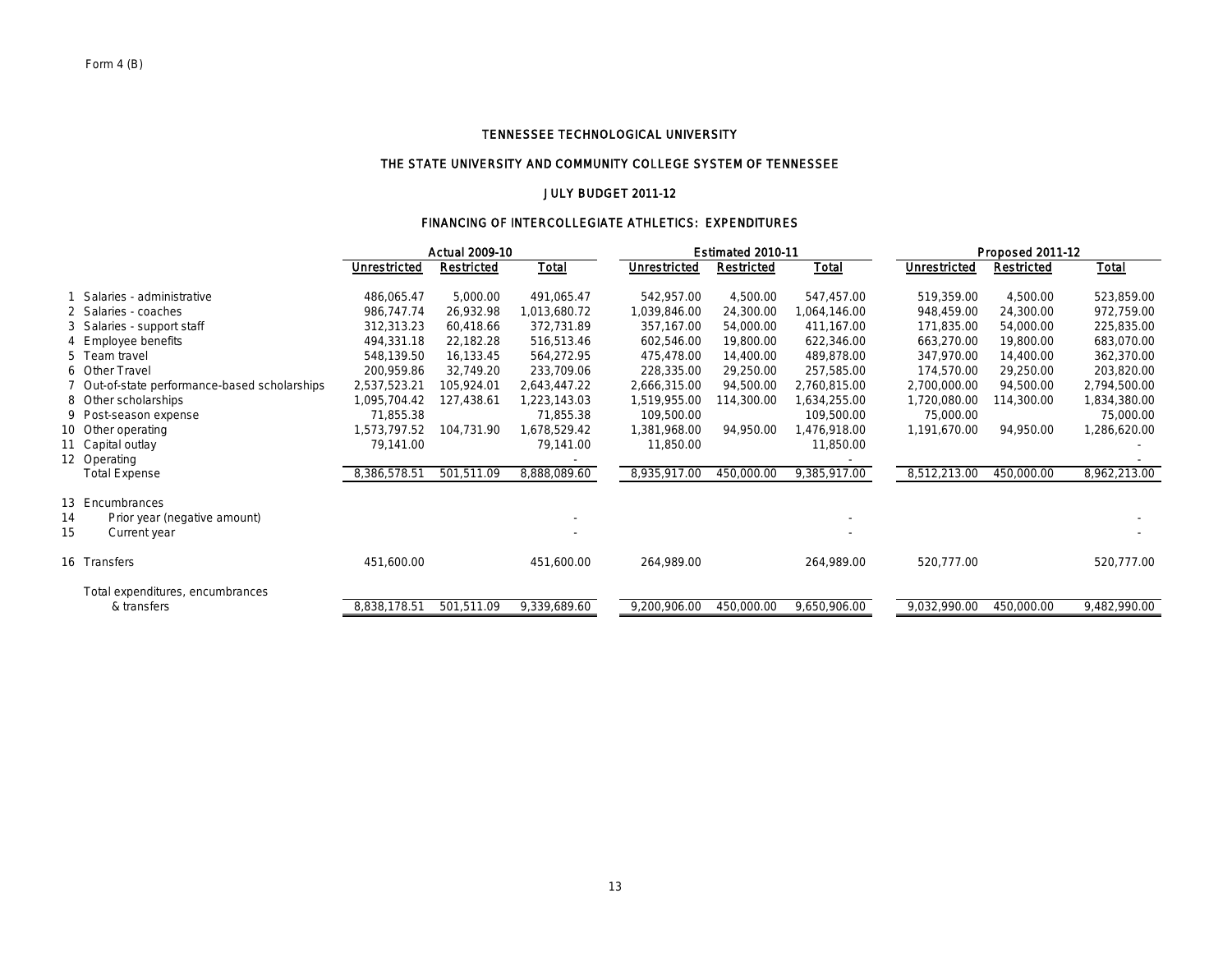Form 4 (B)

TENNESSEE TECHNOLOGICAL UNIVERSITY

THE STATE UNIVERSITY AND COMMUNITY COLLEGE SYSTEM OF TENNESSEE

JULY BUDGET 2011-12

FINANCING OF INTERCOLLEGIATE ATHLETICS: EXPENDITURES

| | | Actual 2009-10 | | | Estimated 2010-11 | | | Proposed 2011-12 | | |
|---|---|---|---|---|---|---|---|---|---|---|
| | | Unrestricted | Restricted | Total | Unrestricted | Restricted | Total | Unrestricted | Restricted | Total |
| 1 | Salaries - administrative | 486,065.47 | 5,000.00 | 491,065.47 | 542,957.00 | 4,500.00 | 547,457.00 | 519,359.00 | 4,500.00 | 523,859.00 |
| 2 | Salaries - coaches | 986,747.74 | 26,932.98 | 1,013,680.72 | 1,039,846.00 | 24,300.00 | 1,064,146.00 | 948,459.00 | 24,300.00 | 972,759.00 |
| 3 | Salaries - support staff | 312,313.23 | 60,418.66 | 372,731.89 | 357,167.00 | 54,000.00 | 411,167.00 | 171,835.00 | 54,000.00 | 225,835.00 |
| 4 | Employee benefits | 494,331.18 | 22,182.28 | 516,513.46 | 602,546.00 | 19,800.00 | 622,346.00 | 663,270.00 | 19,800.00 | 683,070.00 |
| 5 | Team travel | 548,139.50 | 16,133.45 | 564,272.95 | 475,478.00 | 14,400.00 | 489,878.00 | 347,970.00 | 14,400.00 | 362,370.00 |
| 6 | Other Travel | 200,959.86 | 32,749.20 | 233,709.06 | 228,335.00 | 29,250.00 | 257,585.00 | 174,570.00 | 29,250.00 | 203,820.00 |
| 7 | Out-of-state performance-based scholarships | 2,537,523.21 | 105,924.01 | 2,643,447.22 | 2,666,315.00 | 94,500.00 | 2,760,815.00 | 2,700,000.00 | 94,500.00 | 2,794,500.00 |
| 8 | Other scholarships | 1,095,704.42 | 127,438.61 | 1,223,143.03 | 1,519,955.00 | 114,300.00 | 1,634,255.00 | 1,720,080.00 | 114,300.00 | 1,834,380.00 |
| 9 | Post-season expense | 71,855.38 | | 71,855.38 | 109,500.00 | | 109,500.00 | 75,000.00 | | 75,000.00 |
| 10 | Other operating | 1,573,797.52 | 104,731.90 | 1,678,529.42 | 1,381,968.00 | 94,950.00 | 1,476,918.00 | 1,191,670.00 | 94,950.00 | 1,286,620.00 |
| 11 | Capital outlay | 79,141.00 | | 79,141.00 | 11,850.00 | | 11,850.00 | | | - |
| 12 | Operating | | | - | | | - | | | - |
| | Total Expense | 8,386,578.51 | 501,511.09 | 8,888,089.60 | 8,935,917.00 | 450,000.00 | 9,385,917.00 | 8,512,213.00 | 450,000.00 | 8,962,213.00 |
| 13 | Encumbrances | | | | | | | | | |
| 14 | Prior year (negative amount) | | | - | | | - | | | - |
| 15 | Current year | | | - | | | - | | | - |
| 16 | Transfers | 451,600.00 | | 451,600.00 | 264,989.00 | | 264,989.00 | 520,777.00 | | 520,777.00 |
| | Total expenditures, encumbrances & transfers | 8,838,178.51 | 501,511.09 | 9,339,689.60 | 9,200,906.00 | 450,000.00 | 9,650,906.00 | 9,032,990.00 | 450,000.00 | 9,482,990.00 |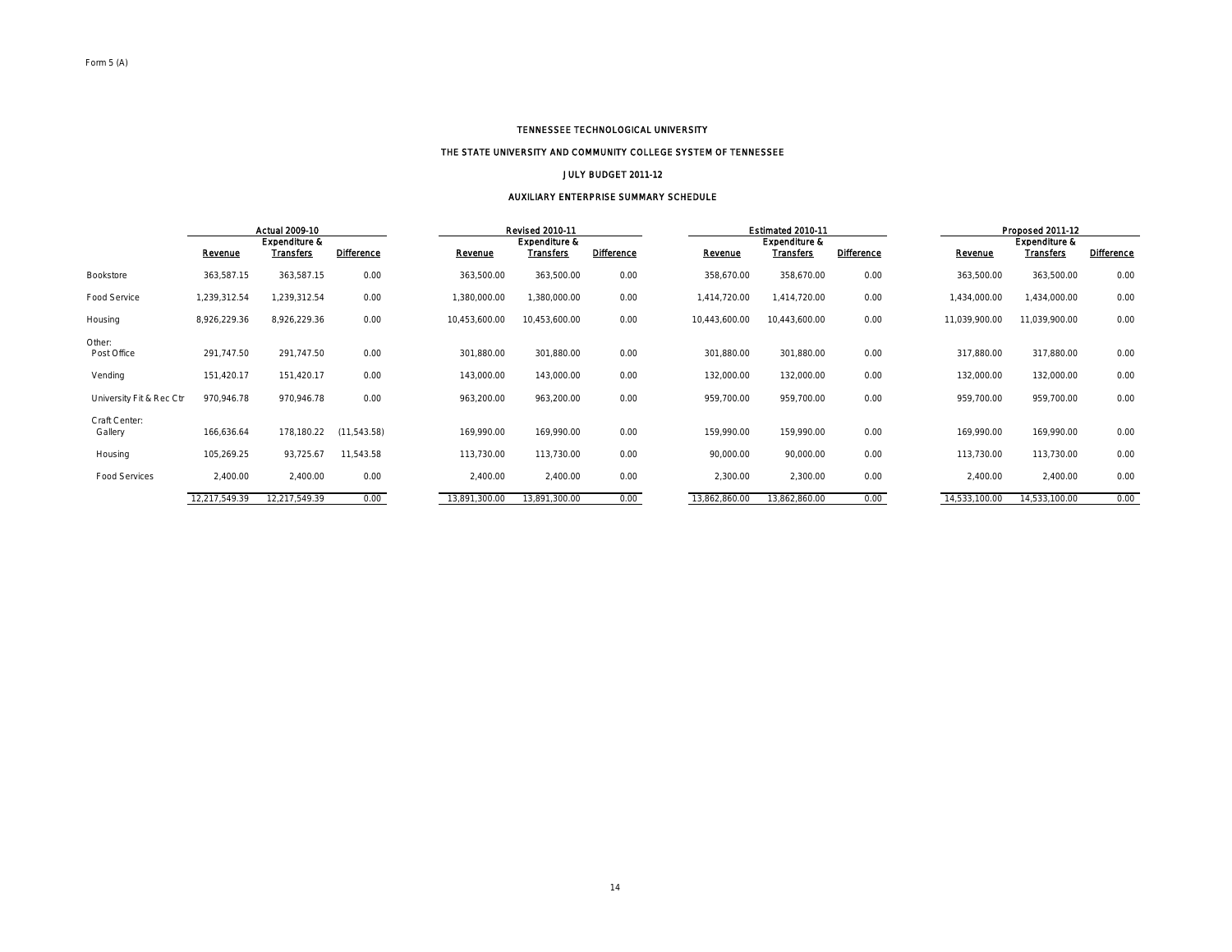Form 5 (A)

# TENNESSEE TECHNOLOGICAL UNIVERSITY

## THE STATE UNIVERSITY AND COMMUNITY COLLEGE SYSTEM OF TENNESSEE

### JULY BUDGET 2011-12

### AUXILIARY ENTERPRISE SUMMARY SCHEDULE

| | Actual 2009-10 | | | Revised 2010-11 | | | Estimated 2010-11 | | | Proposed 2011-12 | | |
|---|---|---|---|---|---|---|---|---|---|---|---|---|
| | Revenue | Expenditure & Transfers | Difference | Revenue | Expenditure & Transfers | Difference | Revenue | Expenditure & Transfers | Difference | Revenue | Expenditure & Transfers | Difference |
| Bookstore | 363,587.15 | 363,587.15 | 0.00 | 363,500.00 | 363,500.00 | 0.00 | 358,670.00 | 358,670.00 | 0.00 | 363,500.00 | 363,500.00 | 0.00 |
| Food Service | 1,239,312.54 | 1,239,312.54 | 0.00 | 1,380,000.00 | 1,380,000.00 | 0.00 | 1,414,720.00 | 1,414,720.00 | 0.00 | 1,434,000.00 | 1,434,000.00 | 0.00 |
| Housing | 8,926,229.36 | 8,926,229.36 | 0.00 | 10,453,600.00 | 10,453,600.00 | 0.00 | 10,443,600.00 | 10,443,600.00 | 0.00 | 11,039,900.00 | 11,039,900.00 | 0.00 |
| Other: | | | | | | | | | | | | |
| Post Office | 291,747.50 | 291,747.50 | 0.00 | 301,880.00 | 301,880.00 | 0.00 | 301,880.00 | 301,880.00 | 0.00 | 317,880.00 | 317,880.00 | 0.00 |
| Vending | 151,420.17 | 151,420.17 | 0.00 | 143,000.00 | 143,000.00 | 0.00 | 132,000.00 | 132,000.00 | 0.00 | 132,000.00 | 132,000.00 | 0.00 |
| University Fit & Rec Ctr | 970,946.78 | 970,946.78 | 0.00 | 963,200.00 | 963,200.00 | 0.00 | 959,700.00 | 959,700.00 | 0.00 | 959,700.00 | 959,700.00 | 0.00 |
| Craft Center: | | | | | | | | | | | | |
| Gallery | 166,636.64 | 178,180.22 | (11,543.58) | 169,990.00 | 169,990.00 | 0.00 | 159,990.00 | 159,990.00 | 0.00 | 169,990.00 | 169,990.00 | 0.00 |
| Housing | 105,269.25 | 93,725.67 | 11,543.58 | 113,730.00 | 113,730.00 | 0.00 | 90,000.00 | 90,000.00 | 0.00 | 113,730.00 | 113,730.00 | 0.00 |
| Food Services | 2,400.00 | 2,400.00 | 0.00 | 2,400.00 | 2,400.00 | 0.00 | 2,300.00 | 2,300.00 | 0.00 | 2,400.00 | 2,400.00 | 0.00 |
| | 12,217,549.39 | 12,217,549.39 | 0.00 | 13,891,300.00 | 13,891,300.00 | 0.00 | 13,862,860.00 | 13,862,860.00 | 0.00 | 14,533,100.00 | 14,533,100.00 | 0.00 |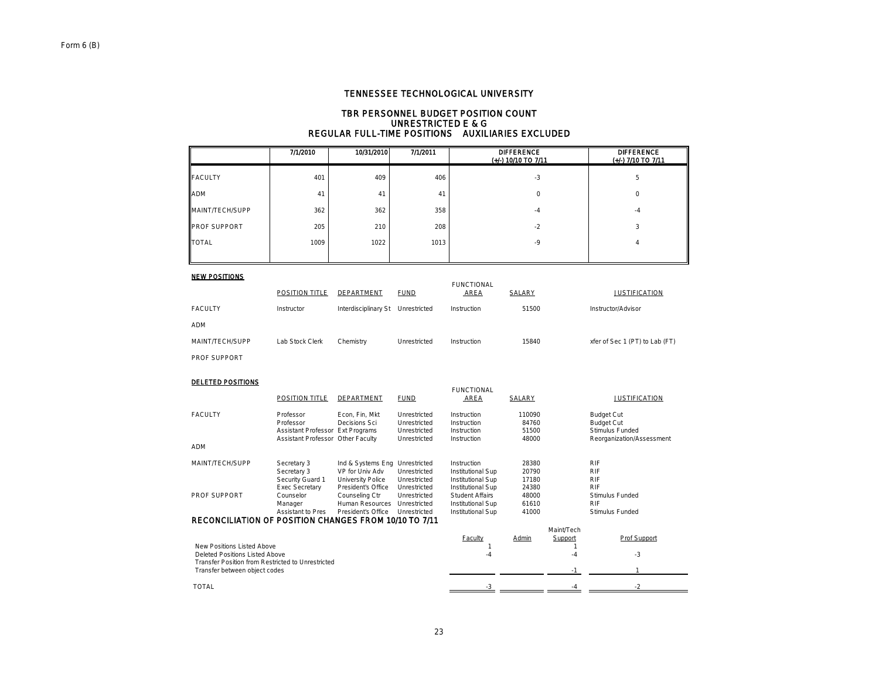Form 6 (B)

# TENNESSEE TECHNOLOGICAL UNIVERSITY

## TBR PERSONNEL BUDGET POSITION COUNT
## UNRESTRICTED E & G
## REGULAR FULL-TIME POSITIONS AUXILIARIES EXCLUDED

| | 7/1/2010 | 10/31/2010 | 7/1/2011 | DIFFERENCE (+/-) 10/10 TO 7/11 | DIFFERENCE (+/-) 7/10 TO 7/11 |
|---|---|---|---|---|---|
| FACULTY | 401 | 409 | 406 | -3 | 5 |
| ADM | 41 | 41 | 41 | 0 | 0 |
| MAINT/TECH/SUPP | 362 | 362 | 358 | -4 | -4 |
| PROF SUPPORT | 205 | 210 | 208 | -2 | 3 |
| TOTAL | 1009 | 1022 | 1013 | -9 | 4 |

**NEW POSITIONS**

| | POSITION TITLE | DEPARTMENT | FUND | FUNCTIONAL AREA | SALARY | JUSTIFICATION |
|---|---|---|---|---|---|---|
| FACULTY | Instructor | Interdisciplinary St | Unrestricted | Instruction | 51500 | Instructor/Advisor |
| ADM | | | | | | |
| MAINT/TECH/SUPP | Lab Stock Clerk | Chemistry | Unrestricted | Instruction | 15840 | xfer of Sec 1 (PT) to Lab (FT) |
| PROF SUPPORT | | | | | | |

**DELETED POSITIONS**

| | POSITION TITLE | DEPARTMENT | FUND | FUNCTIONAL AREA | SALARY | JUSTIFICATION |
|---|---|---|---|---|---|---|
| FACULTY | Professor | Econ, Fin, Mkt | Unrestricted | Instruction | 110090 | Budget Cut |
| | Professor | Decisions Sci | Unrestricted | Instruction | 84760 | Budget Cut |
| | Assistant Professor | Ext Programs | Unrestricted | Instruction | 51500 | Stimulus Funded |
| | Assistant Professor | Other Faculty | Unrestricted | Instruction | 48000 | Reorganization/Assessment |
| ADM | | | | | | |
| MAINT/TECH/SUPP | Secretary 3 | Ind & Systems Eng | Unrestricted | Instruction | 28380 | RIF |
| | Secretary 3 | VP for Univ Adv | Unrestricted | Institutional Sup | 20790 | RIF |
| | Security Guard 1 | University Police | Unrestricted | Institutional Sup | 17180 | RIF |
| | Exec Secretary | President's Office | Unrestricted | Institutional Sup | 24380 | RIF |
| PROF SUPPORT | Counselor | Counseling Ctr | Unrestricted | Student Affairs | 48000 | Stimulus Funded |
| | Manager | Human Resources | Unrestricted | Institutional Sup | 61610 | RIF |
| | Assistant to Pres | President's Office | Unrestricted | Institutional Sup | 41000 | Stimulus Funded |

## RECONCILIATION OF POSITION CHANGES FROM 10/10 TO 7/11

| | Faculty | Admin | Maint/Tech Support | Prof Support |
|---|---|---|---|---|
| New Positions Listed Above | 1 | | 1 | |
| Deleted Positions Listed Above | -4 | | -4 | -3 |
| Transfer Position from Restricted to Unrestricted | | | | |
| Transfer between object codes | | | -1 | 1 |
| TOTAL | -3 | | -4 | -2 |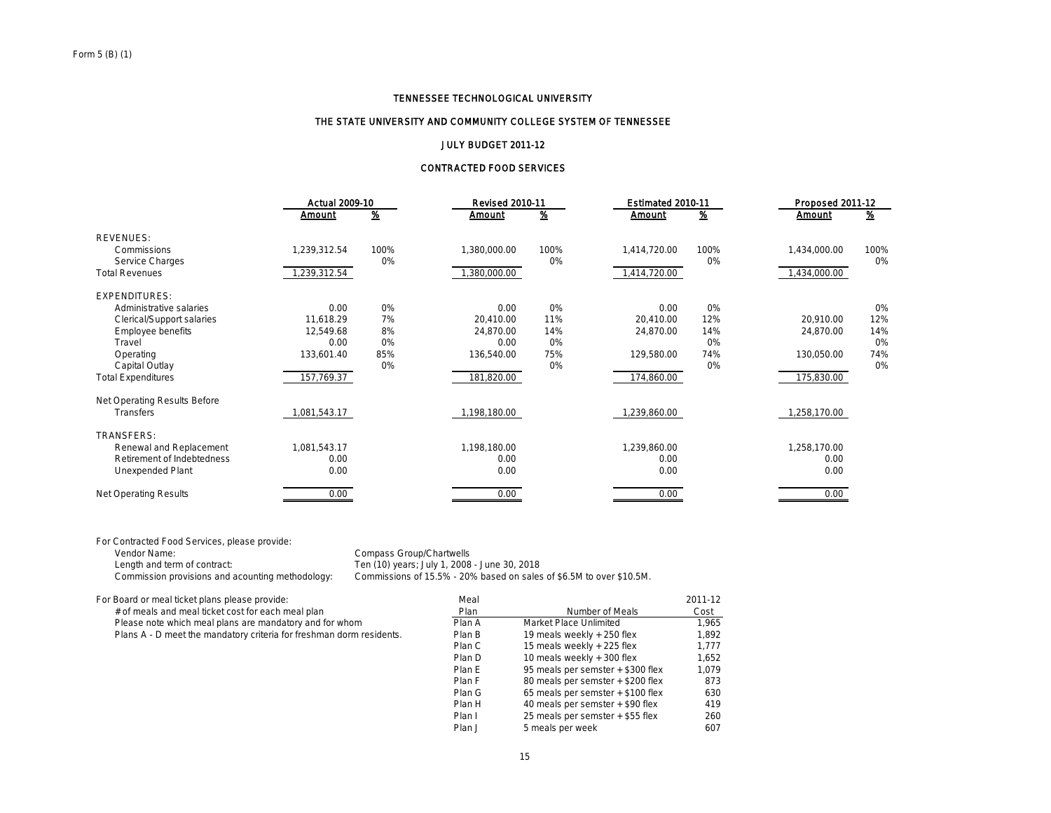Form 5 (B) (1)

# TENNESSEE TECHNOLOGICAL UNIVERSITY

## THE STATE UNIVERSITY AND COMMUNITY COLLEGE SYSTEM OF TENNESSEE

### JULY BUDGET 2011-12

### CONTRACTED FOOD SERVICES

| | Actual 2009-10 | | Revised 2010-11 | | Estimated 2010-11 | | Proposed 2011-12 | |
|---|---|---|---|---|---|---|---|---|
| | Amount | % | Amount | % | Amount | % | Amount | % |
| REVENUES: | | | | | | | | |
| Commissions | 1,239,312.54 | 100% | 1,380,000.00 | 100% | 1,414,720.00 | 100% | 1,434,000.00 | 100% |
| Service Charges | | 0% | | 0% | | 0% | | 0% |
| Total Revenues | 1,239,312.54 | | 1,380,000.00 | | 1,414,720.00 | | 1,434,000.00 | |
| EXPENDITURES: | | | | | | | | |
| Administrative salaries | 0.00 | 0% | 0.00 | 0% | 0.00 | 0% | | 0% |
| Clerical/Support salaries | 11,618.29 | 7% | 20,410.00 | 11% | 20,410.00 | 12% | 20,910.00 | 12% |
| Employee benefits | 12,549.68 | 8% | 24,870.00 | 14% | 24,870.00 | 14% | 24,870.00 | 14% |
| Travel | 0.00 | 0% | 0.00 | 0% | | 0% | | 0% |
| Operating | 133,601.40 | 85% | 136,540.00 | 75% | 129,580.00 | 74% | 130,050.00 | 74% |
| Capital Outlay | | 0% | | 0% | | 0% | | 0% |
| Total Expenditures | 157,769.37 | | 181,820.00 | | 174,860.00 | | 175,830.00 | |
| Net Operating Results Before Transfers | 1,081,543.17 | | 1,198,180.00 | | 1,239,860.00 | | 1,258,170.00 | |
| TRANSFERS: | | | | | | | | |
| Renewal and Replacement | 1,081,543.17 | | 1,198,180.00 | | 1,239,860.00 | | 1,258,170.00 | |
| Retirement of Indebtedness | 0.00 | | 0.00 | | 0.00 | | 0.00 | |
| Unexpended Plant | 0.00 | | 0.00 | | 0.00 | | 0.00 | |
| Net Operating Results | 0.00 | | 0.00 | | 0.00 | | 0.00 | |

For Contracted Food Services, please provide:

| | |
|---|---|
| Vendor Name: | Compass Group/Chartwells |
| Length and term of contract: | Ten (10) years; July 1, 2008 - June 30, 2018 |
| Commission provisions and acounting methodology: | Commissions of 15.5% - 20% based on sales of $6.5M to over $10.5M. |

For Board or meal ticket plans please provide:
- # of meals and meal ticket cost for each meal plan
- Please note which meal plans are mandatory and for whom
- Plans A - D meet the mandatory criteria for freshman dorm residents.

| Meal Plan | Number of Meals | 2011-12 Cost |
|---|---|---|
| Plan A | Market Place Unlimited | 1,965 |
| Plan B | 19 meals weekly + 250 flex | 1,892 |
| Plan C | 15 meals weekly + 225 flex | 1,777 |
| Plan D | 10 meals weekly + 300 flex | 1,652 |
| Plan E | 95 meals per semster + $300 flex | 1,079 |
| Plan F | 80 meals per semster + $200 flex | 873 |
| Plan G | 65 meals per semster + $100 flex | 630 |
| Plan H | 40 meals per semster + $90 flex | 419 |
| Plan I | 25 meals per semster + $55 flex | 260 |
| Plan J | 5 meals per week | 607 |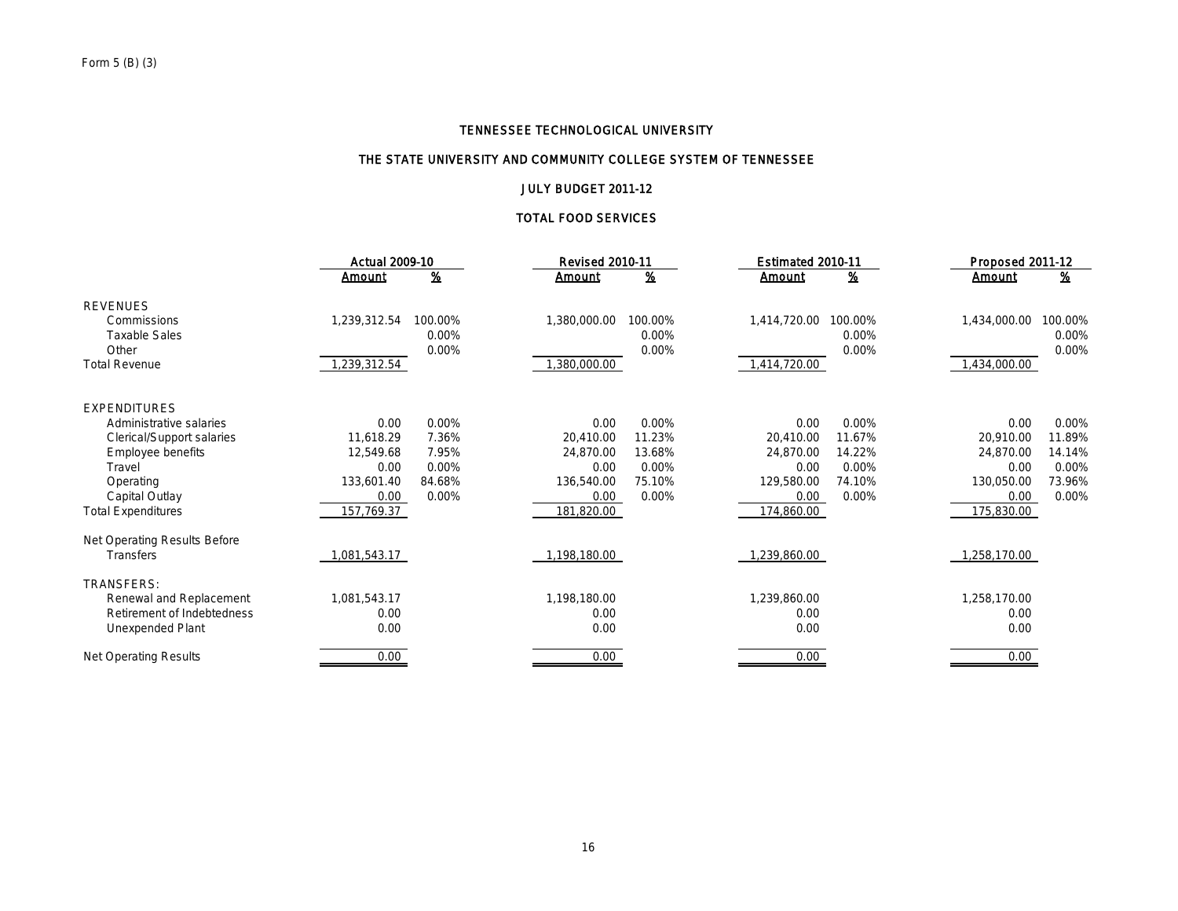Form 5 (B) (3)

# TENNESSEE TECHNOLOGICAL UNIVERSITY

## THE STATE UNIVERSITY AND COMMUNITY COLLEGE SYSTEM OF TENNESSEE

## JULY BUDGET 2011-12

## TOTAL FOOD SERVICES

| | Actual 2009-10 | | Revised 2010-11 | | Estimated 2010-11 | | Proposed 2011-12 | |
|---|---|---|---|---|---|---|---|---|
| | Amount | % | Amount | % | Amount | % | Amount | % |
| REVENUES | | | | | | | | |
| Commissions | 1,239,312.54 | 100.00% | 1,380,000.00 | 100.00% | 1,414,720.00 | 100.00% | 1,434,000.00 | 100.00% |
| Taxable Sales | | 0.00% | | 0.00% | | 0.00% | | 0.00% |
| Other | | 0.00% | | 0.00% | | 0.00% | | 0.00% |
| Total Revenue | 1,239,312.54 | | 1,380,000.00 | | 1,414,720.00 | | 1,434,000.00 | |
| EXPENDITURES | | | | | | | | |
| Administrative salaries | 0.00 | 0.00% | 0.00 | 0.00% | 0.00 | 0.00% | 0.00 | 0.00% |
| Clerical/Support salaries | 11,618.29 | 7.36% | 20,410.00 | 11.23% | 20,410.00 | 11.67% | 20,910.00 | 11.89% |
| Employee benefits | 12,549.68 | 7.95% | 24,870.00 | 13.68% | 24,870.00 | 14.22% | 24,870.00 | 14.14% |
| Travel | 0.00 | 0.00% | 0.00 | 0.00% | 0.00 | 0.00% | 0.00 | 0.00% |
| Operating | 133,601.40 | 84.68% | 136,540.00 | 75.10% | 129,580.00 | 74.10% | 130,050.00 | 73.96% |
| Capital Outlay | 0.00 | 0.00% | 0.00 | 0.00% | 0.00 | 0.00% | 0.00 | 0.00% |
| Total Expenditures | 157,769.37 | | 181,820.00 | | 174,860.00 | | 175,830.00 | |
| Net Operating Results Before Transfers | 1,081,543.17 | | 1,198,180.00 | | 1,239,860.00 | | 1,258,170.00 | |
| TRANSFERS: | | | | | | | | |
| Renewal and Replacement | 1,081,543.17 | | 1,198,180.00 | | 1,239,860.00 | | 1,258,170.00 | |
| Retirement of Indebtedness | 0.00 | | 0.00 | | 0.00 | | 0.00 | |
| Unexpended Plant | 0.00 | | 0.00 | | 0.00 | | 0.00 | |
| Net Operating Results | 0.00 | | 0.00 | | 0.00 | | 0.00 | |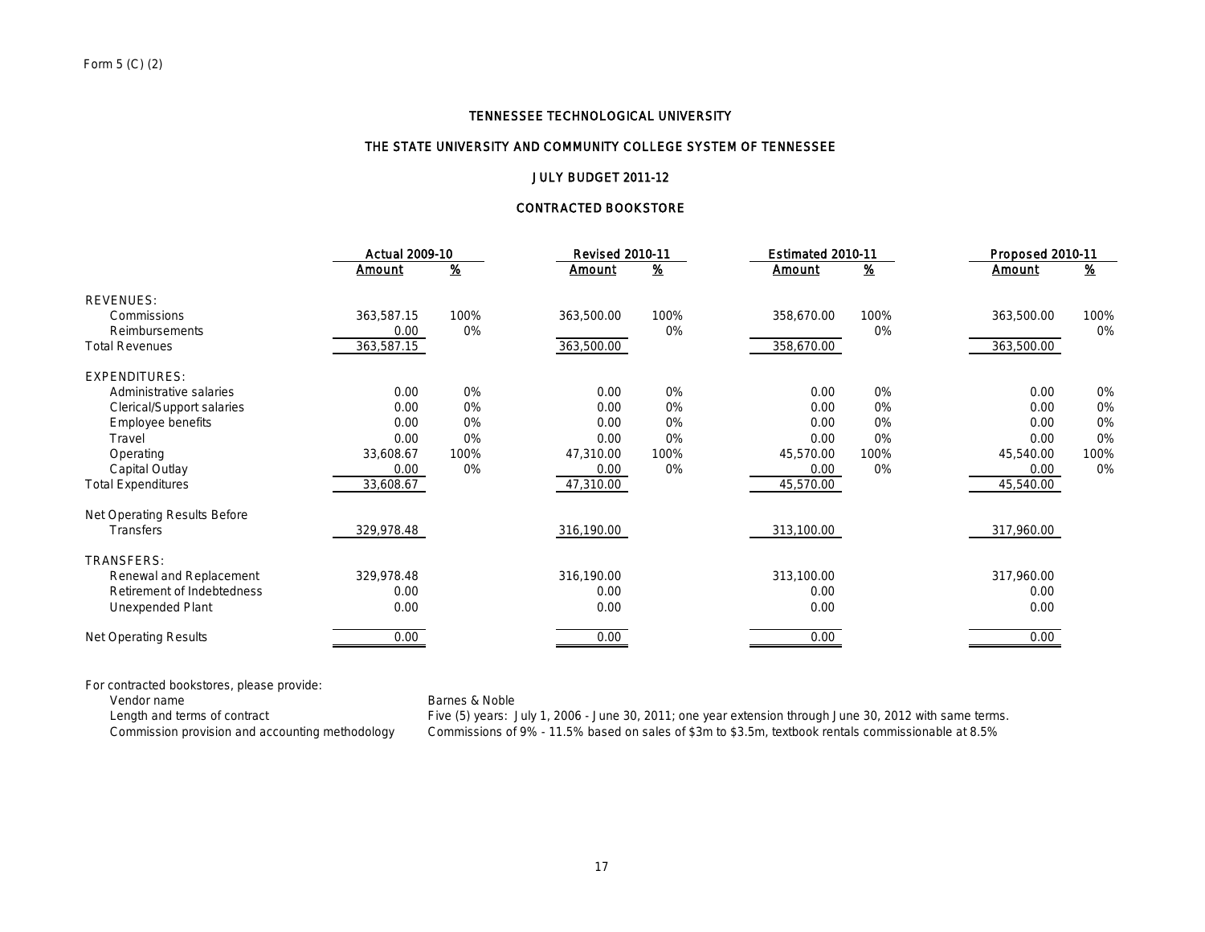Form 5 (C) (2)

## TENNESSEE TECHNOLOGICAL UNIVERSITY

## THE STATE UNIVERSITY AND COMMUNITY COLLEGE SYSTEM OF TENNESSEE

## JULY BUDGET 2011-12

## CONTRACTED BOOKSTORE

| | Actual 2009-10 | | Revised 2010-11 | | Estimated 2010-11 | | Proposed 2010-11 | |
|---|---|---|---|---|---|---|---|---|
| | Amount | % | Amount | % | Amount | % | Amount | % |
| REVENUES: | | | | | | | | |
| Commissions | 363,587.15 | 100% | 363,500.00 | 100% | 358,670.00 | 100% | 363,500.00 | 100% |
| Reimbursements | 0.00 | 0% | | 0% | | 0% | | 0% |
| Total Revenues | 363,587.15 | | 363,500.00 | | 358,670.00 | | 363,500.00 | |
| EXPENDITURES: | | | | | | | | |
| Administrative salaries | 0.00 | 0% | 0.00 | 0% | 0.00 | 0% | 0.00 | 0% |
| Clerical/Support salaries | 0.00 | 0% | 0.00 | 0% | 0.00 | 0% | 0.00 | 0% |
| Employee benefits | 0.00 | 0% | 0.00 | 0% | 0.00 | 0% | 0.00 | 0% |
| Travel | 0.00 | 0% | 0.00 | 0% | 0.00 | 0% | 0.00 | 0% |
| Operating | 33,608.67 | 100% | 47,310.00 | 100% | 45,570.00 | 100% | 45,540.00 | 100% |
| Capital Outlay | 0.00 | 0% | 0.00 | 0% | 0.00 | 0% | 0.00 | 0% |
| Total Expenditures | 33,608.67 | | 47,310.00 | | 45,570.00 | | 45,540.00 | |
| Net Operating Results Before Transfers | 329,978.48 | | 316,190.00 | | 313,100.00 | | 317,960.00 | |
| TRANSFERS: | | | | | | | | |
| Renewal and Replacement | 329,978.48 | | 316,190.00 | | 313,100.00 | | 317,960.00 | |
| Retirement of Indebtedness | 0.00 | | 0.00 | | 0.00 | | 0.00 | |
| Unexpended Plant | 0.00 | | 0.00 | | 0.00 | | 0.00 | |
| Net Operating Results | 0.00 | | 0.00 | | 0.00 | | 0.00 | |

For contracted bookstores, please provide:

| | |
|---|---|
| Vendor name | Barnes & Noble |
| Length and terms of contract | Five (5) years: July 1, 2006 - June 30, 2011; one year extension through June 30, 2012 with same terms. |
| Commission provision and accounting methodology | Commissions of 9% - 11.5% based on sales of $3m to $3.5m, textbook rentals commissionable at 8.5% |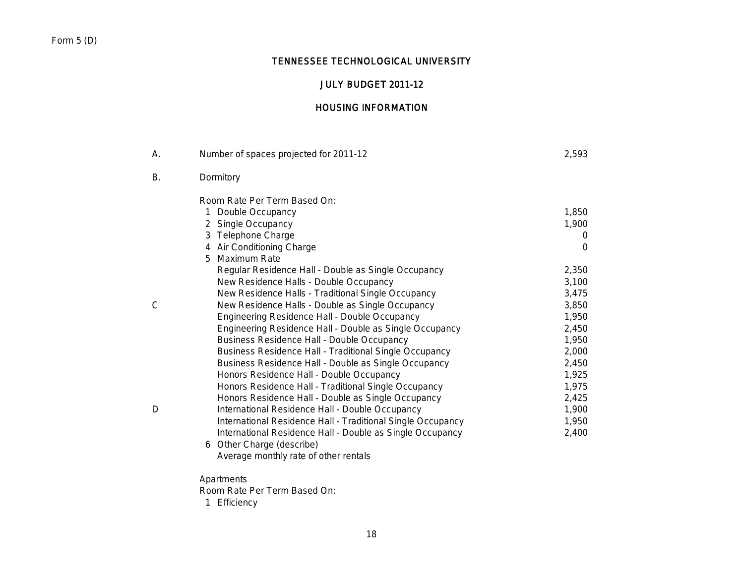Form 5 (D)

# TENNESSEE TECHNOLOGICAL UNIVERSITY

## JULY BUDGET 2011-12

## HOUSING INFORMATION

| | | |
|---|---|---|
| A. | Number of spaces projected for 2011-12 | 2,593 |
| B. | Dormitory | |
| | Room Rate Per Term Based On: | |
| | 1 Double Occupancy | 1,850 |
| | 2 Single Occupancy | 1,900 |
| | 3 Telephone Charge | 0 |
| | 4 Air Conditioning Charge | 0 |
| | 5 Maximum Rate | |
| | Regular Residence Hall - Double as Single Occupancy | 2,350 |
| | New Residence Halls - Double Occupancy | 3,100 |
| | New Residence Halls - Traditional Single Occupancy | 3,475 |
| C | New Residence Halls - Double as Single Occupancy | 3,850 |
| | Engineering Residence Hall - Double Occupancy | 1,950 |
| | Engineering Residence Hall - Double as Single Occupancy | 2,450 |
| | Business Residence Hall - Double Occupancy | 1,950 |
| | Business Residence Hall - Traditional Single Occupancy | 2,000 |
| | Business Residence Hall - Double as Single Occupancy | 2,450 |
| | Honors Residence Hall - Double Occupancy | 1,925 |
| | Honors Residence Hall - Traditional Single Occupancy | 1,975 |
| | Honors Residence Hall - Double as Single Occupancy | 2,425 |
| D | International Residence Hall - Double Occupancy | 1,900 |
| | International Residence Hall - Traditional Single Occupancy | 1,950 |
| | International Residence Hall - Double as Single Occupancy | 2,400 |
| | 6 Other Charge (describe) | |
| | Average monthly rate of other rentals | |
| | Apartments | |
| | Room Rate Per Term Based On: | |
| | 1 Efficiency | |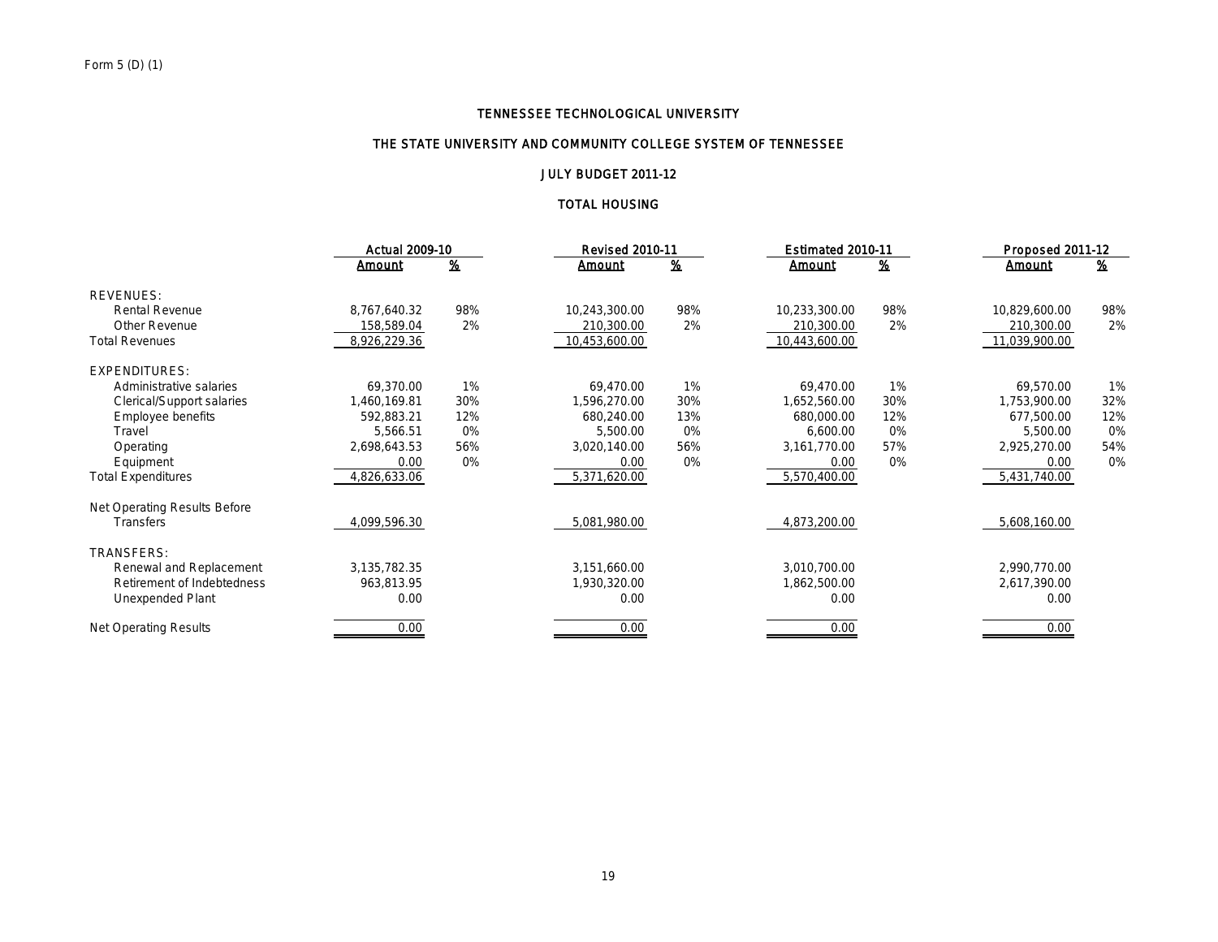Form 5 (D) (1)

# TENNESSEE TECHNOLOGICAL UNIVERSITY

## THE STATE UNIVERSITY AND COMMUNITY COLLEGE SYSTEM OF TENNESSEE

## JULY BUDGET 2011-12

## TOTAL HOUSING

| | Actual 2009-10 | | Revised 2010-11 | | Estimated 2010-11 | | Proposed 2011-12 | |
|---|---|---|---|---|---|---|---|---|
| | Amount | % | Amount | % | Amount | % | Amount | % |
| REVENUES: | | | | | | | | |
| Rental Revenue | 8,767,640.32 | 98% | 10,243,300.00 | 98% | 10,233,300.00 | 98% | 10,829,600.00 | 98% |
| Other Revenue | 158,589.04 | 2% | 210,300.00 | 2% | 210,300.00 | 2% | 210,300.00 | 2% |
| Total Revenues | 8,926,229.36 | | 10,453,600.00 | | 10,443,600.00 | | 11,039,900.00 | |
| EXPENDITURES: | | | | | | | | |
| Administrative salaries | 69,370.00 | 1% | 69,470.00 | 1% | 69,470.00 | 1% | 69,570.00 | 1% |
| Clerical/Support salaries | 1,460,169.81 | 30% | 1,596,270.00 | 30% | 1,652,560.00 | 30% | 1,753,900.00 | 32% |
| Employee benefits | 592,883.21 | 12% | 680,240.00 | 13% | 680,000.00 | 12% | 677,500.00 | 12% |
| Travel | 5,566.51 | 0% | 5,500.00 | 0% | 6,600.00 | 0% | 5,500.00 | 0% |
| Operating | 2,698,643.53 | 56% | 3,020,140.00 | 56% | 3,161,770.00 | 57% | 2,925,270.00 | 54% |
| Equipment | 0.00 | 0% | 0.00 | 0% | 0.00 | 0% | 0.00 | 0% |
| Total Expenditures | 4,826,633.06 | | 5,371,620.00 | | 5,570,400.00 | | 5,431,740.00 | |
| Net Operating Results Before Transfers | 4,099,596.30 | | 5,081,980.00 | | 4,873,200.00 | | 5,608,160.00 | |
| TRANSFERS: | | | | | | | | |
| Renewal and Replacement | 3,135,782.35 | | 3,151,660.00 | | 3,010,700.00 | | 2,990,770.00 | |
| Retirement of Indebtedness | 963,813.95 | | 1,930,320.00 | | 1,862,500.00 | | 2,617,390.00 | |
| Unexpended Plant | 0.00 | | 0.00 | | 0.00 | | 0.00 | |
| Net Operating Results | 0.00 | | 0.00 | | 0.00 | | 0.00 | |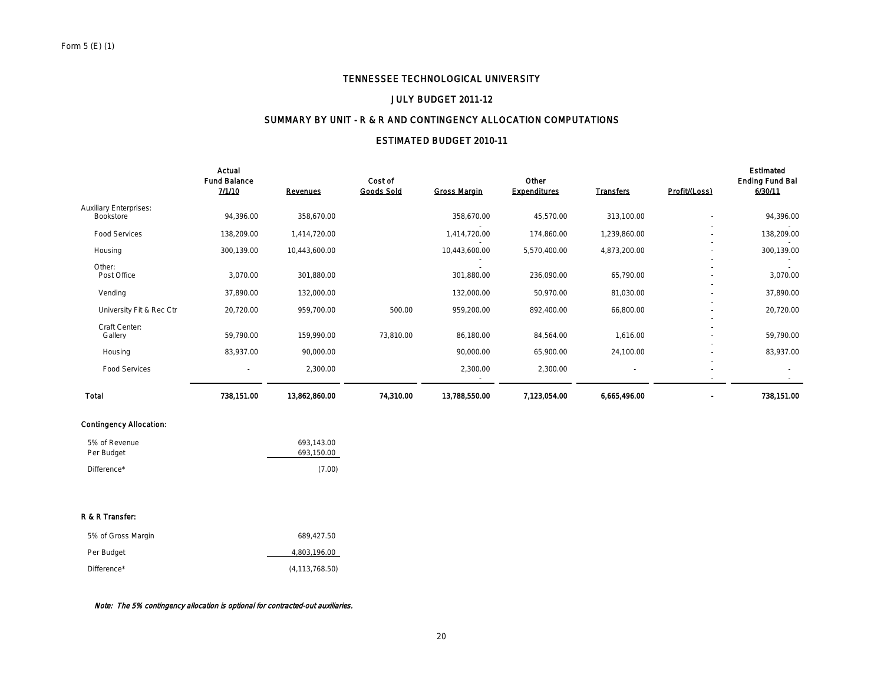Form 5 (E) (1)

# TENNESSEE TECHNOLOGICAL UNIVERSITY

## JULY BUDGET 2011-12

## SUMMARY BY UNIT - R & R AND CONTINGENCY ALLOCATION COMPUTATIONS

## ESTIMATED BUDGET 2010-11

| | Actual Fund Balance 7/1/10 | Revenues | Cost of Goods Sold | Gross Margin | Other Expenditures | Transfers | Profit/(Loss) | Estimated Ending Fund Bal 6/30/11 |
|---|---|---|---|---|---|---|---|---|
| Auxiliary Enterprises: | | | | | | | | |
| Bookstore | 94,396.00 | 358,670.00 | | 358,670.00 | 45,570.00 | 313,100.00 | - | 94,396.00 |
| Food Services | 138,209.00 | 1,414,720.00 | | 1,414,720.00 | 174,860.00 | 1,239,860.00 | - | 138,209.00 |
| Housing | 300,139.00 | 10,443,600.00 | | 10,443,600.00 | 5,570,400.00 | 4,873,200.00 | - | 300,139.00 |
| Other: | | | | | | | | |
| Post Office | 3,070.00 | 301,880.00 | | 301,880.00 | 236,090.00 | 65,790.00 | - | 3,070.00 |
| Vending | 37,890.00 | 132,000.00 | | 132,000.00 | 50,970.00 | 81,030.00 | - | 37,890.00 |
| University Fit & Rec Ctr | 20,720.00 | 959,700.00 | 500.00 | 959,200.00 | 892,400.00 | 66,800.00 | - | 20,720.00 |
| Craft Center: | | | | | | | | |
| Gallery | 59,790.00 | 159,990.00 | 73,810.00 | 86,180.00 | 84,564.00 | 1,616.00 | - | 59,790.00 |
| Housing | 83,937.00 | 90,000.00 | | 90,000.00 | 65,900.00 | 24,100.00 | - | 83,937.00 |
| Food Services | - | 2,300.00 | | 2,300.00 | 2,300.00 | - | - | - |
| **Total** | **738,151.00** | **13,862,860.00** | **74,310.00** | **13,788,550.00** | **7,123,054.00** | **6,665,496.00** | **-** | **738,151.00** |

**Contingency Allocation:**

| | |
|---|---|
| 5% of Revenue | 693,143.00 |
| Per Budget | 693,150.00 |
| Difference* | (7.00) |

**R & R Transfer:**

| | |
|---|---|
| 5% of Gross Margin | 689,427.50 |
| Per Budget | 4,803,196.00 |
| Difference* | (4,113,768.50) |

*Note: The 5% contingency allocation is optional for contracted-out auxiliaries.*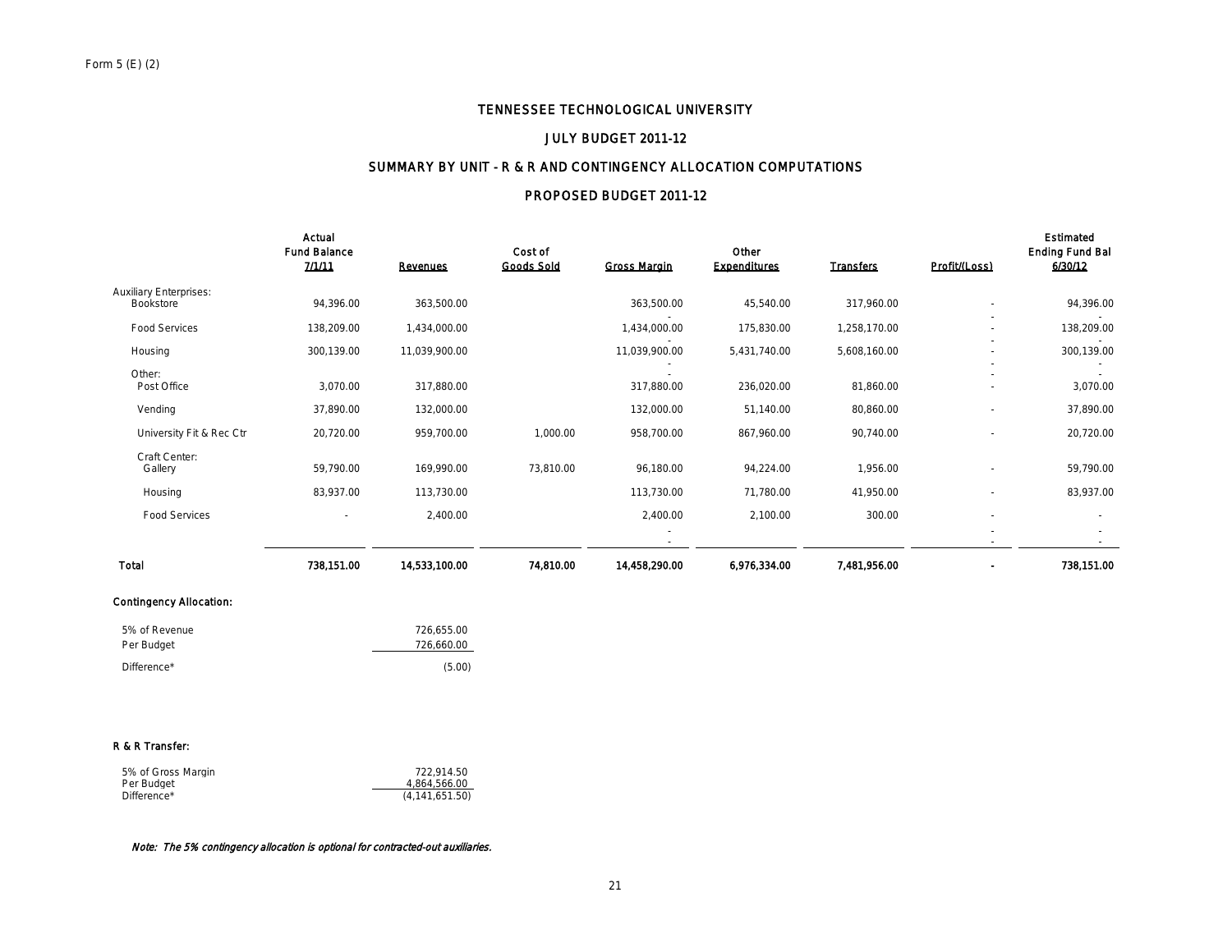Form 5 (E) (2)

# TENNESSEE TECHNOLOGICAL UNIVERSITY

## JULY BUDGET 2011-12

## SUMMARY BY UNIT - R & R AND CONTINGENCY ALLOCATION COMPUTATIONS

## PROPOSED BUDGET 2011-12

| | Actual Fund Balance 7/1/11 | Revenues | Cost of Goods Sold | Gross Margin | Other Expenditures | Transfers | Profit/(Loss) | Estimated Ending Fund Bal 6/30/12 |
|---|---|---|---|---|---|---|---|---|
| Auxiliary Enterprises: | | | | | | | | |
| Bookstore | 94,396.00 | 363,500.00 | | 363,500.00 | 45,540.00 | 317,960.00 | - | 94,396.00 |
| Food Services | 138,209.00 | 1,434,000.00 | | 1,434,000.00 | 175,830.00 | 1,258,170.00 | - | 138,209.00 |
| Housing | 300,139.00 | 11,039,900.00 | | 11,039,900.00 | 5,431,740.00 | 5,608,160.00 | - | 300,139.00 |
| Other: | | | | | | | | |
| Post Office | 3,070.00 | 317,880.00 | | 317,880.00 | 236,020.00 | 81,860.00 | - | 3,070.00 |
| Vending | 37,890.00 | 132,000.00 | | 132,000.00 | 51,140.00 | 80,860.00 | - | 37,890.00 |
| University Fit & Rec Ctr | 20,720.00 | 959,700.00 | 1,000.00 | 958,700.00 | 867,960.00 | 90,740.00 | - | 20,720.00 |
| Craft Center: | | | | | | | | |
| Gallery | 59,790.00 | 169,990.00 | 73,810.00 | 96,180.00 | 94,224.00 | 1,956.00 | - | 59,790.00 |
| Housing | 83,937.00 | 113,730.00 | | 113,730.00 | 71,780.00 | 41,950.00 | - | 83,937.00 |
| Food Services | - | 2,400.00 | | 2,400.00 | 2,100.00 | 300.00 | - | - |
| **Total** | **738,151.00** | **14,533,100.00** | **74,810.00** | **14,458,290.00** | **6,976,334.00** | **7,481,956.00** | **-** | **738,151.00** |

**Contingency Allocation:**

| | |
|---|---|
| 5% of Revenue | 726,655.00 |
| Per Budget | 726,660.00 |
| Difference* | (5.00) |

**R & R Transfer:**

| | |
|---|---|
| 5% of Gross Margin | 722,914.50 |
| Per Budget | 4,864,566.00 |
| Difference* | (4,141,651.50) |

*Note: The 5% contingency allocation is optional for contracted-out auxiliaries.*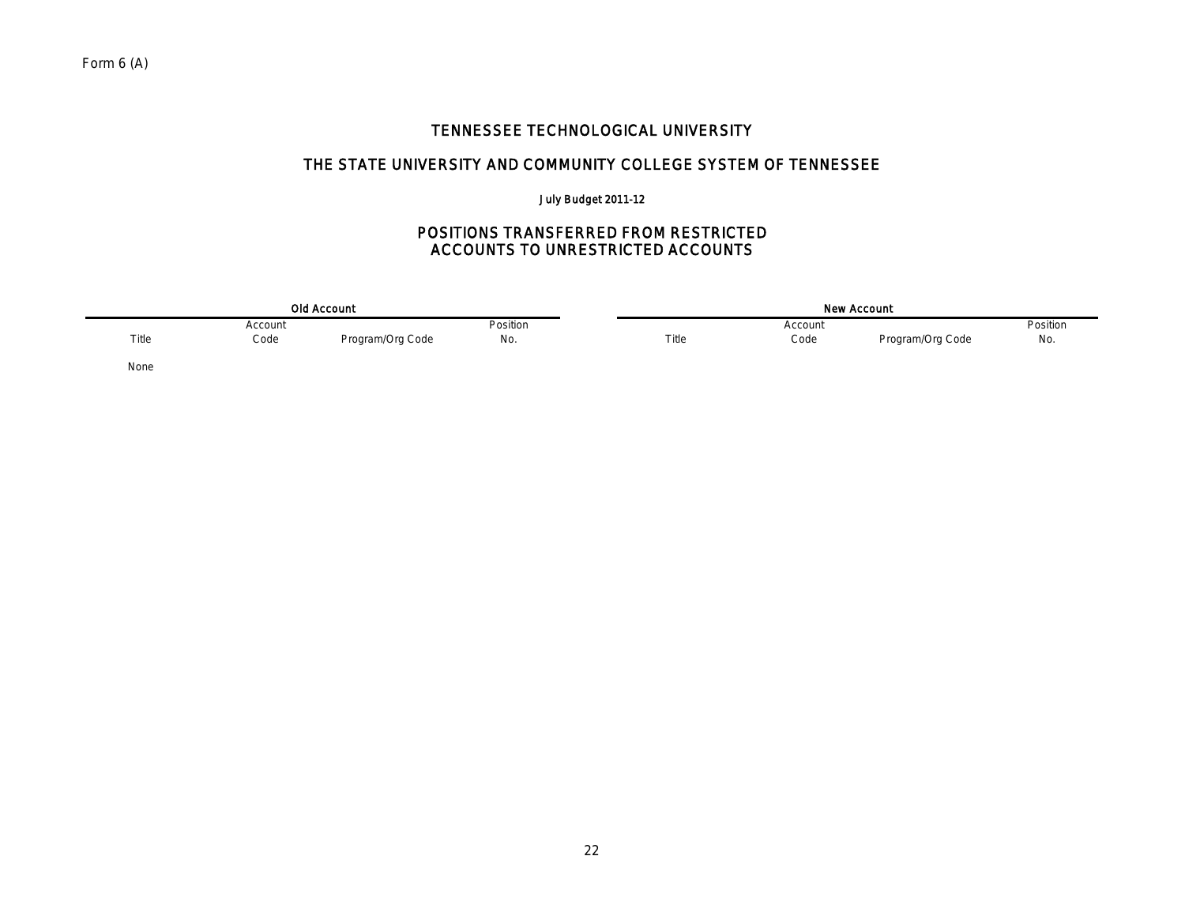Form 6 (A)

# TENNESSEE TECHNOLOGICAL UNIVERSITY

## THE STATE UNIVERSITY AND COMMUNITY COLLEGE SYSTEM OF TENNESSEE

### July Budget 2011-12

### POSITIONS TRANSFERRED FROM RESTRICTED ACCOUNTS TO UNRESTRICTED ACCOUNTS

| Old Account | | | | New Account | | | |
|---|---|---|---|---|---|---|---|
| Title | Account Code | Program/Org Code | Position No. | Title | Account Code | Program/Org Code | Position No. |
| None | | | | | | | |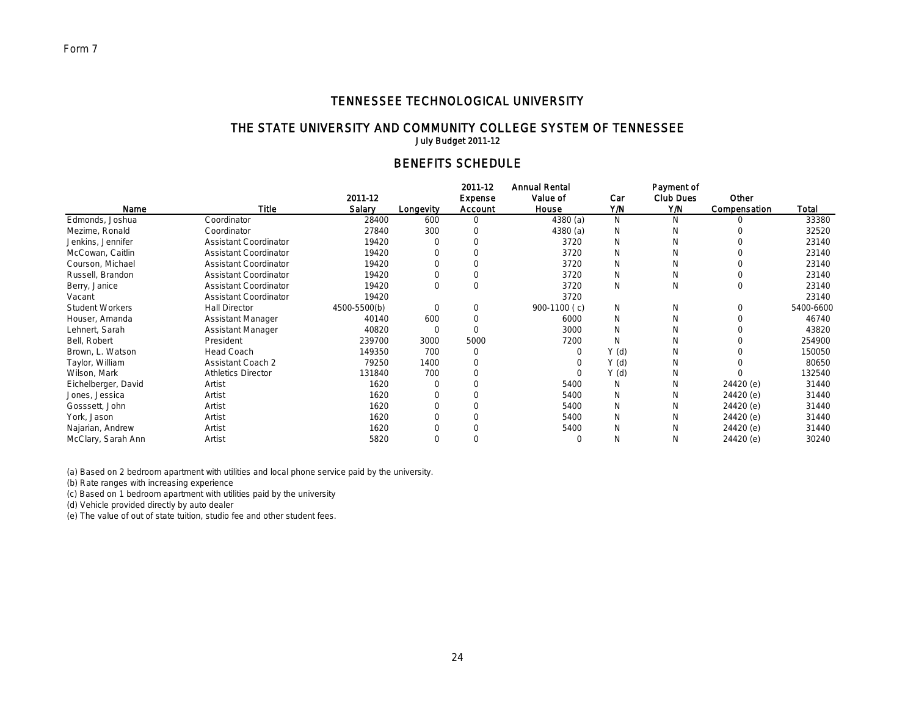Form 7

# TENNESSEE TECHNOLOGICAL UNIVERSITY

## THE STATE UNIVERSITY AND COMMUNITY COLLEGE SYSTEM OF TENNESSEE

July Budget 2011-12

## BENEFITS SCHEDULE

| Name | Title | 2011-12 Salary | Longevity | 2011-12 Expense Account | Annual Rental Value of House | Car Y/N | Payment of Club Dues Y/N | Other Compensation | Total |
|---|---|---|---|---|---|---|---|---|---|
| Edmonds, Joshua | Coordinator | 28400 | 600 | 0 | 4380 (a) | N | N | 0 | 33380 |
| Mezime, Ronald | Coordinator | 27840 | 300 | 0 | 4380 (a) | N | N | 0 | 32520 |
| Jenkins, Jennifer | Assistant Coordinator | 19420 | 0 | 0 | 3720 | N | N | 0 | 23140 |
| McCowan, Caitlin | Assistant Coordinator | 19420 | 0 | 0 | 3720 | N | N | 0 | 23140 |
| Courson, Michael | Assistant Coordinator | 19420 | 0 | 0 | 3720 | N | N | 0 | 23140 |
| Russell, Brandon | Assistant Coordinator | 19420 | 0 | 0 | 3720 | N | N | 0 | 23140 |
| Berry, Janice | Assistant Coordinator | 19420 | 0 | 0 | 3720 | N | N | 0 | 23140 |
| Vacant | Assistant Coordinator | 19420 | | | 3720 | | | | 23140 |
| Student Workers | Hall Director | 4500-5500(b) | 0 | 0 | 900-1100 ( c) | N | N | 0 | 5400-6600 |
| Houser, Amanda | Assistant Manager | 40140 | 600 | 0 | 6000 | N | N | 0 | 46740 |
| Lehnert, Sarah | Assistant Manager | 40820 | 0 | 0 | 3000 | N | N | 0 | 43820 |
| Bell, Robert | President | 239700 | 3000 | 5000 | 7200 | N | N | 0 | 254900 |
| Brown, L. Watson | Head Coach | 149350 | 700 | 0 | 0 | Y (d) | N | 0 | 150050 |
| Taylor, William | Assistant Coach 2 | 79250 | 1400 | 0 | 0 | Y (d) | N | 0 | 80650 |
| Wilson, Mark | Athletics Director | 131840 | 700 | 0 | 0 | Y (d) | N | 0 | 132540 |
| Eichelberger, David | Artist | 1620 | 0 | 0 | 5400 | N | N | 24420 (e) | 31440 |
| Jones, Jessica | Artist | 1620 | 0 | 0 | 5400 | N | N | 24420 (e) | 31440 |
| Gosssett, John | Artist | 1620 | 0 | 0 | 5400 | N | N | 24420 (e) | 31440 |
| York, Jason | Artist | 1620 | 0 | 0 | 5400 | N | N | 24420 (e) | 31440 |
| Najarian, Andrew | Artist | 1620 | 0 | 0 | 5400 | N | N | 24420 (e) | 31440 |
| McClary, Sarah Ann | Artist | 5820 | 0 | 0 | 0 | N | N | 24420 (e) | 30240 |

(a) Based on 2 bedroom apartment with utilities and local phone service paid by the university.

(b) Rate ranges with increasing experience

(c) Based on 1 bedroom apartment with utilities paid by the university

(d) Vehicle provided directly by auto dealer

(e) The value of out of state tuition, studio fee and other student fees.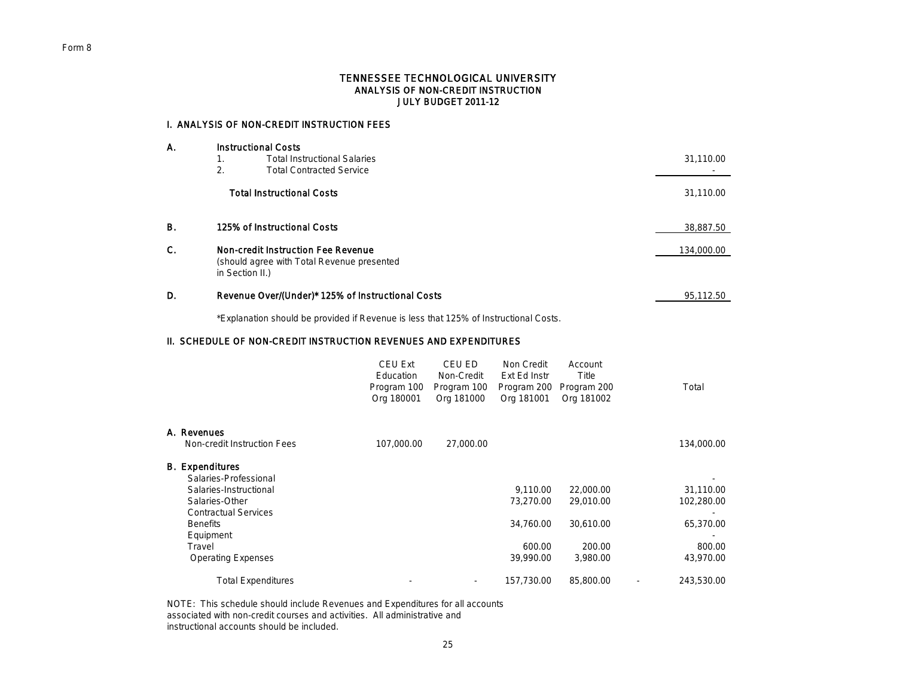Form 8

# TENNESSEE TECHNOLOGICAL UNIVERSITY
## ANALYSIS OF NON-CREDIT INSTRUCTION
### JULY BUDGET 2011-12

## I. ANALYSIS OF NON-CREDIT INSTRUCTION FEES

| | | |
|---|---|---|
| **A.** | **Instructional Costs** | |
| | 1. Total Instructional Salaries | 31,110.00 |
| | 2. Total Contracted Service | - |
| | **Total Instructional Costs** | 31,110.00 |
| **B.** | **125% of Instructional Costs** | 38,887.50 |
| **C.** | **Non-credit Instruction Fee Revenue** (should agree with Total Revenue presented in Section II.) | 134,000.00 |
| **D.** | **Revenue Over/(Under)* 125% of Instructional Costs** | 95,112.50 |

*Explanation should be provided if Revenue is less that 125% of Instructional Costs.

## II. SCHEDULE OF NON-CREDIT INSTRUCTION REVENUES AND EXPENDITURES

| | CEU Ext Education Program 100 Org 180001 | CEU ED Non-Credit Program 100 Org 181000 | Non Credit Ext Ed Instr Program 200 Org 181001 | Account Title Program 200 Org 181002 | | Total |
|---|---|---|---|---|---|---|
| **A. Revenues** | | | | | | |
| Non-credit Instruction Fees | 107,000.00 | 27,000.00 | | | | 134,000.00 |
| **B. Expenditures** | | | | | | |
| Salaries-Professional | | | | | | - |
| Salaries-Instructional | | | 9,110.00 | 22,000.00 | | 31,110.00 |
| Salaries-Other | | | 73,270.00 | 29,010.00 | | 102,280.00 |
| Contractual Services | | | | | | - |
| Benefits | | | 34,760.00 | 30,610.00 | | 65,370.00 |
| Equipment | | | | | | - |
| Travel | | | 600.00 | 200.00 | | 800.00 |
| Operating Expenses | | | 39,990.00 | 3,980.00 | | 43,970.00 |
| Total Expenditures | - | - | 157,730.00 | 85,800.00 | - | 243,530.00 |

NOTE: This schedule should include Revenues and Expenditures for all accounts associated with non-credit courses and activities. All administrative and instructional accounts should be included.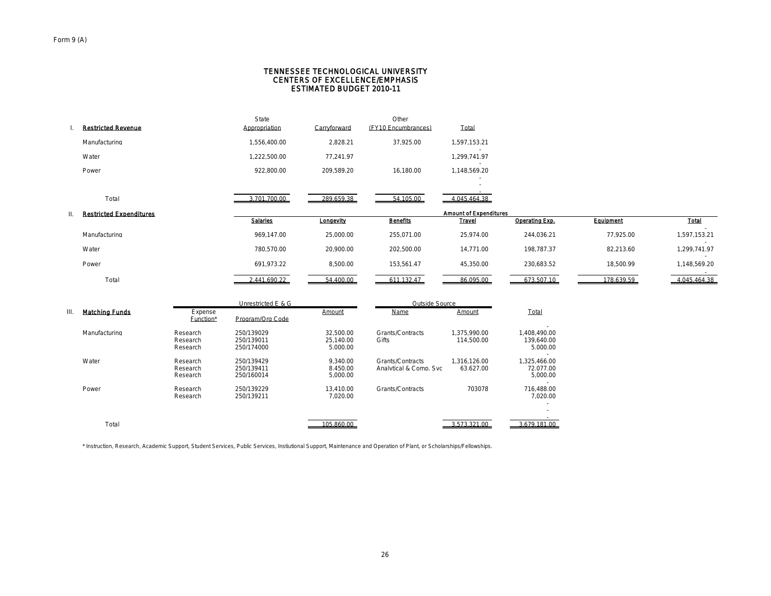Form 9 (A)

# TENNESSEE TECHNOLOGICAL UNIVERSITY
## CENTERS OF EXCELLENCE/EMPHASIS
## ESTIMATED BUDGET 2010-11

**I. Restricted Revenue**

| | State Appropriation | Carryforward | Other (FY10 Encumbrances) | Total |
|---|---|---|---|---|
| Manufacturing | 1,556,400.00 | 2,828.21 | 37,925.00 | 1,597,153.21 |
| Water | 1,222,500.00 | 77,241.97 | | 1,299,741.97 |
| Power | 922,800.00 | 209,589.20 | 16,180.00 | 1,148,569.20 |
| Total | 3,701,700.00 | 289,659.38 | 54,105.00 | 4,045,464.38 |

**II. Restricted Expenditures**

| | Amount of Expenditures | | | | | | |
|---|---|---|---|---|---|---|---|
| | **Salaries** | **Longevity** | **Benefits** | **Travel** | **Operating Exp.** | **Equipment** | **Total** |
| Manufacturing | 969,147.00 | 25,000.00 | 255,071.00 | 25,974.00 | 244,036.21 | 77,925.00 | 1,597,153.21 |
| Water | 780,570.00 | 20,900.00 | 202,500.00 | 14,771.00 | 198,787.37 | 82,213.60 | 1,299,741.97 |
| Power | 691,973.22 | 8,500.00 | 153,561.47 | 45,350.00 | 230,683.52 | 18,500.99 | 1,148,569.20 |
| Total | 2,441,690.22 | 54,400.00 | 611,132.47 | 86,095.00 | 673,507.10 | 178,639.59 | 4,045,464.38 |

**III. Matching Funds**

| | Unrestricted E & G | | | Outside Source | | |
|---|---|---|---|---|---|---|
| | Expense Function* | Program/Org Code | Amount | Name | Amount | Total |
| Manufacturing | Research | 250/139029 | 32,500.00 | Grants/Contracts | 1,375,990.00 | 1,408,490.00 |
| | Research | 250/139011 | 25,140.00 | Gifts | 114,500.00 | 139,640.00 |
| | Research | 250/174000 | 5,000.00 | | | 5,000.00 |
| Water | Research | 250/139429 | 9,340.00 | Grants/Contracts | 1,316,126.00 | 1,325,466.00 |
| | Research | 250/139411 | 8,450.00 | Analytical & Comp. Svc | 63,627.00 | 72,077.00 |
| | Research | 250/160014 | 5,000.00 | | | 5,000.00 |
| Power | Research | 250/139229 | 13,410.00 | Grants/Contracts | 703078 | 716,488.00 |
| | Research | 250/139211 | 7,020.00 | | | 7,020.00 |
| Total | | | 105,860.00 | | 3,573,321.00 | 3,679,181.00 |

* Instruction, Research, Academic Support, Student Services, Public Services, Instiutional Support, Maintenance and Operation of Plant, or Scholarships/Fellowships.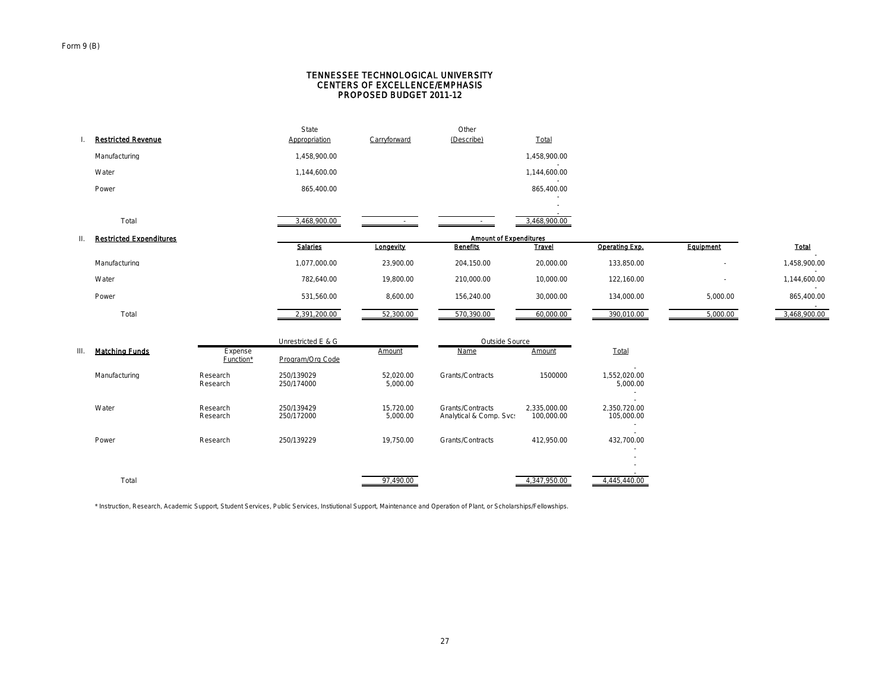Form 9 (B)

# TENNESSEE TECHNOLOGICAL UNIVERSITY
## CENTERS OF EXCELLENCE/EMPHASIS
## PROPOSED BUDGET 2011-12

### I. Restricted Revenue

| | State Appropriation | Carryforward | Other (Describe) | Total |
|---|---|---|---|---|
| Manufacturing | 1,458,900.00 | | | 1,458,900.00 |
| Water | 1,144,600.00 | | | 1,144,600.00 |
| Power | 865,400.00 | | | 865,400.00 |
| Total | 3,468,900.00 | - | - | 3,468,900.00 |

### II. Restricted Expenditures

| | Amount of Expenditures | | | | | | |
|---|---|---|---|---|---|---|---|
| | **Salaries** | **Longevity** | **Benefits** | **Travel** | **Operating Exp.** | **Equipment** | **Total** |
| Manufacturing | 1,077,000.00 | 23,900.00 | 204,150.00 | 20,000.00 | 133,850.00 | - | 1,458,900.00 |
| Water | 782,640.00 | 19,800.00 | 210,000.00 | 10,000.00 | 122,160.00 | - | 1,144,600.00 |
| Power | 531,560.00 | 8,600.00 | 156,240.00 | 30,000.00 | 134,000.00 | 5,000.00 | 865,400.00 |
| Total | 2,391,200.00 | 52,300.00 | 570,390.00 | 60,000.00 | 390,010.00 | 5,000.00 | 3,468,900.00 |

### III. Matching Funds

| | Expense Function* | Unrestricted E & G | | Outside Source | | Total |
|---|---|---|---|---|---|---|
| | | Program/Org Code | Amount | Name | Amount | |
| Manufacturing | Research | 250/139029 | 52,020.00 | Grants/Contracts | 1500000 | 1,552,020.00 |
| | Research | 250/174000 | 5,000.00 | | | 5,000.00 |
| Water | Research | 250/139429 | 15,720.00 | Grants/Contracts | 2,335,000.00 | 2,350,720.00 |
| | Research | 250/172000 | 5,000.00 | Analytical & Comp. Svcs | 100,000.00 | 105,000.00 |
| Power | Research | 250/139229 | 19,750.00 | Grants/Contracts | 412,950.00 | 432,700.00 |
| Total | | | 97,490.00 | | 4,347,950.00 | 4,445,440.00 |

\* Instruction, Research, Academic Support, Student Services, Public Services, Instiutional Support, Maintenance and Operation of Plant, or Scholarships/Fellowships.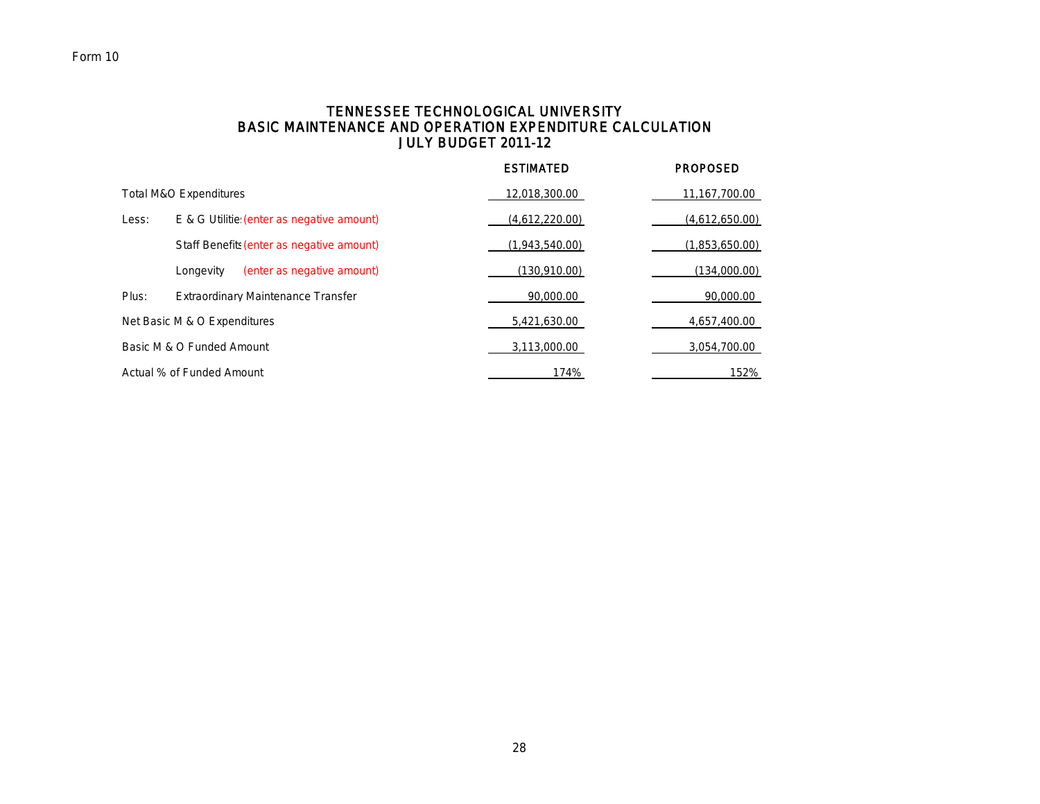Form 10

# TENNESSEE TECHNOLOGICAL UNIVERSITY
## BASIC MAINTENANCE AND OPERATION EXPENDITURE CALCULATION
### JULY BUDGET 2011-12

| | | ESTIMATED | PROPOSED |
|---|---|---|---|
| Total M&O Expenditures | | 12,018,300.00 | 11,167,700.00 |
| Less: | E & G Utilities (enter as negative amount) | (4,612,220.00) | (4,612,650.00) |
| | Staff Benefits (enter as negative amount) | (1,943,540.00) | (1,853,650.00) |
| | Longevity (enter as negative amount) | (130,910.00) | (134,000.00) |
| Plus: | Extraordinary Maintenance Transfer | 90,000.00 | 90,000.00 |
| Net Basic M & O Expenditures | | 5,421,630.00 | 4,657,400.00 |
| Basic M & O Funded Amount | | 3,113,000.00 | 3,054,700.00 |
| Actual % of Funded Amount | | 174% | 152% |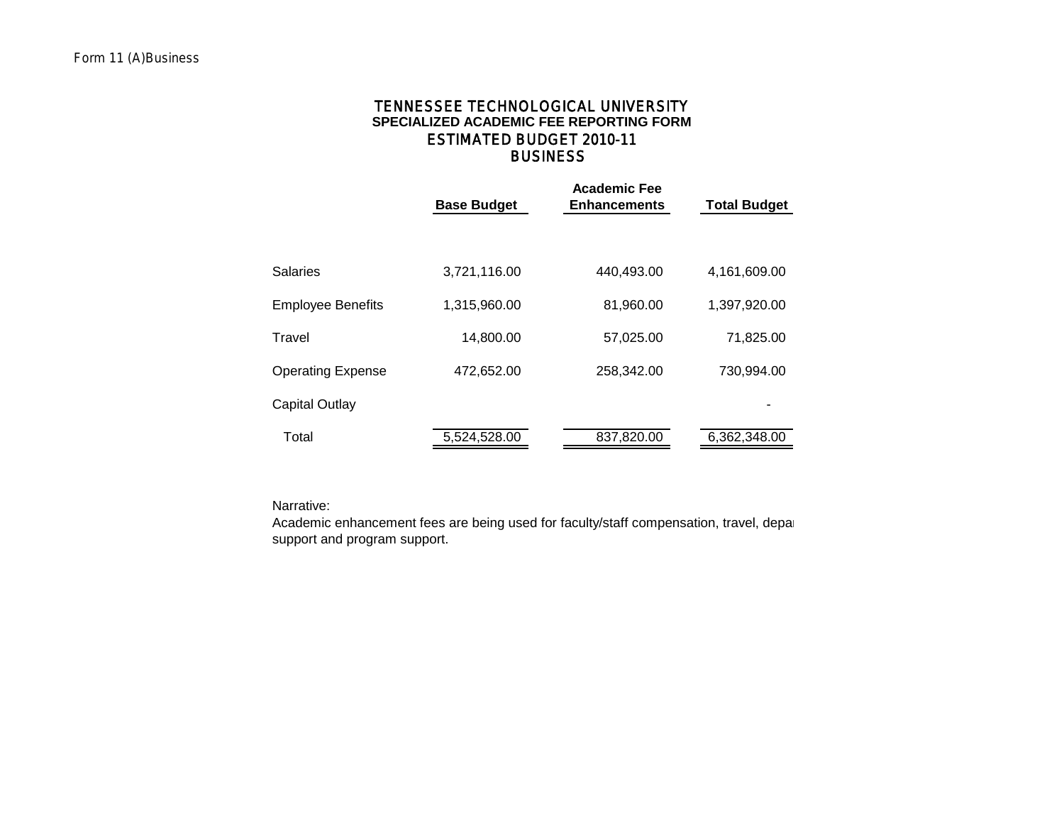Form 11 (A)Business

# TENNESSEE TECHNOLOGICAL UNIVERSITY
## SPECIALIZED ACADEMIC FEE REPORTING FORM
## ESTIMATED BUDGET 2010-11
## BUSINESS

| | Base Budget | Academic Fee Enhancements | Total Budget |
|---|---|---|---|
| Salaries | 3,721,116.00 | 440,493.00 | 4,161,609.00 |
| Employee Benefits | 1,315,960.00 | 81,960.00 | 1,397,920.00 |
| Travel | 14,800.00 | 57,025.00 | 71,825.00 |
| Operating Expense | 472,652.00 | 258,342.00 | 730,994.00 |
| Capital Outlay | | | - |
| Total | 5,524,528.00 | 837,820.00 | 6,362,348.00 |

Narrative:
Academic enhancement fees are being used for faculty/staff compensation, travel, depa
support and program support.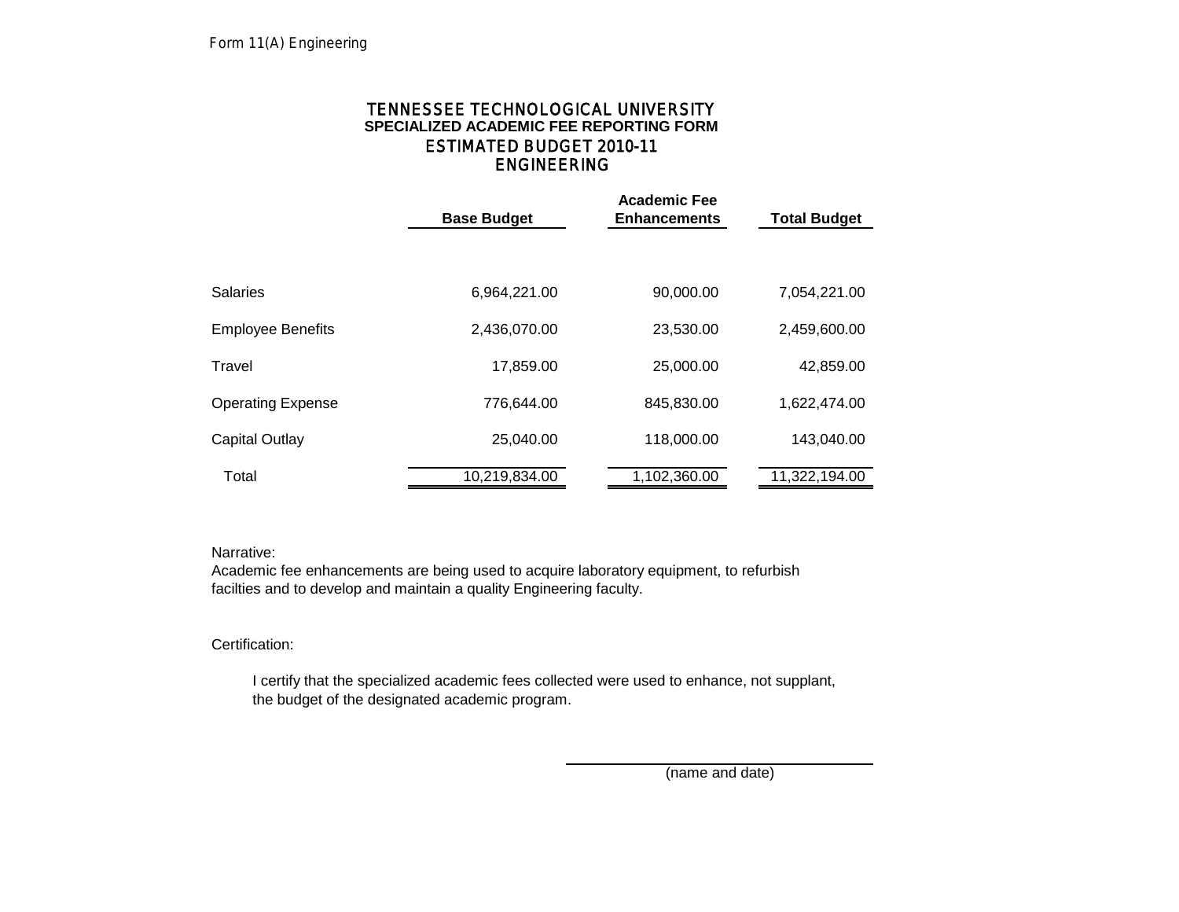Form 11(A) Engineering

# TENNESSEE TECHNOLOGICAL UNIVERSITY
## SPECIALIZED ACADEMIC FEE REPORTING FORM
## ESTIMATED BUDGET 2010-11
## ENGINEERING

| | Base Budget | Academic Fee Enhancements | Total Budget |
|---|---|---|---|
| Salaries | 6,964,221.00 | 90,000.00 | 7,054,221.00 |
| Employee Benefits | 2,436,070.00 | 23,530.00 | 2,459,600.00 |
| Travel | 17,859.00 | 25,000.00 | 42,859.00 |
| Operating Expense | 776,644.00 | 845,830.00 | 1,622,474.00 |
| Capital Outlay | 25,040.00 | 118,000.00 | 143,040.00 |
| Total | 10,219,834.00 | 1,102,360.00 | 11,322,194.00 |

Narrative:
Academic fee enhancements are being used to acquire laboratory equipment, to refurbish facilties and to develop and maintain a quality Engineering faculty.

Certification:

I certify that the specialized academic fees collected were used to enhance, not supplant, the budget of the designated academic program.

(name and date)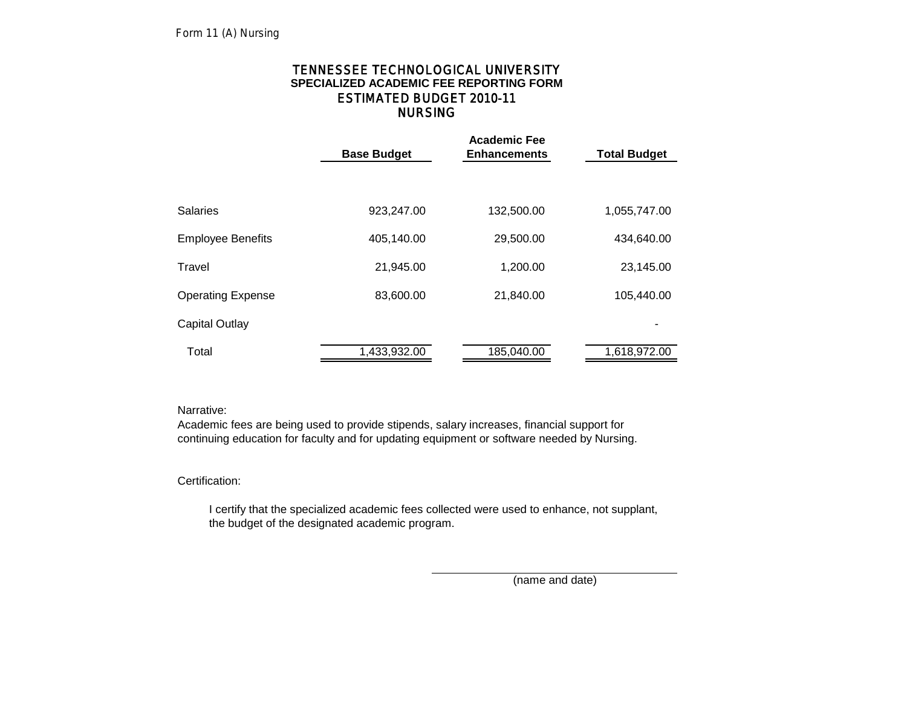Form 11 (A) Nursing

# TENNESSEE TECHNOLOGICAL UNIVERSITY
## SPECIALIZED ACADEMIC FEE REPORTING FORM
## ESTIMATED BUDGET 2010-11
## NURSING

| | Base Budget | Academic Fee Enhancements | Total Budget |
|---|---|---|---|
| Salaries | 923,247.00 | 132,500.00 | 1,055,747.00 |
| Employee Benefits | 405,140.00 | 29,500.00 | 434,640.00 |
| Travel | 21,945.00 | 1,200.00 | 23,145.00 |
| Operating Expense | 83,600.00 | 21,840.00 | 105,440.00 |
| Capital Outlay | | | - |
| Total | 1,433,932.00 | 185,040.00 | 1,618,972.00 |

Narrative:
Academic fees are being used to provide stipends, salary increases, financial support for continuing education for faculty and for updating equipment or software needed by Nursing.

Certification:

I certify that the specialized academic fees collected were used to enhance, not supplant, the budget of the designated academic program.

(name and date)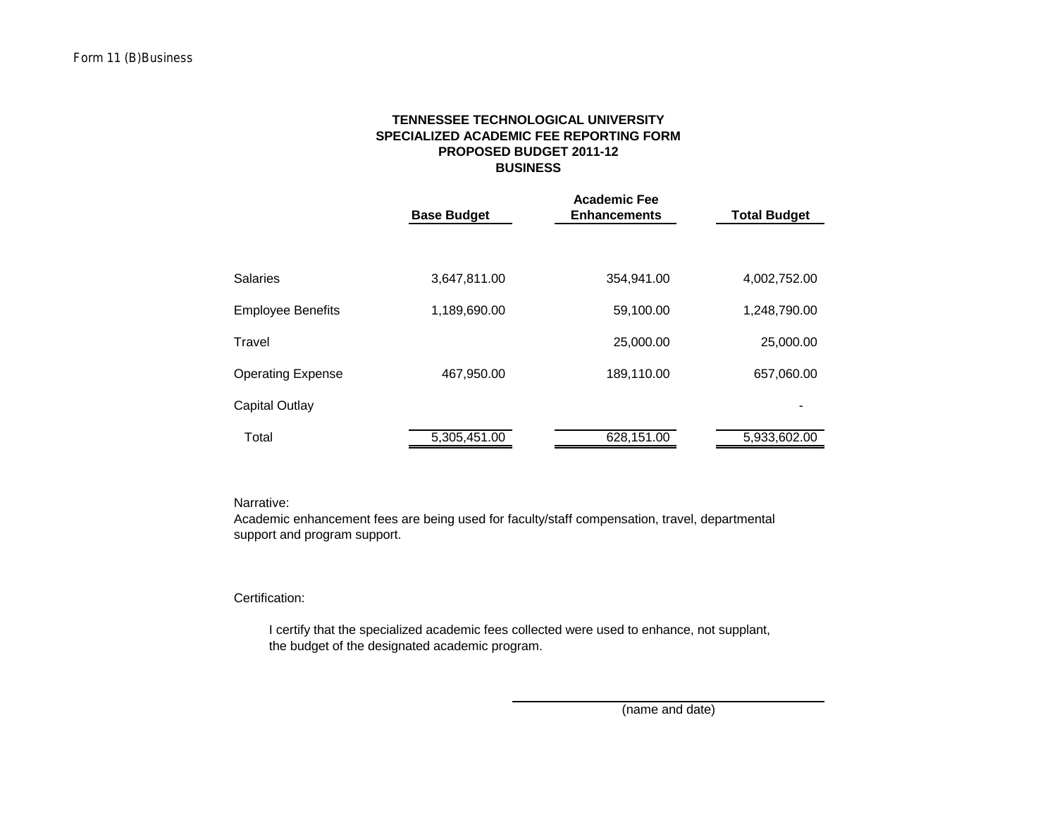Form 11 (B)Business

**TENNESSEE TECHNOLOGICAL UNIVERSITY**
**SPECIALIZED ACADEMIC FEE REPORTING FORM**
**PROPOSED BUDGET 2011-12**
**BUSINESS**

| | Base Budget | Academic Fee Enhancements | Total Budget |
|---|---|---|---|
| Salaries | 3,647,811.00 | 354,941.00 | 4,002,752.00 |
| Employee Benefits | 1,189,690.00 | 59,100.00 | 1,248,790.00 |
| Travel | | 25,000.00 | 25,000.00 |
| Operating Expense | 467,950.00 | 189,110.00 | 657,060.00 |
| Capital Outlay | | | - |
| Total | 5,305,451.00 | 628,151.00 | 5,933,602.00 |

Narrative:
Academic enhancement fees are being used for faculty/staff compensation, travel, departmental support and program support.

Certification:

I certify that the specialized academic fees collected were used to enhance, not supplant, the budget of the designated academic program.

\_\_\_\_\_\_\_\_\_\_\_\_\_\_\_\_\_\_\_\_\_\_\_\_\_\_\_\_\_\_\_\_\_\_\_\_\_\_\_\_
(name and date)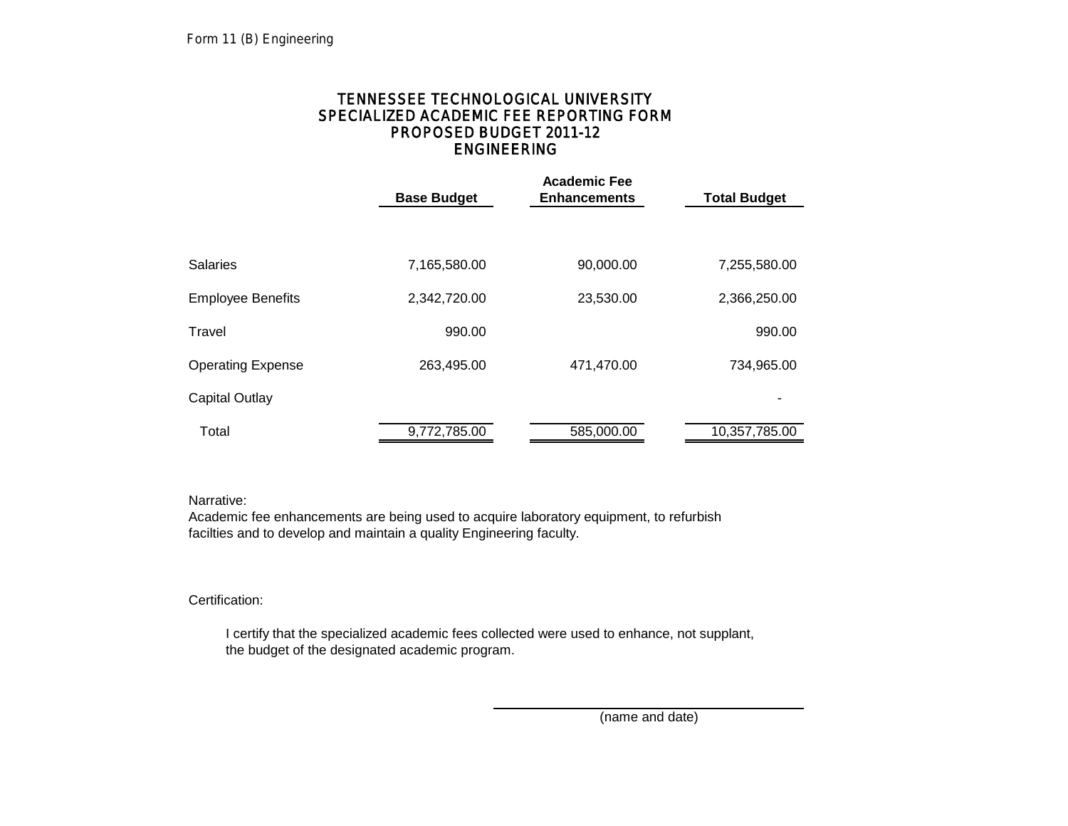Form 11 (B) Engineering

# TENNESSEE TECHNOLOGICAL UNIVERSITY
## SPECIALIZED ACADEMIC FEE REPORTING FORM
## PROPOSED BUDGET 2011-12
## ENGINEERING

| | Base Budget | Academic Fee Enhancements | Total Budget |
|---|---|---|---|
| Salaries | 7,165,580.00 | 90,000.00 | 7,255,580.00 |
| Employee Benefits | 2,342,720.00 | 23,530.00 | 2,366,250.00 |
| Travel | 990.00 | | 990.00 |
| Operating Expense | 263,495.00 | 471,470.00 | 734,965.00 |
| Capital Outlay | | | - |
| Total | 9,772,785.00 | 585,000.00 | 10,357,785.00 |

Narrative:
Academic fee enhancements are being used to acquire laboratory equipment, to refurbish facilties and to develop and maintain a quality Engineering faculty.

Certification:

I certify that the specialized academic fees collected were used to enhance, not supplant, the budget of the designated academic program.

\_\_\_\_\_\_\_\_\_\_\_\_\_\_\_\_\_\_\_\_\_\_\_\_\_\_\_\_\_\_\_\_\_\_\_\_\_\_\_\_

(name and date)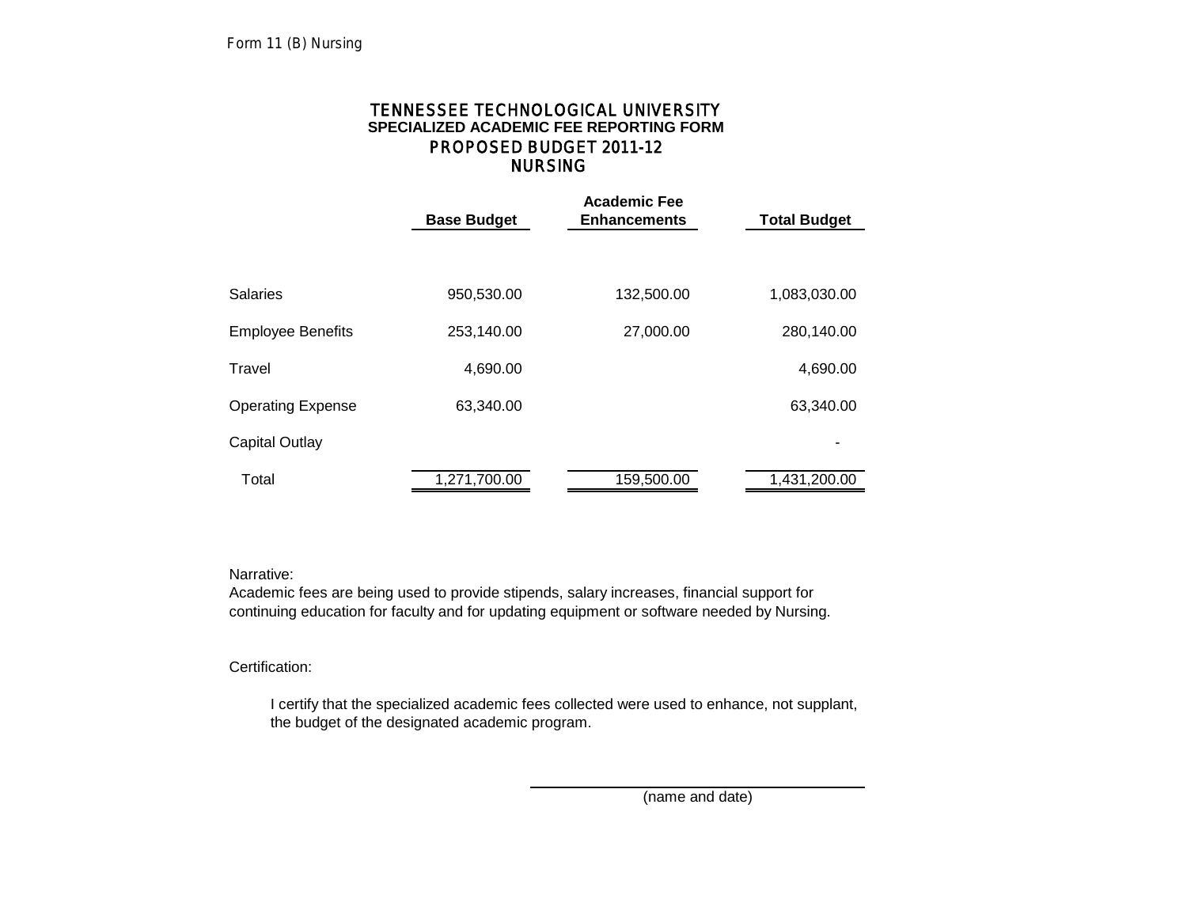Form 11 (B) Nursing

# TENNESSEE TECHNOLOGICAL UNIVERSITY
## SPECIALIZED ACADEMIC FEE REPORTING FORM
## PROPOSED BUDGET 2011-12
## NURSING

| | Base Budget | Academic Fee Enhancements | Total Budget |
|---|---|---|---|
| Salaries | 950,530.00 | 132,500.00 | 1,083,030.00 |
| Employee Benefits | 253,140.00 | 27,000.00 | 280,140.00 |
| Travel | 4,690.00 | | 4,690.00 |
| Operating Expense | 63,340.00 | | 63,340.00 |
| Capital Outlay | | | - |
| Total | 1,271,700.00 | 159,500.00 | 1,431,200.00 |

Narrative:
Academic fees are being used to provide stipends, salary increases, financial support for continuing education for faculty and for updating equipment or software needed by Nursing.

Certification:

I certify that the specialized academic fees collected were used to enhance, not supplant, the budget of the designated academic program.

(name and date)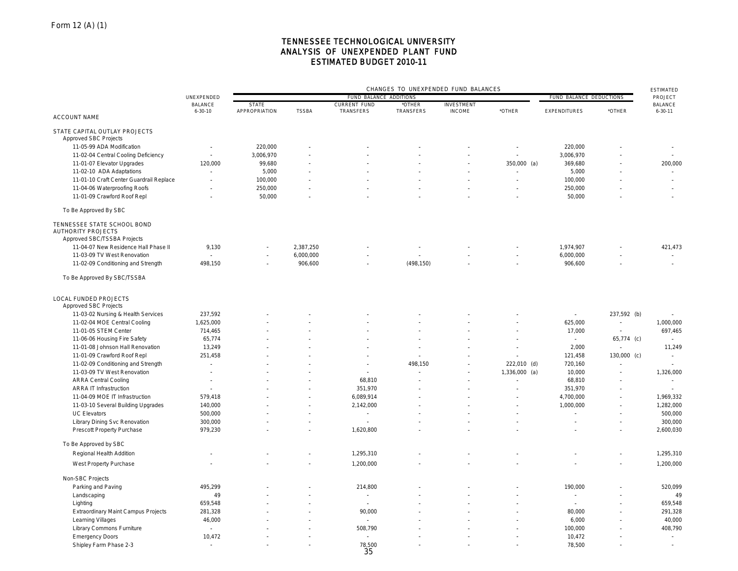Form 12 (A) (1)

# TENNESSEE TECHNOLOGICAL UNIVERSITY
## ANALYSIS OF UNEXPENDED PLANT FUND
## ESTIMATED BUDGET 2010-11

| ACCOUNT NAME | UNEXPENDED BALANCE 6-30-10 | CHANGES TO UNEXPENDED FUND BALANCES | | | | | | | | ESTIMATED PROJECT BALANCE 6-30-11 |
|---|---|---|---|---|---|---|---|---|---|---|
| | | FUND BALANCE ADDITIONS | | | | | | FUND BALANCE DEDUCTIONS | | |
| | | STATE APPROPRIATION | TSSBA | CURRENT FUND TRANSFERS | *OTHER TRANSFERS | INVESTMENT INCOME | *OTHER | EXPENDITURES | *OTHER | |
| STATE CAPITAL OUTLAY PROJECTS | | | | | | | | | | |
| Approved SBC Projects | | | | | | | | | | |
| 11-05-99 ADA Modification | - | 220,000 | - | - | - | - | - | 220,000 | - | - |
| 11-02-04 Central Cooling Deficiency | - | 3,006,970 | - | - | - | - | - | 3,006,970 | - | - |
| 11-01-07 Elevator Upgrades | 120,000 | 99,680 | - | - | - | - | 350,000 (a) | 369,680 | - | 200,000 |
| 11-02-10 ADA Adaptations | - | 5,000 | - | - | - | - | - | 5,000 | - | - |
| 11-01-10 Craft Center Guardrail Replace | - | 100,000 | - | - | - | - | - | 100,000 | - | - |
| 11-04-06 Waterproofing Roofs | - | 250,000 | - | - | - | - | - | 250,000 | - | - |
| 11-01-09 Crawford Roof Repl | - | 50,000 | - | - | - | - | - | 50,000 | - | - |
| To Be Approved By SBC | | | | | | | | | | |
| TENNESSEE STATE SCHOOL BOND AUTHORITY PROJECTS | | | | | | | | | | |
| Approved SBC/TSSBA Projects | | | | | | | | | | |
| 11-04-07 New Residence Hall Phase II | 9,130 | - | 2,387,250 | - | - | - | - | 1,974,907 | - | 421,473 |
| 11-03-09 TV West Renovation | - | - | 6,000,000 | - | - | - | - | 6,000,000 | - | - |
| 11-02-09 Conditioning and Strength | 498,150 | - | 906,600 | - | (498,150) | - | - | 906,600 | - | - |
| To Be Approved By SBC/TSSBA | | | | | | | | | | |
| LOCAL FUNDED PROJECTS | | | | | | | | | | |
| Approved SBC Projects | | | | | | | | | | |
| 11-03-02 Nursing & Health Services | 237,592 | - | - | - | - | - | - | - | 237,592 (b) | - |
| 11-02-04 MOE Central Cooling | 1,625,000 | - | - | - | - | - | - | 625,000 | - | 1,000,000 |
| 11-01-05 STEM Center | 714,465 | - | - | - | - | - | - | 17,000 | - | 697,465 |
| 11-06-06 Housing Fire Safety | 65,774 | - | - | - | - | - | - | - | 65,774 (c) | - |
| 11-01-08 Johnson Hall Renovation | 13,249 | - | - | - | - | - | - | 2,000 | - | 11,249 |
| 11-01-09 Crawford Roof Repl | 251,458 | - | - | - | - | - | - | 121,458 | 130,000 (c) | - |
| 11-02-09 Conditioning and Strength | - | - | - | - | 498,150 | - | 222,010 (d) | 720,160 | - | - |
| 11-03-09 TV West Renovation | - | - | - | - | - | - | 1,336,000 (a) | 10,000 | - | 1,326,000 |
| ARRA Central Cooling | - | - | - | 68,810 | - | - | - | 68,810 | - | - |
| ARRA IT Infrastruction | - | - | - | 351,970 | - | - | - | 351,970 | - | - |
| 11-04-09 MOE IT Infrastruction | 579,418 | - | - | 6,089,914 | - | - | - | 4,700,000 | - | 1,969,332 |
| 11-03-10 Several Building Upgrades | 140,000 | - | - | 2,142,000 | - | - | - | 1,000,000 | - | 1,282,000 |
| UC Elevators | 500,000 | - | - | - | - | - | - | - | - | 500,000 |
| Library Dining Svc Renovation | 300,000 | - | - | - | - | - | - | - | - | 300,000 |
| Prescott Property Purchase | 979,230 | - | - | 1,620,800 | - | - | - | - | - | 2,600,030 |
| To Be Approved by SBC | | | | | | | | | | |
| Regional Health Addition | - | - | - | 1,295,310 | - | - | - | - | - | 1,295,310 |
| West Property Purchase | - | - | - | 1,200,000 | - | - | - | - | - | 1,200,000 |
| Non-SBC Projects | | | | | | | | | | |
| Parking and Paving | 495,299 | - | - | 214,800 | - | - | - | 190,000 | - | 520,099 |
| Landscaping | 49 | - | - | - | - | - | - | - | - | 49 |
| Lighting | 659,548 | - | - | - | - | - | - | - | - | 659,548 |
| Extraordinary Maint Campus Projects | 281,328 | - | - | 90,000 | - | - | - | 80,000 | - | 291,328 |
| Learning Villages | 46,000 | - | - | - | - | - | - | 6,000 | - | 40,000 |
| Library Commons Furniture | - | - | - | 508,790 | - | - | - | 100,000 | - | 408,790 |
| Emergency Doors | 10,472 | - | - | - | - | - | - | 10,472 | - | - |
| Shipley Farm Phase 2-3 | - | - | - | 78,500 | - | - | - | 78,500 | - | - |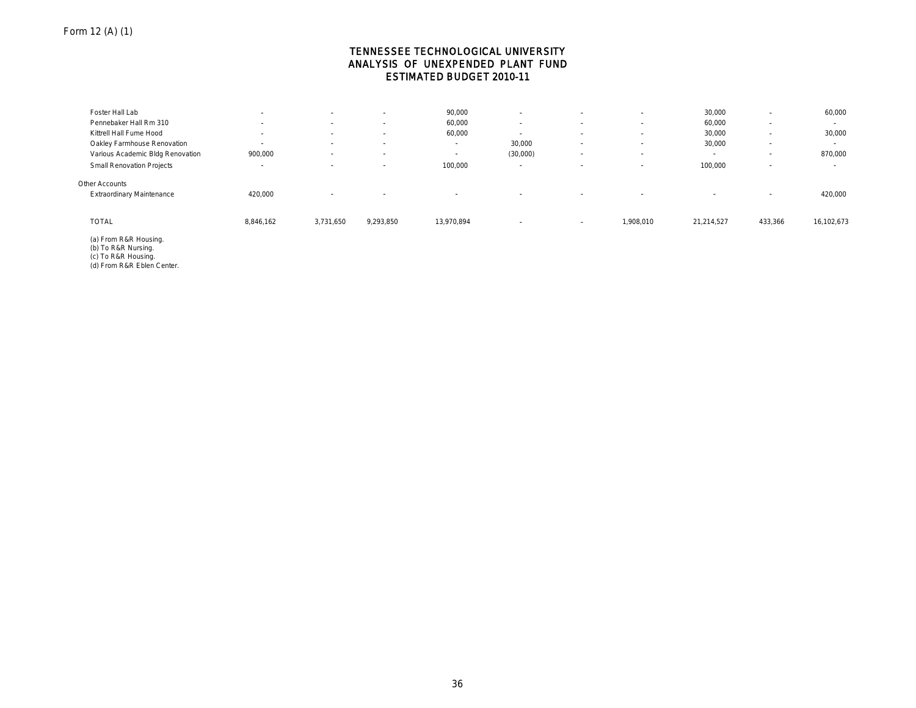Form 12 (A) (1)

# TENNESSEE TECHNOLOGICAL UNIVERSITY
## ANALYSIS OF UNEXPENDED PLANT FUND
## ESTIMATED BUDGET 2010-11

| | | | | | | | | | | |
|---|---|---|---|---|---|---|---|---|---|---|
| Foster Hall Lab | - | - | - | 90,000 | - | - | - | 30,000 | - | 60,000 |
| Pennebaker Hall Rm 310 | - | - | - | 60,000 | - | - | - | 60,000 | - | - |
| Kittrell Hall Fume Hood | - | - | - | 60,000 | - | - | - | 30,000 | - | 30,000 |
| Oakley Farmhouse Renovation | - | - | - | - | 30,000 | - | - | 30,000 | - | - |
| Various Academic Bldg Renovation | 900,000 | - | - | - | (30,000) | - | - | - | - | 870,000 |
| Small Renovation Projects | - | - | - | 100,000 | - | - | - | 100,000 | - | - |
| Other Accounts | | | | | | | | | | |
| Extraordinary Maintenance | 420,000 | - | - | - | - | - | - | - | - | 420,000 |
| TOTAL | 8,846,162 | 3,731,650 | 9,293,850 | 13,970,894 | - | - | 1,908,010 | 21,214,527 | 433,366 | 16,102,673 |

(a) From R&R Housing.
(b) To R&R Nursing.
(c) To R&R Housing.
(d) From R&R Eblen Center.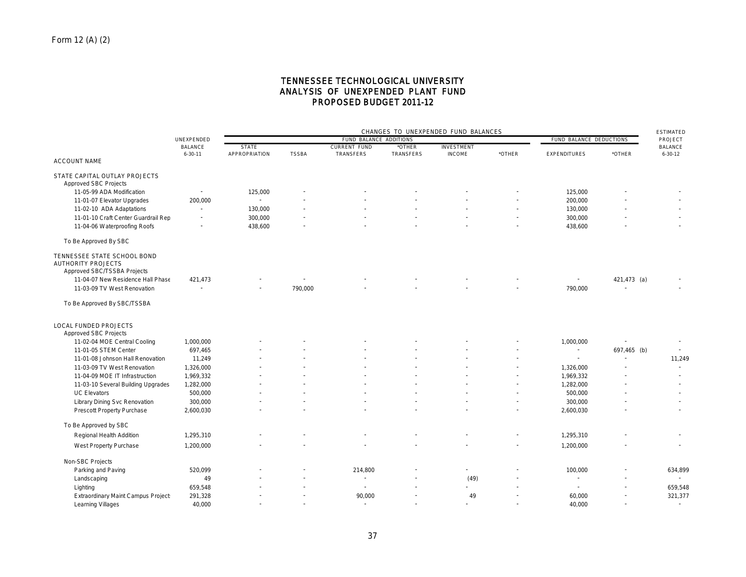Form 12 (A) (2)

# TENNESSEE TECHNOLOGICAL UNIVERSITY
## ANALYSIS OF UNEXPENDED PLANT FUND
## PROPOSED BUDGET 2011-12

| ACCOUNT NAME | UNEXPENDED BALANCE 6-30-11 | CHANGES TO UNEXPENDED FUND BALANCES — FUND BALANCE ADDITIONS: STATE APPROPRIATION | TSSBA | CURRENT FUND TRANSFERS | *OTHER TRANSFERS | INVESTMENT INCOME | *OTHER | FUND BALANCE DEDUCTIONS: EXPENDITURES | *OTHER | ESTIMATED PROJECT BALANCE 6-30-12 |
|---|---|---|---|---|---|---|---|---|---|---|
| STATE CAPITAL OUTLAY PROJECTS | | | | | | | | | | |
| Approved SBC Projects | | | | | | | | | | |
| 11-05-99 ADA Modification | - | 125,000 | - | - | - | - | - | 125,000 | - | - |
| 11-01-07 Elevator Upgrades | 200,000 | - | - | - | - | - | - | 200,000 | - | - |
| 11-02-10 ADA Adaptations | - | 130,000 | - | - | - | - | - | 130,000 | - | - |
| 11-01-10 Craft Center Guardrail Rep | - | 300,000 | - | - | - | - | - | 300,000 | - | - |
| 11-04-06 Waterproofing Roofs | - | 438,600 | - | - | - | - | - | 438,600 | - | - |
| To Be Approved By SBC | | | | | | | | | | |
| TENNESSEE STATE SCHOOL BOND AUTHORITY PROJECTS | | | | | | | | | | |
| Approved SBC/TSSBA Projects | | | | | | | | | | |
| 11-04-07 New Residence Hall Phase | 421,473 | - | - | - | - | - | - | - | 421,473 (a) | - |
| 11-03-09 TV West Renovation | - | - | 790,000 | - | - | - | - | 790,000 | - | - |
| To Be Approved By SBC/TSSBA | | | | | | | | | | |
| LOCAL FUNDED PROJECTS | | | | | | | | | | |
| Approved SBC Projects | | | | | | | | | | |
| 11-02-04 MOE Central Cooling | 1,000,000 | - | - | - | - | - | - | 1,000,000 | - | - |
| 11-01-05 STEM Center | 697,465 | - | - | - | - | - | - | - | 697,465 (b) | - |
| 11-01-08 Johnson Hall Renovation | 11,249 | - | - | - | - | - | - | - | - | 11,249 |
| 11-03-09 TV West Renovation | 1,326,000 | - | - | - | - | - | - | 1,326,000 | - | - |
| 11-04-09 MOE IT Infrastruction | 1,969,332 | - | - | - | - | - | - | 1,969,332 | - | - |
| 11-03-10 Several Building Upgrades | 1,282,000 | - | - | - | - | - | - | 1,282,000 | - | - |
| UC Elevators | 500,000 | - | - | - | - | - | - | 500,000 | - | - |
| Library Dining Svc Renovation | 300,000 | - | - | - | - | - | - | 300,000 | - | - |
| Prescott Property Purchase | 2,600,030 | - | - | - | - | - | - | 2,600,030 | - | - |
| To Be Approved by SBC | | | | | | | | | | |
| Regional Health Addition | 1,295,310 | - | - | - | - | - | - | 1,295,310 | - | - |
| West Property Purchase | 1,200,000 | - | - | - | - | - | - | 1,200,000 | - | - |
| Non-SBC Projects | | | | | | | | | | |
| Parking and Paving | 520,099 | - | - | 214,800 | - | - | - | 100,000 | - | 634,899 |
| Landscaping | 49 | - | - | - | - | (49) | - | - | - | - |
| Lighting | 659,548 | - | - | - | - | - | - | - | - | 659,548 |
| Extraordinary Maint Campus Project | 291,328 | - | - | 90,000 | - | 49 | - | 60,000 | - | 321,377 |
| Learning Villages | 40,000 | - | - | - | - | - | - | 40,000 | - | - |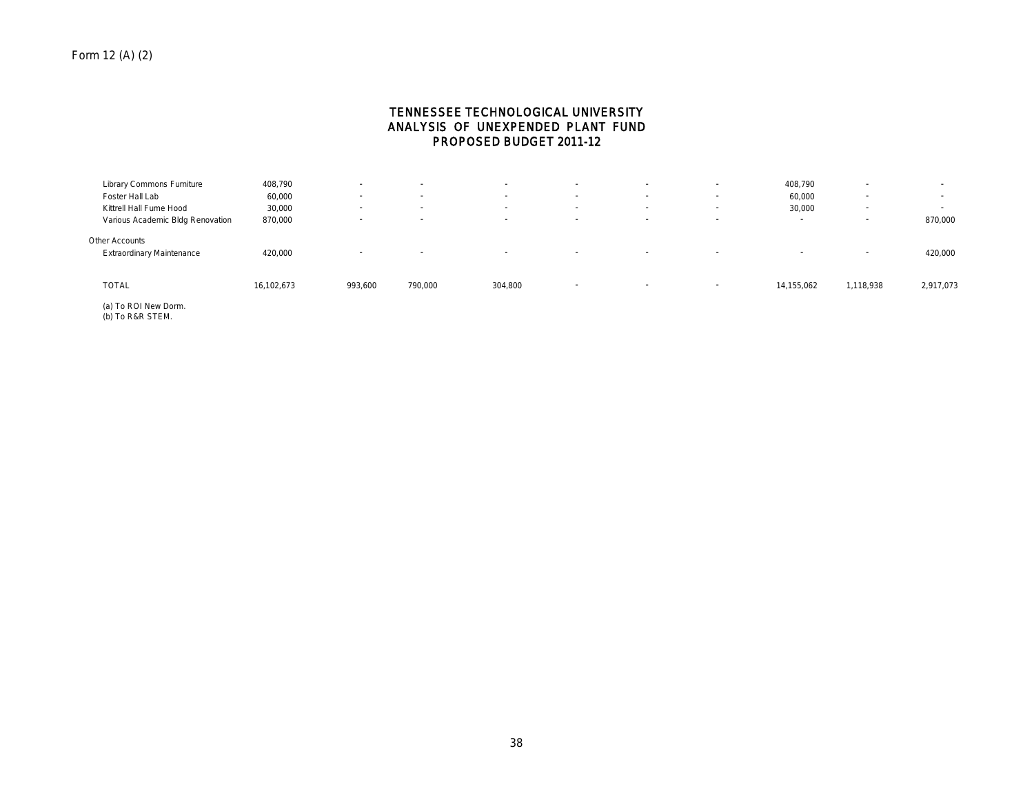Form 12 (A) (2)

# TENNESSEE TECHNOLOGICAL UNIVERSITY
## ANALYSIS OF UNEXPENDED PLANT FUND
## PROPOSED BUDGET 2011-12

| | | | | | | | | | | |
|---|---|---|---|---|---|---|---|---|---|---|
| Library Commons Furniture | 408,790 | - | - | - | - | - | - | 408,790 | - | - |
| Foster Hall Lab | 60,000 | - | - | - | - | - | - | 60,000 | - | - |
| Kittrell Hall Fume Hood | 30,000 | - | - | - | - | - | - | 30,000 | - | - |
| Various Academic Bldg Renovation | 870,000 | - | - | - | - | - | - | - | - | 870,000 |
| Other Accounts | | | | | | | | | | |
| Extraordinary Maintenance | 420,000 | - | - | - | - | - | - | - | - | 420,000 |
| TOTAL | 16,102,673 | 993,600 | 790,000 | 304,800 | - | - | - | 14,155,062 | 1,118,938 | 2,917,073 |

(a) To ROI New Dorm.
(b) To R&R STEM.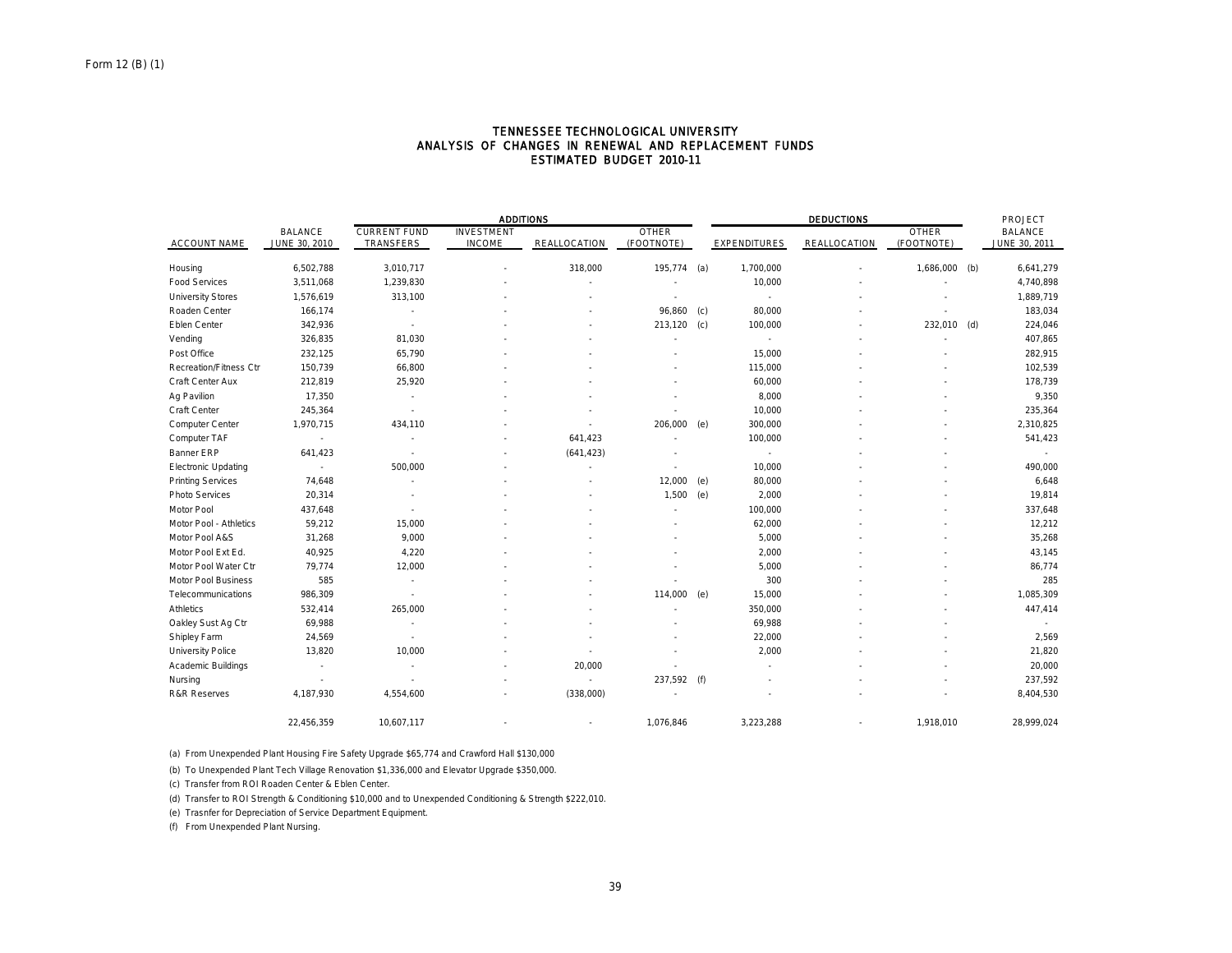Form 12 (B) (1)

# TENNESSEE TECHNOLOGICAL UNIVERSITY
## ANALYSIS OF CHANGES IN RENEWAL AND REPLACEMENT FUNDS
### ESTIMATED BUDGET 2010-11

| ACCOUNT NAME | BALANCE JUNE 30, 2010 | ADDITIONS: CURRENT FUND TRANSFERS | ADDITIONS: INVESTMENT INCOME | ADDITIONS: REALLOCATION | ADDITIONS: OTHER (FOOTNOTE) | | DEDUCTIONS: EXPENDITURES | DEDUCTIONS: REALLOCATION | DEDUCTIONS: OTHER (FOOTNOTE) | | PROJECT BALANCE JUNE 30, 2011 |
|---|---|---|---|---|---|---|---|---|---|---|---|
| Housing | 6,502,788 | 3,010,717 | - | 318,000 | 195,774 | (a) | 1,700,000 | - | 1,686,000 | (b) | 6,641,279 |
| Food Services | 3,511,068 | 1,239,830 | - | - | - | | 10,000 | - | - | | 4,740,898 |
| University Stores | 1,576,619 | 313,100 | - | - | - | | - | - | - | | 1,889,719 |
| Roaden Center | 166,174 | - | - | - | 96,860 | (c) | 80,000 | - | - | | 183,034 |
| Eblen Center | 342,936 | - | - | - | 213,120 | (c) | 100,000 | - | 232,010 | (d) | 224,046 |
| Vending | 326,835 | 81,030 | - | - | - | | - | - | - | | 407,865 |
| Post Office | 232,125 | 65,790 | - | - | - | | 15,000 | - | - | | 282,915 |
| Recreation/Fitness Ctr | 150,739 | 66,800 | - | - | - | | 115,000 | - | - | | 102,539 |
| Craft Center Aux | 212,819 | 25,920 | - | - | - | | 60,000 | - | - | | 178,739 |
| Ag Pavilion | 17,350 | - | - | - | - | | 8,000 | - | - | | 9,350 |
| Craft Center | 245,364 | - | - | - | - | | 10,000 | - | - | | 235,364 |
| Computer Center | 1,970,715 | 434,110 | - | - | 206,000 | (e) | 300,000 | - | - | | 2,310,825 |
| Computer TAF | - | - | - | 641,423 | - | | 100,000 | - | - | | 541,423 |
| Banner ERP | 641,423 | - | - | (641,423) | - | | - | - | - | | - |
| Electronic Updating | - | 500,000 | - | - | - | | 10,000 | - | - | | 490,000 |
| Printing Services | 74,648 | - | - | - | 12,000 | (e) | 80,000 | - | - | | 6,648 |
| Photo Services | 20,314 | - | - | - | 1,500 | (e) | 2,000 | - | - | | 19,814 |
| Motor Pool | 437,648 | - | - | - | - | | 100,000 | - | - | | 337,648 |
| Motor Pool - Athletics | 59,212 | 15,000 | - | - | - | | 62,000 | - | - | | 12,212 |
| Motor Pool A&S | 31,268 | 9,000 | - | - | - | | 5,000 | - | - | | 35,268 |
| Motor Pool Ext Ed. | 40,925 | 4,220 | - | - | - | | 2,000 | - | - | | 43,145 |
| Motor Pool Water Ctr | 79,774 | 12,000 | - | - | - | | 5,000 | - | - | | 86,774 |
| Motor Pool Business | 585 | - | - | - | - | | 300 | - | - | | 285 |
| Telecommunications | 986,309 | - | - | - | 114,000 | (e) | 15,000 | - | - | | 1,085,309 |
| Athletics | 532,414 | 265,000 | - | - | - | | 350,000 | - | - | | 447,414 |
| Oakley Sust Ag Ctr | 69,988 | - | - | - | - | | 69,988 | - | - | | - |
| Shipley Farm | 24,569 | - | - | - | - | | 22,000 | - | - | | 2,569 |
| University Police | 13,820 | 10,000 | - | - | - | | 2,000 | - | - | | 21,820 |
| Academic Buildings | - | - | - | 20,000 | - | | - | - | - | | 20,000 |
| Nursing | - | - | - | - | 237,592 | (f) | - | - | - | | 237,592 |
| R&R Reserves | 4,187,930 | 4,554,600 | - | (338,000) | - | | - | - | - | | 8,404,530 |
| | 22,456,359 | 10,607,117 | - | - | 1,076,846 | | 3,223,288 | - | 1,918,010 | | 28,999,024 |

(a) From Unexpended Plant Housing Fire Safety Upgrade $65,774 and Crawford Hall $130,000

(b) To Unexpended Plant Tech Village Renovation $1,336,000 and Elevator Upgrade $350,000.

(c) Transfer from ROI Roaden Center & Eblen Center.

(d) Transfer to ROI Strength & Conditioning $10,000 and to Unexpended Conditioning & Strength $222,010.

(e) Trasnfer for Depreciation of Service Department Equipment.

(f) From Unexpended Plant Nursing.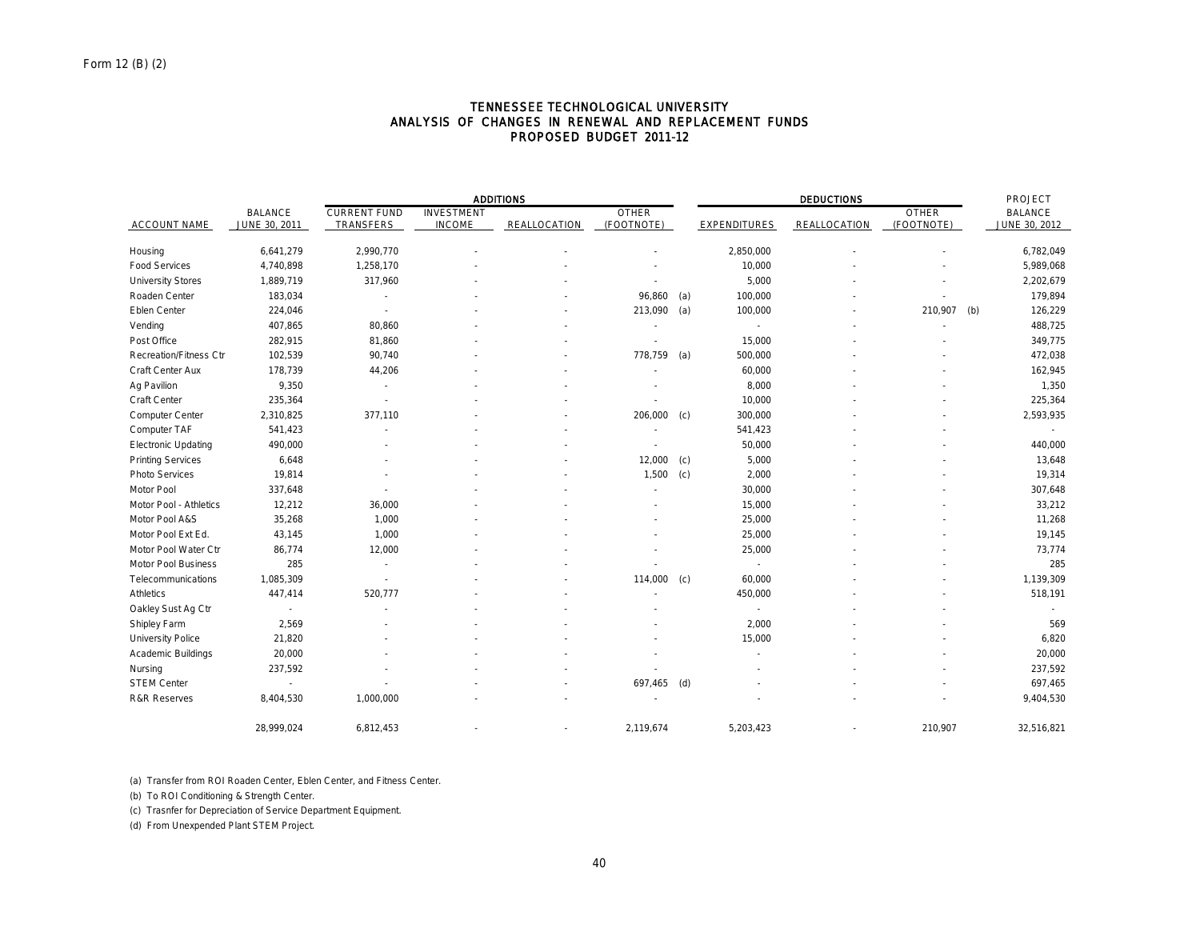Form 12 (B) (2)

# TENNESSEE TECHNOLOGICAL UNIVERSITY
## ANALYSIS OF CHANGES IN RENEWAL AND REPLACEMENT FUNDS
## PROPOSED BUDGET 2011-12

| | | ADDITIONS | | | | | DEDUCTIONS | | | | PROJECT |
|---|---|---|---|---|---|---|---|---|---|---|---|
| ACCOUNT NAME | BALANCE JUNE 30, 2011 | CURRENT FUND TRANSFERS | INVESTMENT INCOME | REALLOCATION | OTHER (FOOTNOTE) | | EXPENDITURES | REALLOCATION | OTHER (FOOTNOTE) | | BALANCE JUNE 30, 2012 |
| Housing | 6,641,279 | 2,990,770 | - | - | - | | 2,850,000 | - | - | | 6,782,049 |
| Food Services | 4,740,898 | 1,258,170 | - | - | - | | 10,000 | - | - | | 5,989,068 |
| University Stores | 1,889,719 | 317,960 | - | - | - | | 5,000 | - | - | | 2,202,679 |
| Roaden Center | 183,034 | - | - | - | 96,860 | (a) | 100,000 | - | - | | 179,894 |
| Eblen Center | 224,046 | - | - | - | 213,090 | (a) | 100,000 | - | 210,907 | (b) | 126,229 |
| Vending | 407,865 | 80,860 | - | - | - | | - | - | - | | 488,725 |
| Post Office | 282,915 | 81,860 | - | - | - | | 15,000 | - | - | | 349,775 |
| Recreation/Fitness Ctr | 102,539 | 90,740 | - | - | 778,759 | (a) | 500,000 | - | - | | 472,038 |
| Craft Center Aux | 178,739 | 44,206 | - | - | - | | 60,000 | - | - | | 162,945 |
| Ag Pavilion | 9,350 | - | - | - | - | | 8,000 | - | - | | 1,350 |
| Craft Center | 235,364 | - | - | - | - | | 10,000 | - | - | | 225,364 |
| Computer Center | 2,310,825 | 377,110 | - | - | 206,000 | (c) | 300,000 | - | - | | 2,593,935 |
| Computer TAF | 541,423 | - | - | - | - | | 541,423 | - | - | | - |
| Electronic Updating | 490,000 | - | - | - | - | | 50,000 | - | - | | 440,000 |
| Printing Services | 6,648 | - | - | - | 12,000 | (c) | 5,000 | - | - | | 13,648 |
| Photo Services | 19,814 | - | - | - | 1,500 | (c) | 2,000 | - | - | | 19,314 |
| Motor Pool | 337,648 | - | - | - | - | | 30,000 | - | - | | 307,648 |
| Motor Pool - Athletics | 12,212 | 36,000 | - | - | - | | 15,000 | - | - | | 33,212 |
| Motor Pool A&S | 35,268 | 1,000 | - | - | - | | 25,000 | - | - | | 11,268 |
| Motor Pool Ext Ed. | 43,145 | 1,000 | - | - | - | | 25,000 | - | - | | 19,145 |
| Motor Pool Water Ctr | 86,774 | 12,000 | - | - | - | | 25,000 | - | - | | 73,774 |
| Motor Pool Business | 285 | - | - | - | - | | - | - | - | | 285 |
| Telecommunications | 1,085,309 | - | - | - | 114,000 | (c) | 60,000 | - | - | | 1,139,309 |
| Athletics | 447,414 | 520,777 | - | - | - | | 450,000 | - | - | | 518,191 |
| Oakley Sust Ag Ctr | - | - | - | - | - | | - | - | - | | - |
| Shipley Farm | 2,569 | - | - | - | - | | 2,000 | - | - | | 569 |
| University Police | 21,820 | - | - | - | - | | 15,000 | - | - | | 6,820 |
| Academic Buildings | 20,000 | - | - | - | - | | - | - | - | | 20,000 |
| Nursing | 237,592 | - | - | - | - | | - | - | - | | 237,592 |
| STEM Center | - | - | - | - | 697,465 | (d) | - | - | - | | 697,465 |
| R&R Reserves | 8,404,530 | 1,000,000 | - | - | - | | - | - | - | | 9,404,530 |
| | 28,999,024 | 6,812,453 | - | - | 2,119,674 | | 5,203,423 | - | 210,907 | | 32,516,821 |

(a) Transfer from ROI Roaden Center, Eblen Center, and Fitness Center.

(b) To ROI Conditioning & Strength Center.

(c) Trasnfer for Depreciation of Service Department Equipment.

(d) From Unexpended Plant STEM Project.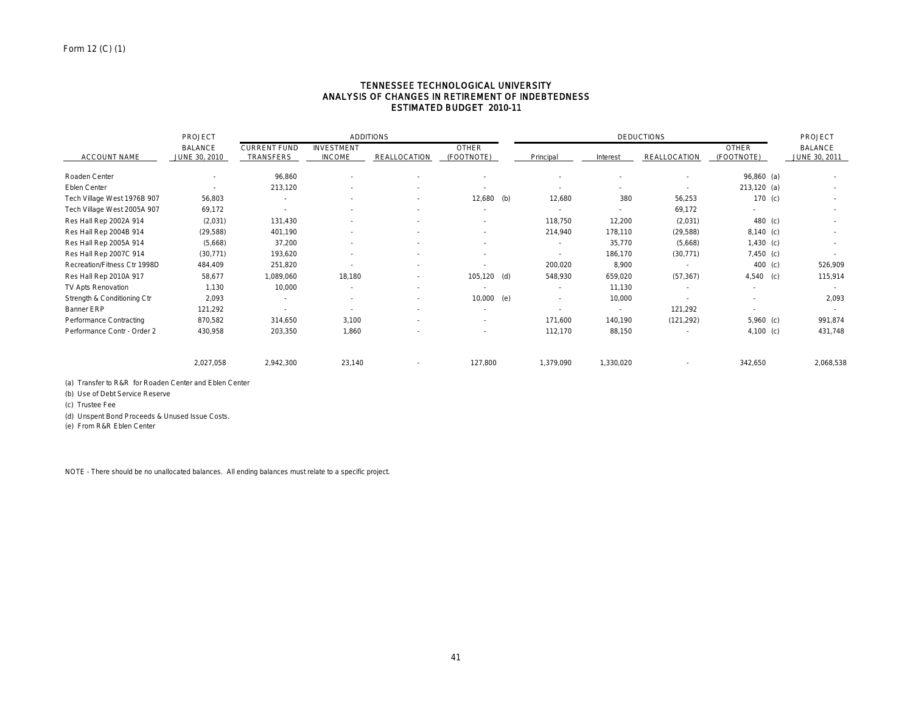Form 12 (C) (1)

# TENNESSEE TECHNOLOGICAL UNIVERSITY
## ANALYSIS OF CHANGES IN RETIREMENT OF INDEBTEDNESS
### ESTIMATED BUDGET 2010-11

| | PROJECT | ADDITIONS | | | | DEDUCTIONS | | | | PROJECT |
|---|---|---|---|---|---|---|---|---|---|---|
| ACCOUNT NAME | BALANCE JUNE 30, 2010 | CURRENT FUND TRANSFERS | INVESTMENT INCOME | REALLOCATION | OTHER (FOOTNOTE) | Principal | Interest | REALLOCATION | OTHER (FOOTNOTE) | BALANCE JUNE 30, 2011 |
| Roaden Center | - | 96,860 | - | - | - | - | - | - | 96,860 (a) | - |
| Eblen Center | - | 213,120 | - | - | - | - | - | - | 213,120 (a) | - |
| Tech Village West 1976B 907 | 56,803 | - | - | - | 12,680 (b) | 12,680 | 380 | 56,253 | 170 (c) | - |
| Tech Village West 2005A 907 | 69,172 | - | - | - | - | - | - | 69,172 | - | - |
| Res Hall Rep 2002A 914 | (2,031) | 131,430 | - | - | - | 118,750 | 12,200 | (2,031) | 480 (c) | - |
| Res Hall Rep 2004B 914 | (29,588) | 401,190 | - | - | - | 214,940 | 178,110 | (29,588) | 8,140 (c) | - |
| Res Hall Rep 2005A 914 | (5,668) | 37,200 | - | - | - | - | 35,770 | (5,668) | 1,430 (c) | - |
| Res Hall Rep 2007C 914 | (30,771) | 193,620 | - | - | - | - | 186,170 | (30,771) | 7,450 (c) | - |
| Recreation/Fitness Ctr 1998D | 484,409 | 251,820 | - | - | - | 200,020 | 8,900 | - | 400 (c) | 526,909 |
| Res Hall Rep 2010A 917 | 58,677 | 1,089,060 | 18,180 | - | 105,120 (d) | 548,930 | 659,020 | (57,367) | 4,540 (c) | 115,914 |
| TV Apts Renovation | 1,130 | 10,000 | - | - | - | - | 11,130 | - | - | - |
| Strength & Conditioning Ctr | 2,093 | - | - | - | 10,000 (e) | - | 10,000 | - | - | 2,093 |
| Banner ERP | 121,292 | - | - | - | - | - | - | 121,292 | - | - |
| Performance Contracting | 870,582 | 314,650 | 3,100 | - | - | 171,600 | 140,190 | (121,292) | 5,960 (c) | 991,874 |
| Performance Contr - Order 2 | 430,958 | 203,350 | 1,860 | - | - | 112,170 | 88,150 | - | 4,100 (c) | 431,748 |
| | 2,027,058 | 2,942,300 | 23,140 | - | 127,800 | 1,379,090 | 1,330,020 | - | 342,650 | 2,068,538 |

(a) Transfer to R&R for Roaden Center and Eblen Center

(b) Use of Debt Service Reserve

(c) Trustee Fee

(d) Unspent Bond Proceeds & Unused Issue Costs.

(e) From R&R Eblen Center

NOTE - There should be no unallocated balances. All ending balances must relate to a specific project.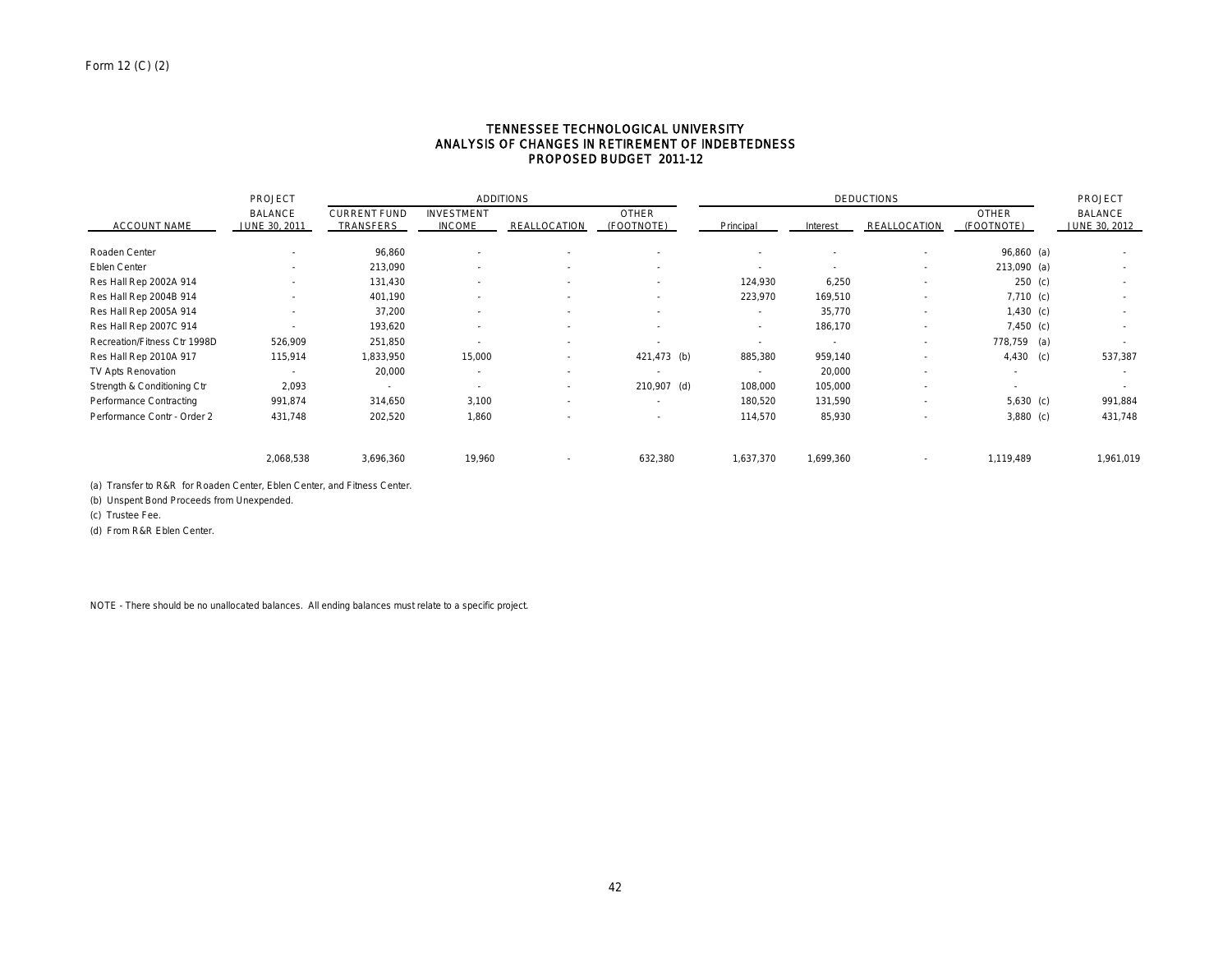Form 12 (C) (2)

# TENNESSEE TECHNOLOGICAL UNIVERSITY
## ANALYSIS OF CHANGES IN RETIREMENT OF INDEBTEDNESS
## PROPOSED BUDGET 2011-12

| | PROJECT | ADDITIONS | | | | DEDUCTIONS | | | | PROJECT |
|---|---|---|---|---|---|---|---|---|---|---|
| ACCOUNT NAME | BALANCE JUNE 30, 2011 | CURRENT FUND TRANSFERS | INVESTMENT INCOME | REALLOCATION | OTHER (FOOTNOTE) | Principal | Interest | REALLOCATION | OTHER (FOOTNOTE) | BALANCE JUNE 30, 2012 |
| Roaden Center | - | 96,860 | - | - | - | - | - | - | 96,860 (a) | - |
| Eblen Center | - | 213,090 | - | - | - | - | - | - | 213,090 (a) | - |
| Res Hall Rep 2002A 914 | - | 131,430 | - | - | - | 124,930 | 6,250 | - | 250 (c) | - |
| Res Hall Rep 2004B 914 | - | 401,190 | - | - | - | 223,970 | 169,510 | - | 7,710 (c) | - |
| Res Hall Rep 2005A 914 | - | 37,200 | - | - | - | - | 35,770 | - | 1,430 (c) | - |
| Res Hall Rep 2007C 914 | - | 193,620 | - | - | - | - | 186,170 | - | 7,450 (c) | - |
| Recreation/Fitness Ctr 1998D | 526,909 | 251,850 | - | - | - | - | - | - | 778,759 (a) | - |
| Res Hall Rep 2010A 917 | 115,914 | 1,833,950 | 15,000 | - | 421,473 (b) | 885,380 | 959,140 | - | 4,430 (c) | 537,387 |
| TV Apts Renovation | - | 20,000 | - | - | - | - | 20,000 | - | - | - |
| Strength & Conditioning Ctr | 2,093 | - | - | - | 210,907 (d) | 108,000 | 105,000 | - | - | - |
| Performance Contracting | 991,874 | 314,650 | 3,100 | - | - | 180,520 | 131,590 | - | 5,630 (c) | 991,884 |
| Performance Contr - Order 2 | 431,748 | 202,520 | 1,860 | - | - | 114,570 | 85,930 | - | 3,880 (c) | 431,748 |
| | 2,068,538 | 3,696,360 | 19,960 | - | 632,380 | 1,637,370 | 1,699,360 | - | 1,119,489 | 1,961,019 |

(a) Transfer to R&R for Roaden Center, Eblen Center, and Fitness Center.

(b) Unspent Bond Proceeds from Unexpended.

(c) Trustee Fee.

(d) From R&R Eblen Center.

NOTE - There should be no unallocated balances. All ending balances must relate to a specific project.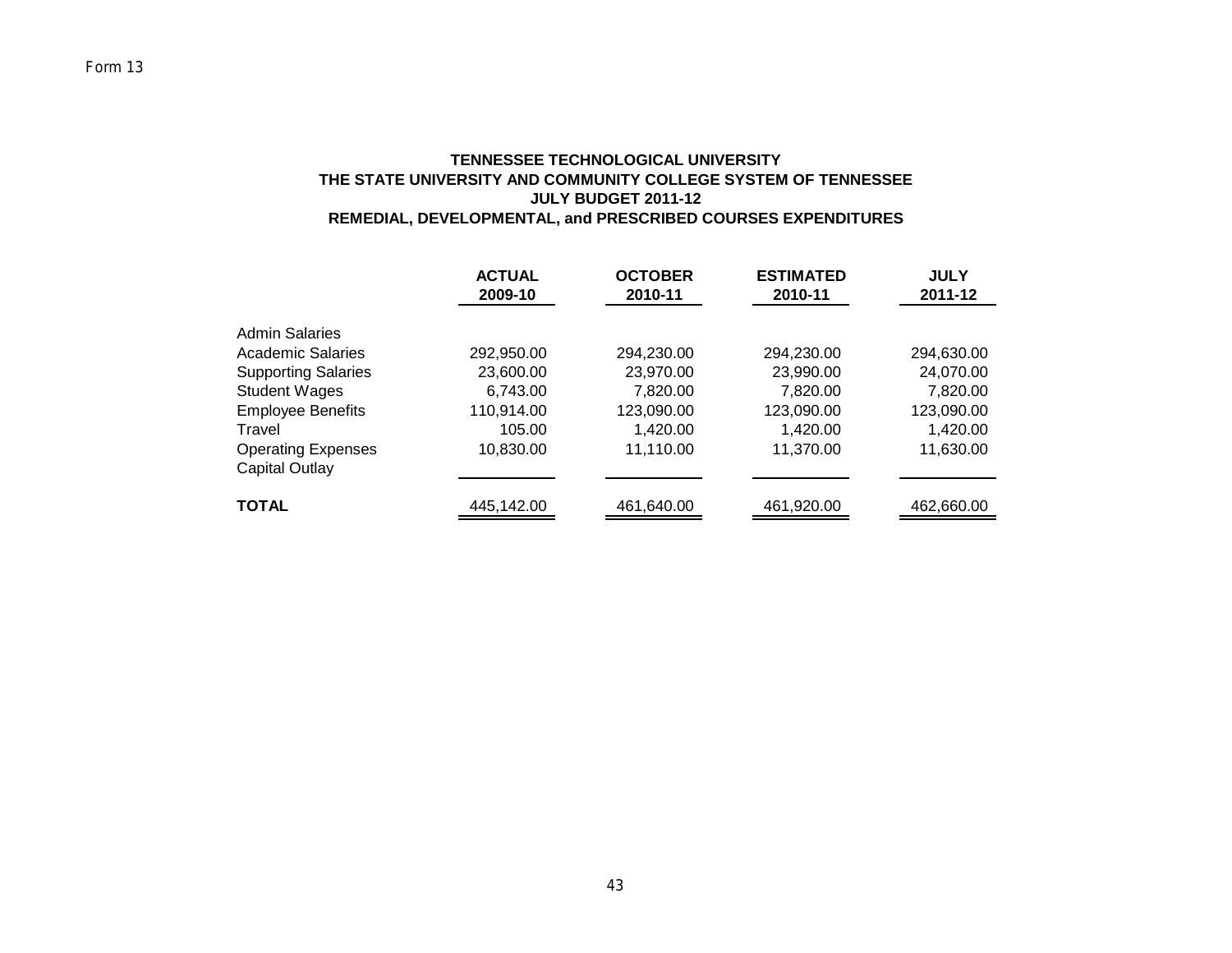Form 13

**TENNESSEE TECHNOLOGICAL UNIVERSITY**
**THE STATE UNIVERSITY AND COMMUNITY COLLEGE SYSTEM OF TENNESSEE**
**JULY BUDGET 2011-12**
**REMEDIAL, DEVELOPMENTAL, and PRESCRIBED COURSES EXPENDITURES**

| | ACTUAL 2009-10 | OCTOBER 2010-11 | ESTIMATED 2010-11 | JULY 2011-12 |
|---|---|---|---|---|
| Admin Salaries | | | | |
| Academic Salaries | 292,950.00 | 294,230.00 | 294,230.00 | 294,630.00 |
| Supporting Salaries | 23,600.00 | 23,970.00 | 23,990.00 | 24,070.00 |
| Student Wages | 6,743.00 | 7,820.00 | 7,820.00 | 7,820.00 |
| Employee Benefits | 110,914.00 | 123,090.00 | 123,090.00 | 123,090.00 |
| Travel | 105.00 | 1,420.00 | 1,420.00 | 1,420.00 |
| Operating Expenses | 10,830.00 | 11,110.00 | 11,370.00 | 11,630.00 |
| Capital Outlay | | | | |
| **TOTAL** | 445,142.00 | 461,640.00 | 461,920.00 | 462,660.00 |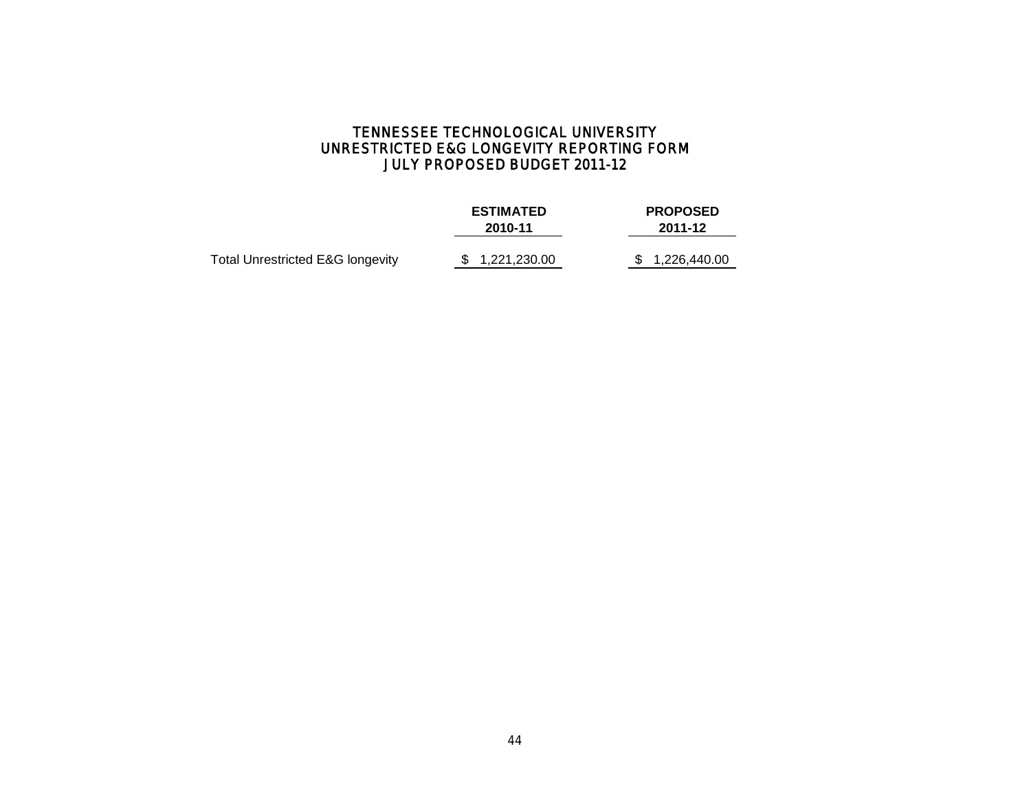# TENNESSEE TECHNOLOGICAL UNIVERSITY
## UNRESTRICTED E&G LONGEVITY REPORTING FORM
## JULY PROPOSED BUDGET 2011-12

| | ESTIMATED 2010-11 | PROPOSED 2011-12 |
|---|---|---|
| Total Unrestricted E&G longevity | $ 1,221,230.00 | $ 1,226,440.00 |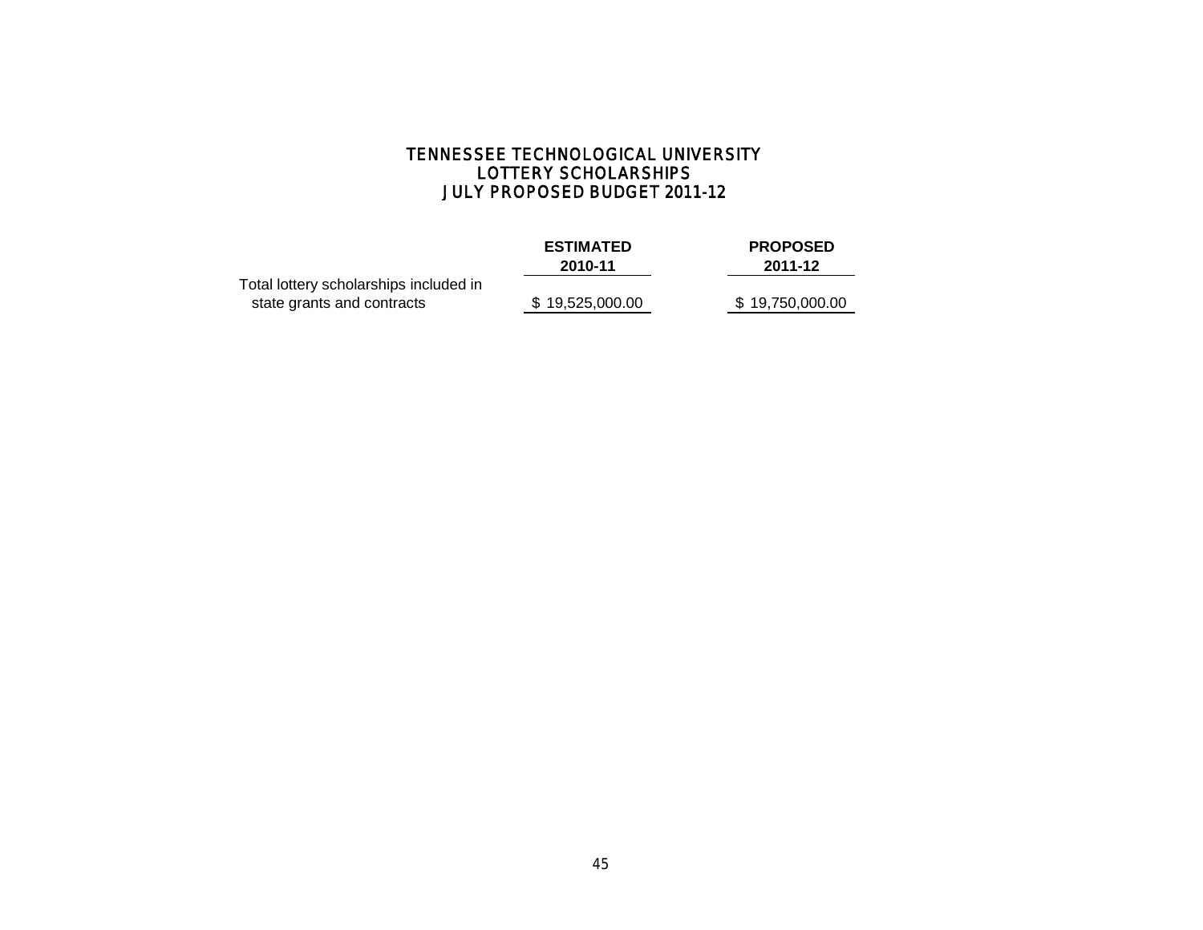# TENNESSEE TECHNOLOGICAL UNIVERSITY
## LOTTERY SCHOLARSHIPS
## JULY PROPOSED BUDGET 2011-12

| | **ESTIMATED 2010-11** | **PROPOSED 2011-12** |
|---|---|---|
| Total lottery scholarships included in state grants and contracts | $ 19,525,000.00 | $ 19,750,000.00 |